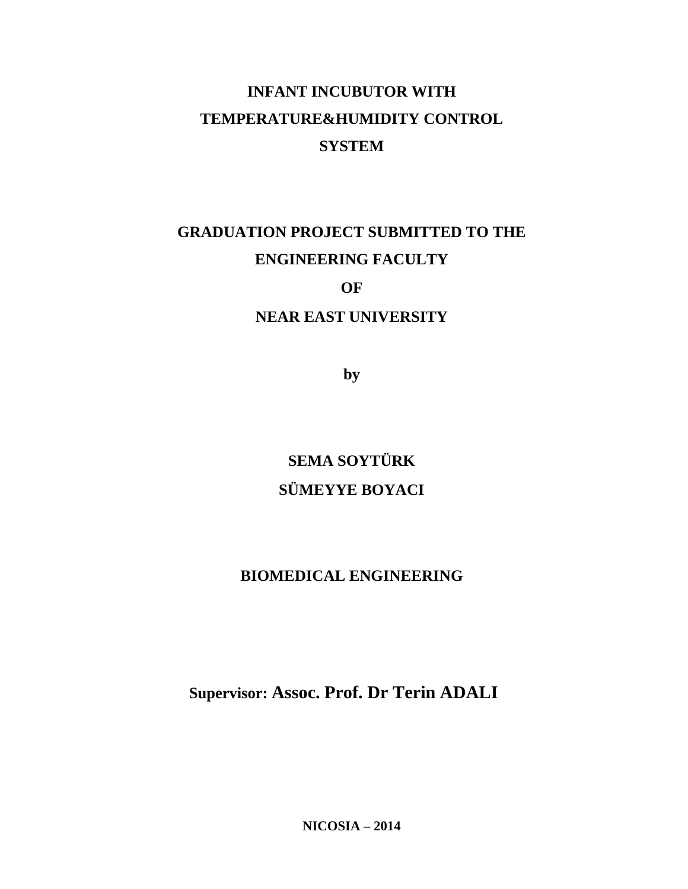# INFANT INCUBUTOR WITH TEMPERATURE&HUMIDITY CONTROL SYSTEM

**GRADUATION PROJECT SUBMITTED TO THE ENGINEERING FACULTY**

**OF**

**NEAR EAST UNIVERSITY**

**by**

**SEMA SOYTÜRK**

**SÜMEYYE BOYACI**

**BIOMEDICAL ENGINEERING**

**Supervisor: Assoc. Prof. Dr Terin ADALI**

**NICOSIA – 2014**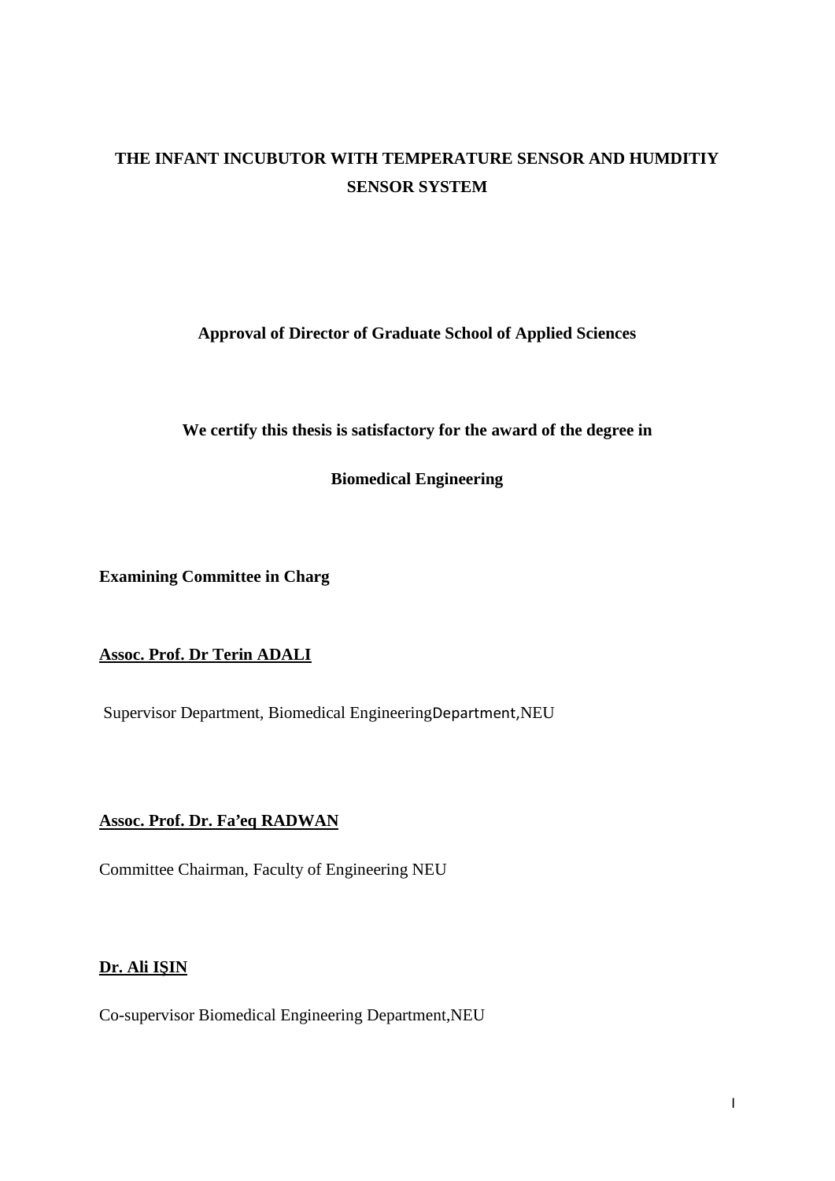**THE INFANT INCUBUTOR WITH TEMPERATURE SENSOR AND HUMDITIY SENSOR SYSTEM**

**Approval of Director of Graduate School of Applied Sciences**

**We certify this thesis is satisfactory for the award of the degree in**

**Biomedical Engineering**

**Examining Committee in Charg**

**Assoc. Prof. Dr Terin ADALI**

Supervisor Department, Biomedical EngineeringDepartment,NEU

**Assoc. Prof. Dr. Fa'eq RADWAN**

Committee Chairman, Faculty of Engineering NEU

**Dr. Ali IŞIN**

Co-supervisor Biomedical Engineering Department,NEU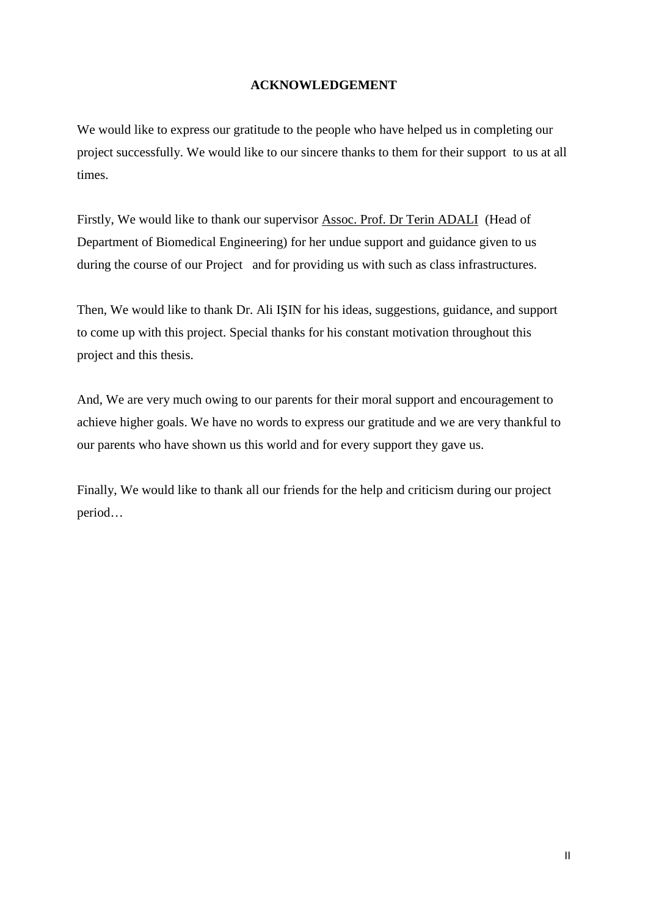# ACKNOWLEDGEMENT

We would like to express our gratitude to the people who have helped us in completing our project successfully. We would like to our sincere thanks to them for their support to us at all times.

Firstly, We would like to thank our supervisor Assoc. Prof. Dr Terin ADALI (Head of Department of Biomedical Engineering) for her undue support and guidance given to us during the course of our Project and for providing us with such as class infrastructures.

Then, We would like to thank Dr. Ali IŞIN for his ideas, suggestions, guidance, and support to come up with this project. Special thanks for his constant motivation throughout this project and this thesis.

And, We are very much owing to our parents for their moral support and encouragement to achieve higher goals. We have no words to express our gratitude and we are very thankful to our parents who have shown us this world and for every support they gave us.

Finally, We would like to thank all our friends for the help and criticism during our project period…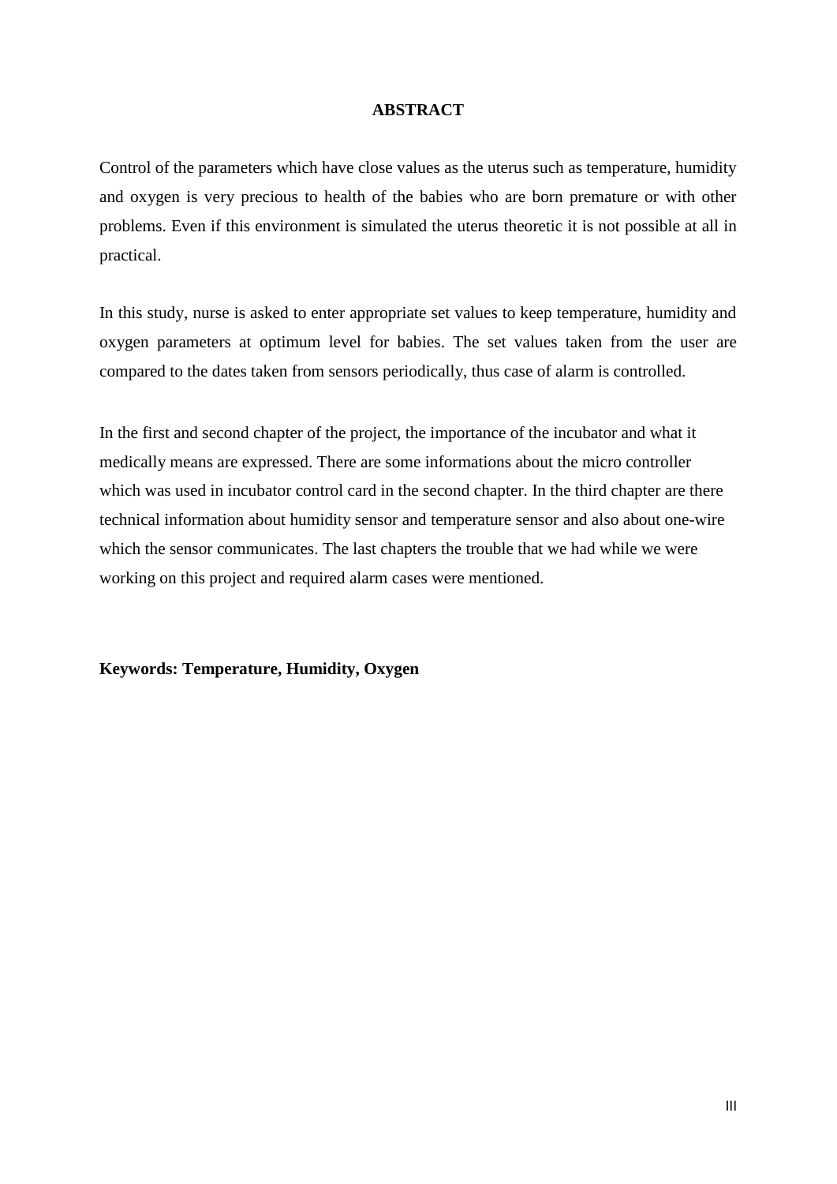# ABSTRACT

Control of the parameters which have close values as the uterus such as temperature, humidity and oxygen is very precious to health of the babies who are born premature or with other problems. Even if this environment is simulated the uterus theoretic it is not possible at all in practical.

In this study, nurse is asked to enter appropriate set values to keep temperature, humidity and oxygen parameters at optimum level for babies. The set values taken from the user are compared to the dates taken from sensors periodically, thus case of alarm is controlled.

In the first and second chapter of the project, the importance of the incubator and what it medically means are expressed. There are some informations about the micro controller which was used in incubator control card in the second chapter. In the third chapter are there technical information about humidity sensor and temperature sensor and also about one-wire which the sensor communicates. The last chapters the trouble that we had while we were working on this project and required alarm cases were mentioned.

**Keywords: Temperature, Humidity, Oxygen**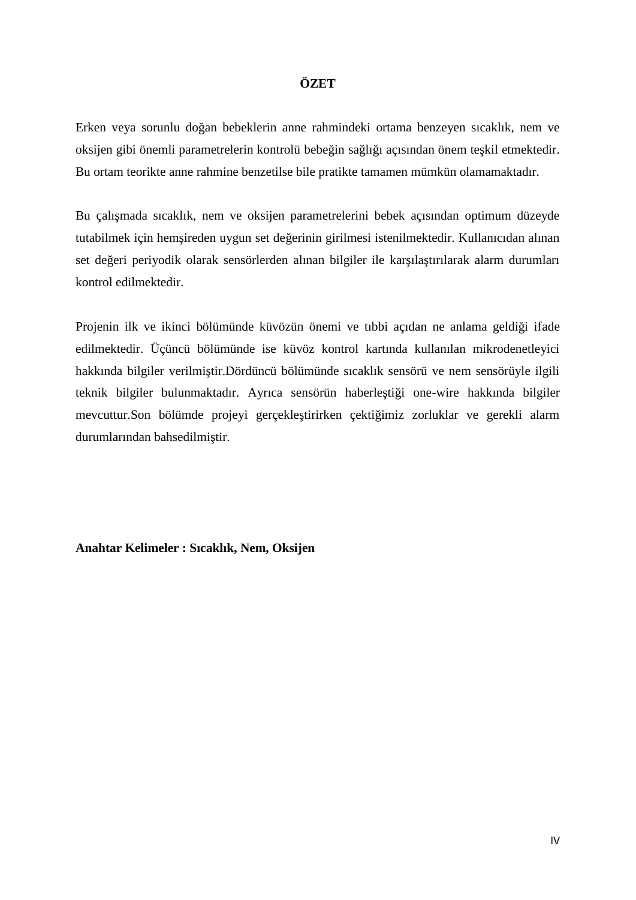# ÖZET

Erken veya sorunlu doğan bebeklerin anne rahmindeki ortama benzeyen sıcaklık, nem ve oksijen gibi önemli parametrelerin kontrolü bebeğin sağlığı açısından önem teşkil etmektedir. Bu ortam teorikte anne rahmine benzetilse bile pratikte tamamen mümkün olamamaktadır.

Bu çalışmada sıcaklık, nem ve oksijen parametrelerini bebek açısından optimum düzeyde tutabilmek için hemşireden uygun set değerinin girilmesi istenilmektedir. Kullanıcıdan alınan set değeri periyodik olarak sensörlerden alınan bilgiler ile karşılaştırılarak alarm durumları kontrol edilmektedir.

Projenin ilk ve ikinci bölümünde küvözün önemi ve tıbbi açıdan ne anlama geldiği ifade edilmektedir. Üçüncü bölümünde ise küvöz kontrol kartında kullanılan mikrodenetleyici hakkında bilgiler verilmiştir.Dördüncü bölümünde sıcaklık sensörü ve nem sensörüyle ilgili teknik bilgiler bulunmaktadır. Ayrıca sensörün haberleştiği one-wire hakkında bilgiler mevcuttur.Son bölümde projeyi gerçekleştirirken çektiğimiz zorluklar ve gerekli alarm durumlarından bahsedilmiştir.

**Anahtar Kelimeler : Sıcaklık, Nem, Oksijen**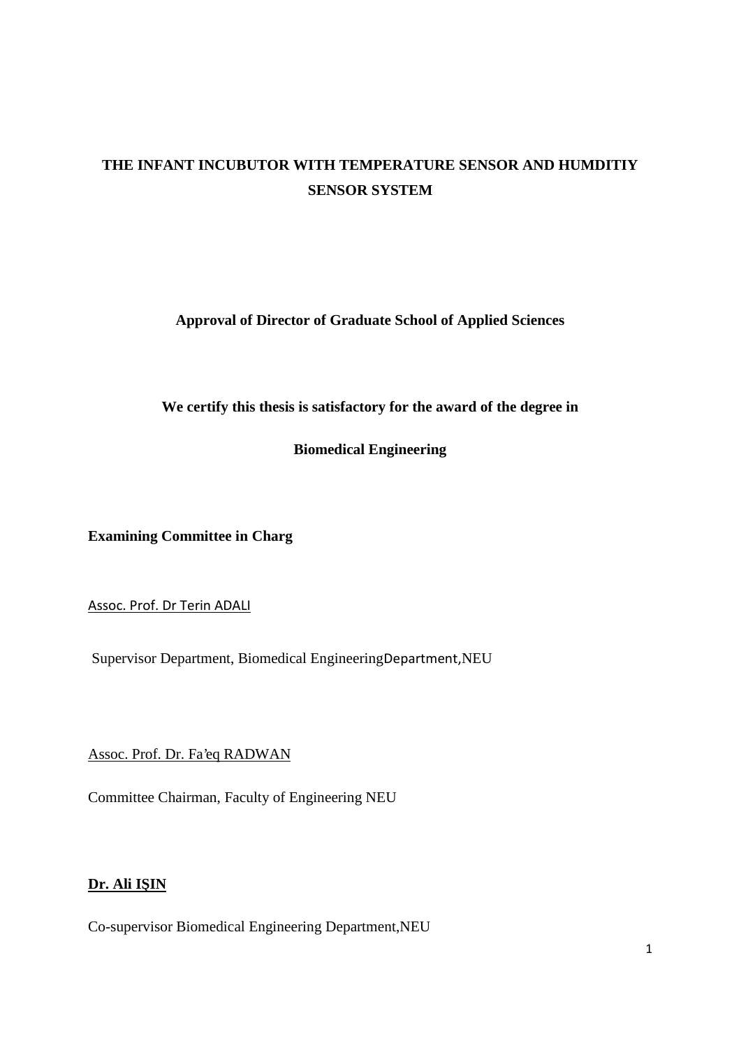**THE INFANT INCUBUTOR WITH TEMPERATURE SENSOR AND HUMDITIY SENSOR SYSTEM**

**Approval of Director of Graduate School of Applied Sciences**

**We certify this thesis is satisfactory for the award of the degree in**

**Biomedical Engineering**

**Examining Committee in Charg**

Assoc. Prof. Dr Terin ADALI

Supervisor Department, Biomedical EngineeringDepartment,NEU

Assoc. Prof. Dr. Fa'eq RADWAN

Committee Chairman, Faculty of Engineering NEU

**Dr. Ali IŞIN**

Co-supervisor Biomedical Engineering Department,NEU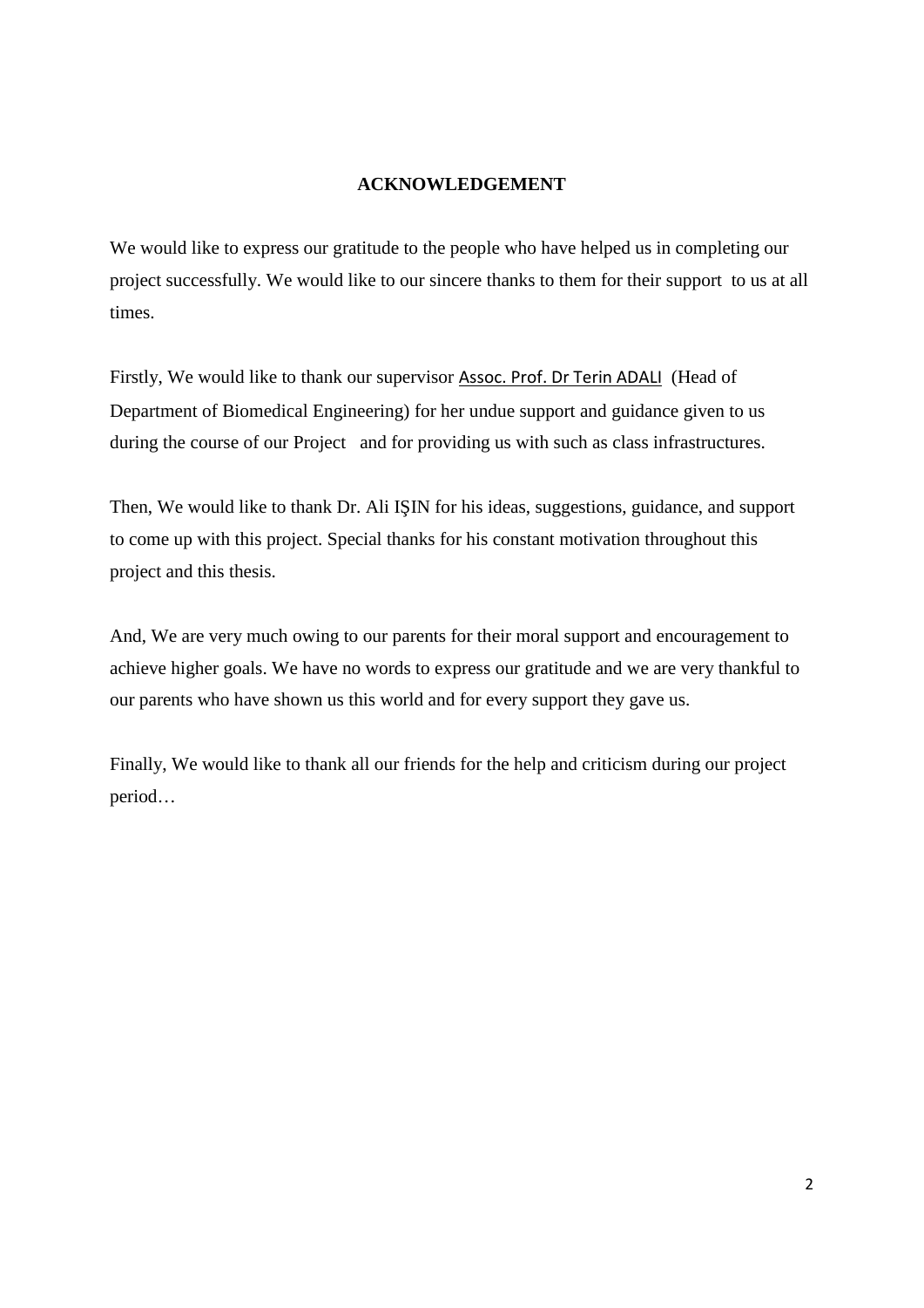## ACKNOWLEDGEMENT

We would like to express our gratitude to the people who have helped us in completing our project successfully. We would like to our sincere thanks to them for their support to us at all times.

Firstly, We would like to thank our supervisor Assoc. Prof. Dr Terin ADALI (Head of Department of Biomedical Engineering) for her undue support and guidance given to us during the course of our Project and for providing us with such as class infrastructures.

Then, We would like to thank Dr. Ali IŞIN for his ideas, suggestions, guidance, and support to come up with this project. Special thanks for his constant motivation throughout this project and this thesis.

And, We are very much owing to our parents for their moral support and encouragement to achieve higher goals. We have no words to express our gratitude and we are very thankful to our parents who have shown us this world and for every support they gave us.

Finally, We would like to thank all our friends for the help and criticism during our project period…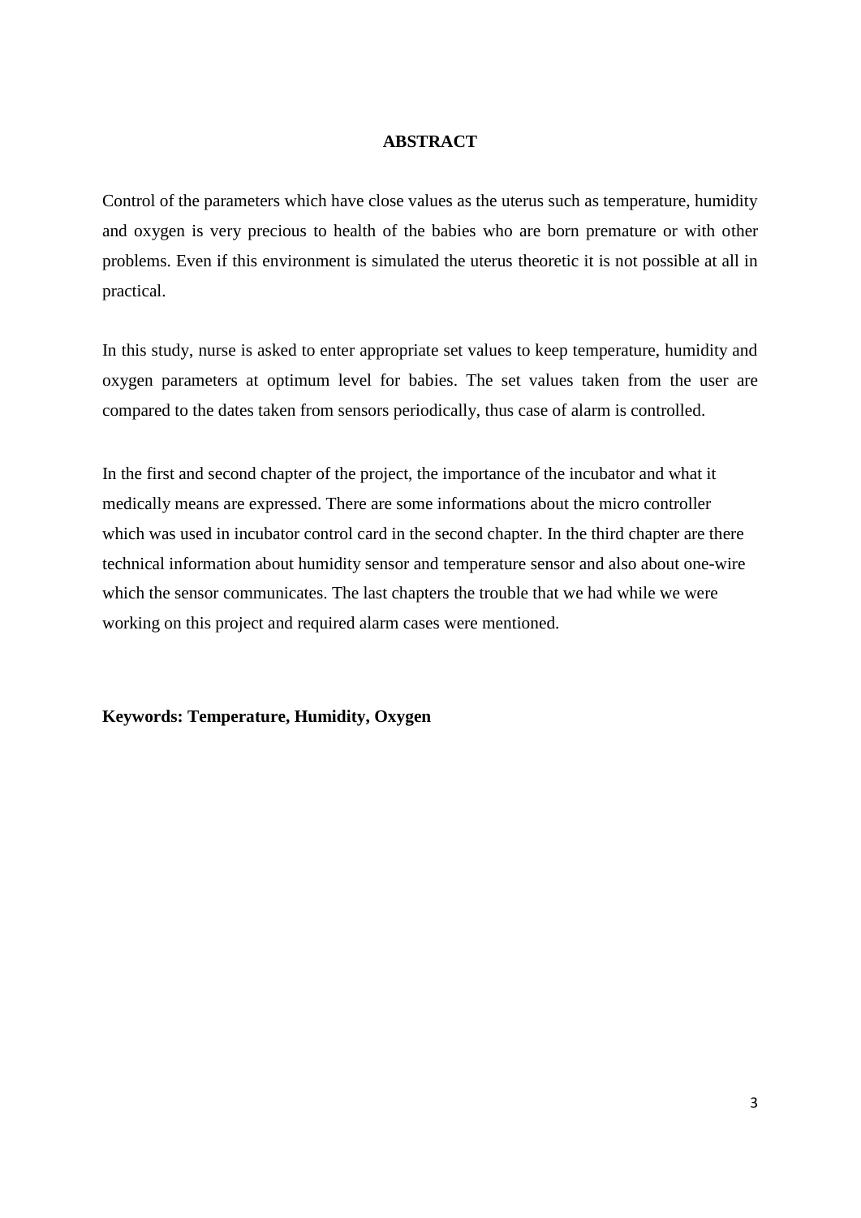# ABSTRACT

Control of the parameters which have close values as the uterus such as temperature, humidity and oxygen is very precious to health of the babies who are born premature or with other problems. Even if this environment is simulated the uterus theoretic it is not possible at all in practical.

In this study, nurse is asked to enter appropriate set values to keep temperature, humidity and oxygen parameters at optimum level for babies. The set values taken from the user are compared to the dates taken from sensors periodically, thus case of alarm is controlled.

In the first and second chapter of the project, the importance of the incubator and what it medically means are expressed. There are some informations about the micro controller which was used in incubator control card in the second chapter. In the third chapter are there technical information about humidity sensor and temperature sensor and also about one-wire which the sensor communicates. The last chapters the trouble that we had while we were working on this project and required alarm cases were mentioned.

**Keywords: Temperature, Humidity, Oxygen**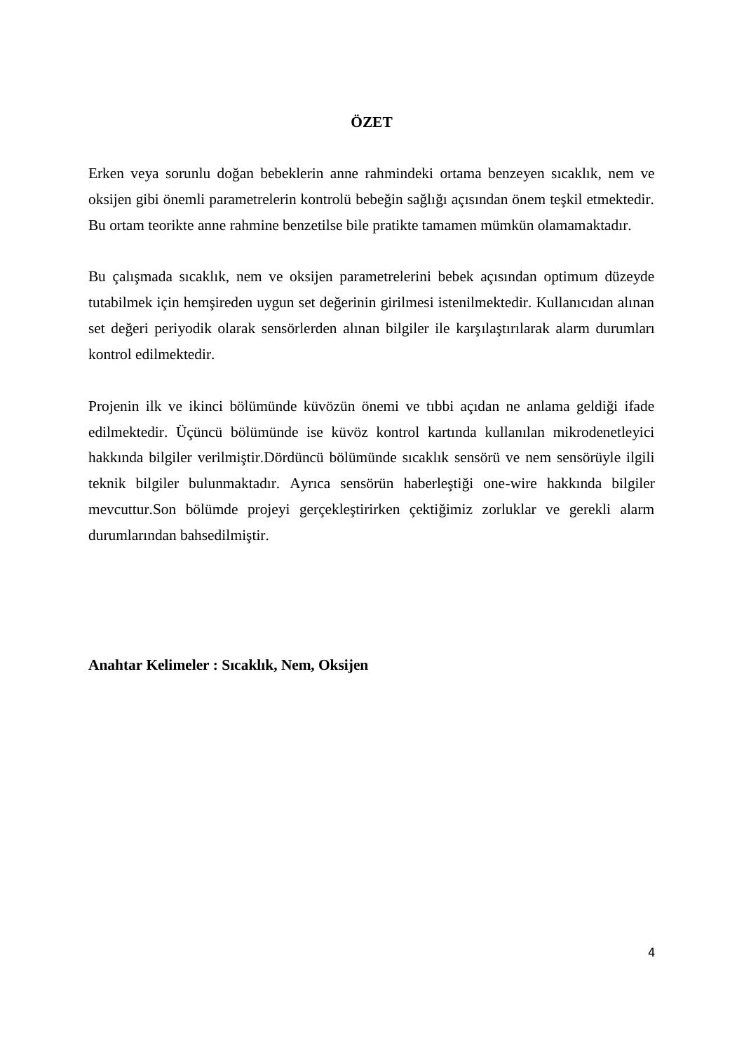# ÖZET

Erken veya sorunlu doğan bebeklerin anne rahmindeki ortama benzeyen sıcaklık, nem ve oksijen gibi önemli parametrelerin kontrolü bebeğin sağlığı açısından önem teşkil etmektedir. Bu ortam teorikte anne rahmine benzetilse bile pratikte tamamen mümkün olamamaktadır.

Bu çalışmada sıcaklık, nem ve oksijen parametrelerini bebek açısından optimum düzeyde tutabilmek için hemşireden uygun set değerinin girilmesi istenilmektedir. Kullanıcıdan alınan set değeri periyodik olarak sensörlerden alınan bilgiler ile karşılaştırılarak alarm durumları kontrol edilmektedir.

Projenin ilk ve ikinci bölümünde küvözün önemi ve tıbbi açıdan ne anlama geldiği ifade edilmektedir. Üçüncü bölümünde ise küvöz kontrol kartında kullanılan mikrodenetleyici hakkında bilgiler verilmiştir.Dördüncü bölümünde sıcaklık sensörü ve nem sensörüyle ilgili teknik bilgiler bulunmaktadır. Ayrıca sensörün haberleştiği one-wire hakkında bilgiler mevcuttur.Son bölümde projeyi gerçekleştirirken çektiğimiz zorluklar ve gerekli alarm durumlarından bahsedilmiştir.

**Anahtar Kelimeler : Sıcaklık, Nem, Oksijen**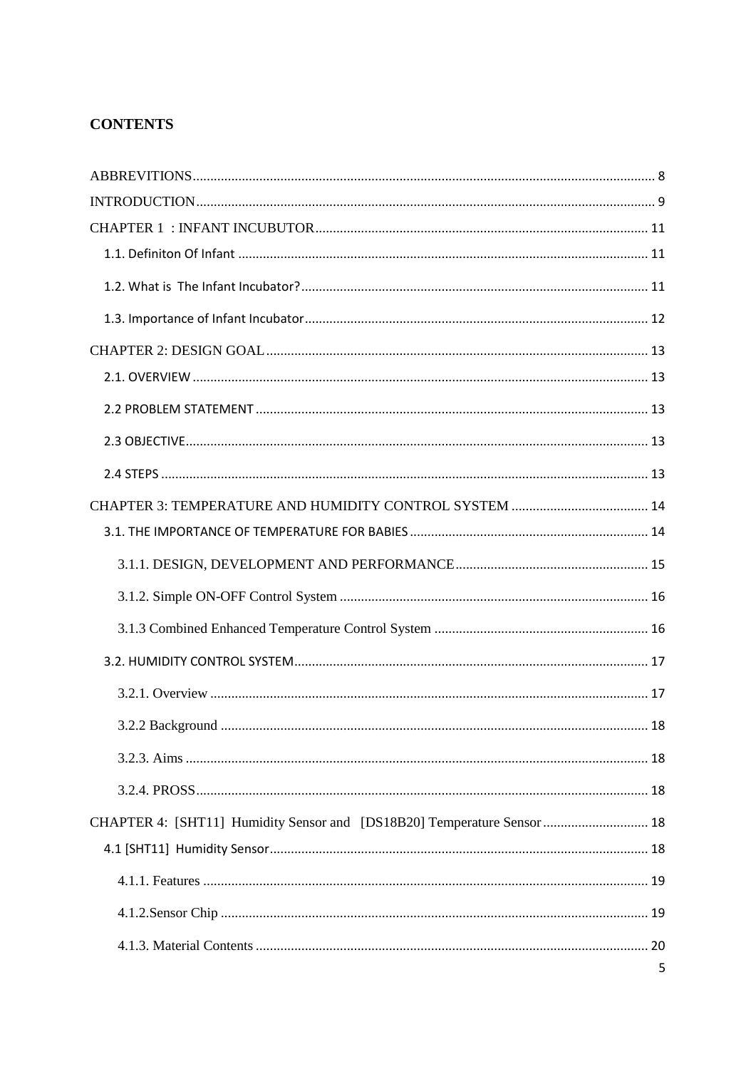# CONTENTS

ABBREVITIONS ........ 8
INTRODUCTION ........ 9
CHAPTER 1 : INFANT INCUBATOR ........ 11
- 1.1. Definiton Of Infant ........ 11
- 1.2. What is The Infant Incubator? ........ 11
- 1.3. Importance of Infant Incubator ........ 12

CHAPTER 2: DESIGN GOAL ........ 13
- 2.1. OVERVIEW ........ 13
- 2.2 PROBLEM STATEMENT ........ 13
- 2.3 OBJECTIVE ........ 13
- 2.4 STEPS ........ 13

CHAPTER 3: TEMPERATURE AND HUMIDITY CONTROL SYSTEM ........ 14
- 3.1. THE IMPORTANCE OF TEMPERATURE FOR BABIES ........ 14
  - 3.1.1. DESIGN, DEVELOPMENT AND PERFORMANCE ........ 15
  - 3.1.2. Simple ON-OFF Control System ........ 16
  - 3.1.3 Combined Enhanced Temperature Control System ........ 16
- 3.2. HUMIDITY CONTROL SYSTEM ........ 17
  - 3.2.1. Overview ........ 17
  - 3.2.2 Background ........ 18
  - 3.2.3. Aims ........ 18
  - 3.2.4. PROSS ........ 18

CHAPTER 4: [SHT11] Humidity Sensor and [DS18B20] Temperature Sensor ........ 18
- 4.1 [SHT11] Humidity Sensor ........ 18
  - 4.1.1. Features ........ 19
  - 4.1.2.Sensor Chip ........ 19
  - 4.1.3. Material Contents ........ 20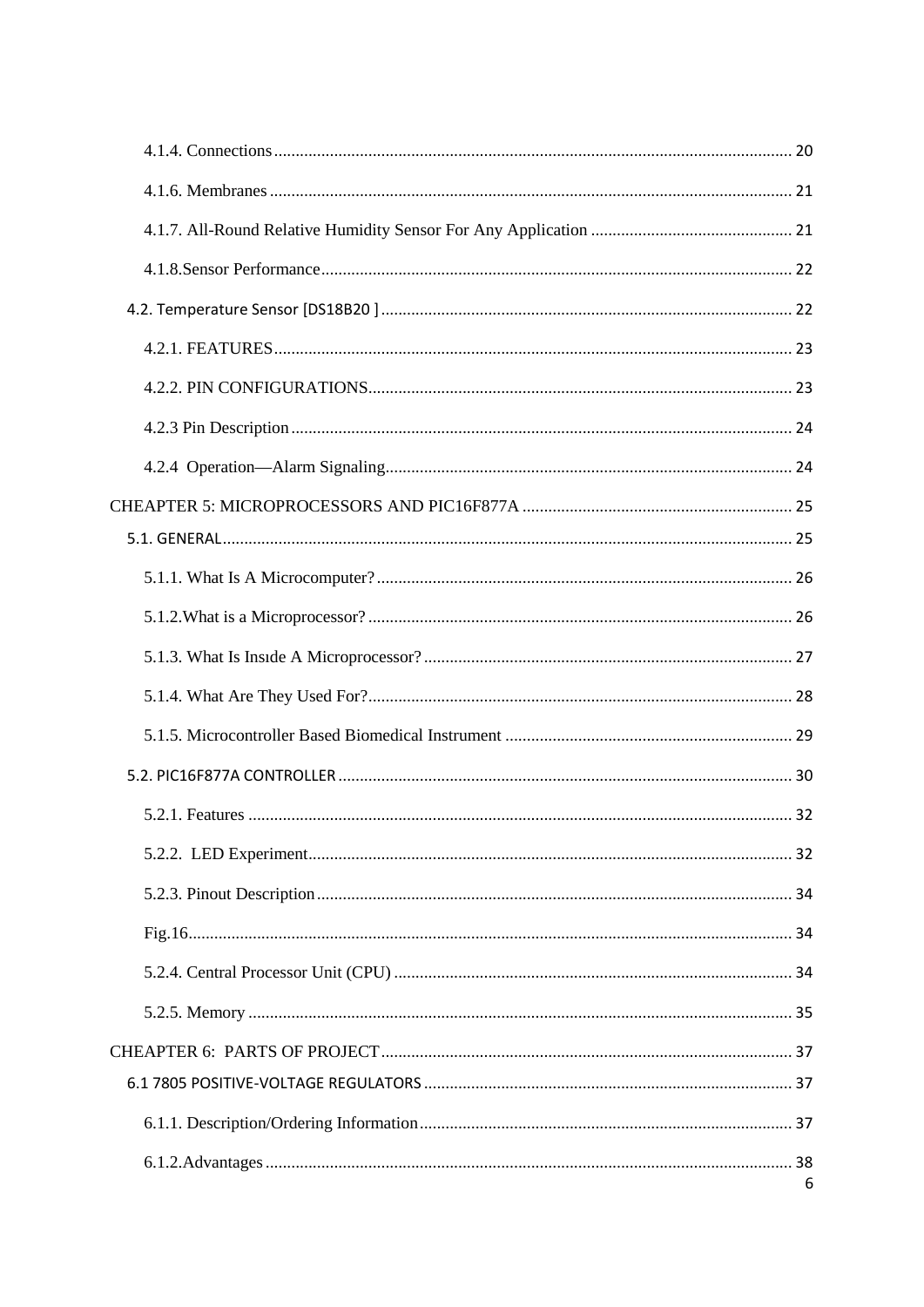4.1.4. Connections........................................................................................................................ 20

4.1.6. Membranes ......................................................................................................................... 21

4.1.7. All-Round Relative Humidity Sensor For Any Application ............................................... 21

4.1.8.Sensor Performance............................................................................................................. 22

4.2. Temperature Sensor [DS18B20 ] ............................................................................................... 22

4.2.1. FEATURES........................................................................................................................ 23

4.2.2. PIN CONFIGURATIONS.................................................................................................. 23

4.2.3 Pin Description .................................................................................................................... 24

4.2.4 Operation—Alarm Signaling.............................................................................................. 24

CHEAPTER 5: MICROPROCESSORS AND PIC16F877A ............................................................... 25

5.1. GENERAL.................................................................................................................................... 25

5.1.1. What Is A Microcomputer?................................................................................................ 26

5.1.2.What is a Microprocessor? .................................................................................................. 26

5.1.3. What Is Insıde A Microprocessor? ..................................................................................... 27

5.1.4. What Are They Used For?.................................................................................................. 28

5.1.5. Microcontroller Based Biomedical Instrument .................................................................. 29

5.2. PIC16F877A CONTROLLER ......................................................................................................... 30

5.2.1. Features .............................................................................................................................. 32

5.2.2. LED Experiment................................................................................................................ 32

5.2.3. Pinout Description .............................................................................................................. 34

Fig.16............................................................................................................................................ 34

5.2.4. Central Processor Unit (CPU) ............................................................................................ 34

5.2.5. Memory .............................................................................................................................. 35

CHEAPTER 6: PARTS OF PROJECT ................................................................................................ 37

6.1 7805 POSITIVE-VOLTAGE REGULATORS ..................................................................................... 37

6.1.1. Description/Ordering Information...................................................................................... 37

6.1.2.Advantages .......................................................................................................................... 38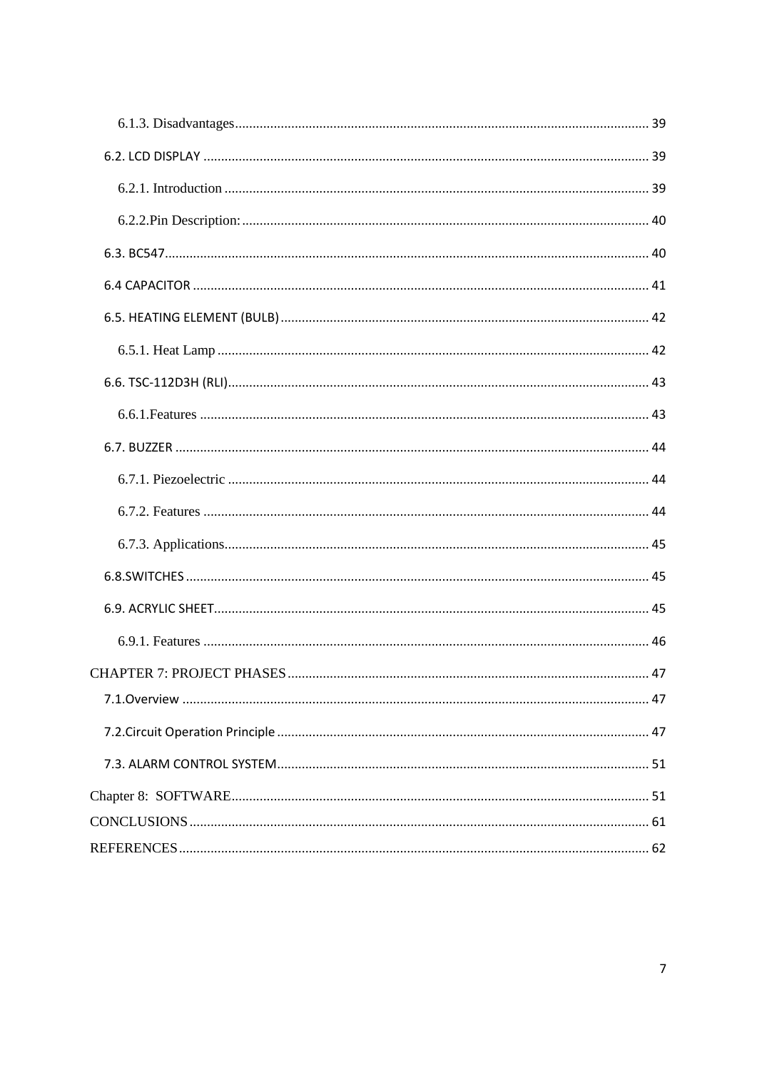6.1.3. Disadvantages ........................................................................................................................ 39

6.2. LCD DISPLAY ............................................................................................................................ 39

6.2.1. Introduction ........................................................................................................................ 39

6.2.2.Pin Description: ................................................................................................................... 40

6.3. BC547 ........................................................................................................................................ 40

6.4 CAPACITOR ................................................................................................................................ 41

6.5. HEATING ELEMENT (BULB) ........................................................................................................ 42

6.5.1. Heat Lamp .......................................................................................................................... 42

6.6. TSC-112D3H (RLI) ....................................................................................................................... 43

6.6.1.Features .............................................................................................................................. 43

6.7. BUZZER ..................................................................................................................................... 44

6.7.1. Piezoelectric ....................................................................................................................... 44

6.7.2. Features ............................................................................................................................. 44

6.7.3. Applications ........................................................................................................................ 45

6.8.SWITCHES .................................................................................................................................. 45

6.9. ACRYLIC SHEET .......................................................................................................................... 45

6.9.1. Features ............................................................................................................................. 46

CHAPTER 7: PROJECT PHASES ....................................................................................................... 47

7.1.Overview ................................................................................................................................... 47

7.2.Circuit Operation Principle ......................................................................................................... 47

7.3. ALARM CONTROL SYSTEM ......................................................................................................... 51

Chapter 8: SOFTWARE ....................................................................................................................... 51

CONCLUSIONS .................................................................................................................................. 61

REFERENCES ..................................................................................................................................... 62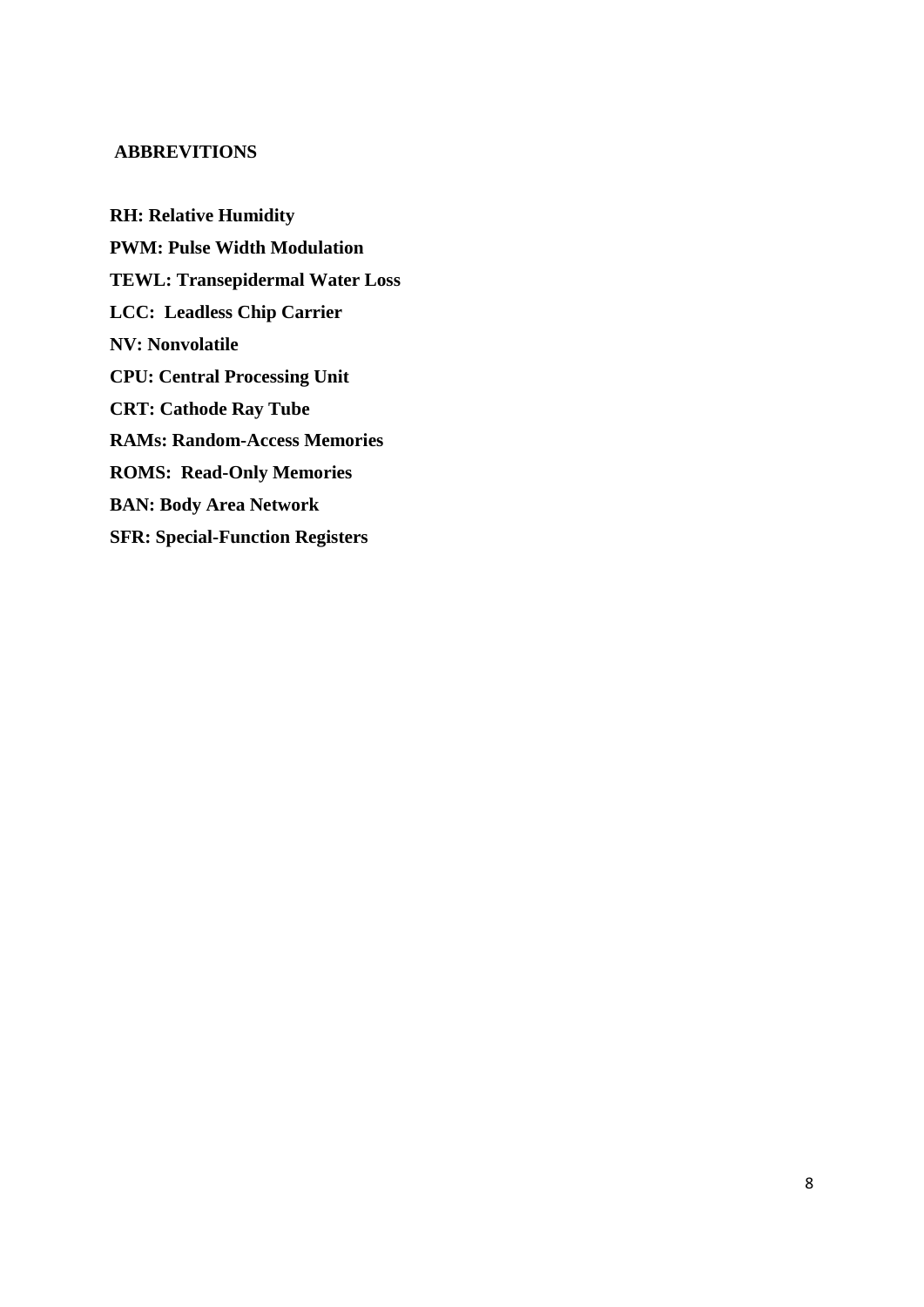## ABBREVITIONS

**RH: Relative Humidity**

**PWM: Pulse Width Modulation**

**TEWL: Transepidermal Water Loss**

**LCC: Leadless Chip Carrier**

**NV: Nonvolatile**

**CPU: Central Processing Unit**

**CRT: Cathode Ray Tube**

**RAMs: Random-Access Memories**

**ROMS: Read-Only Memories**

**BAN: Body Area Network**

**SFR: Special-Function Registers**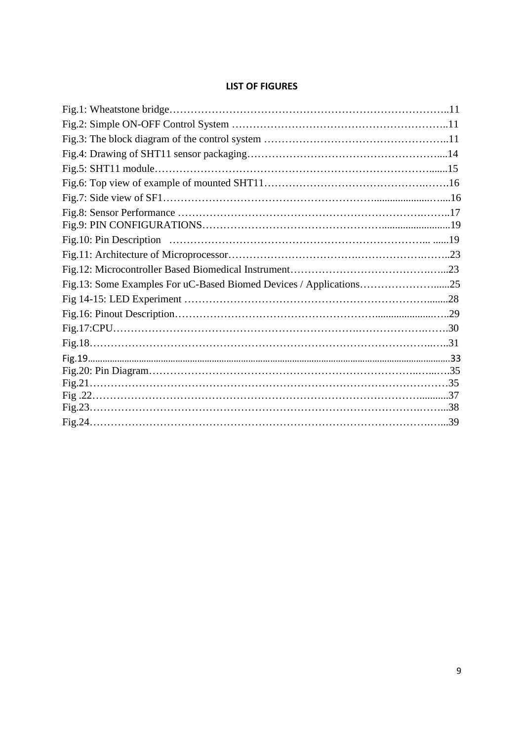**LIST OF FIGURES**

Fig.1: Wheatstone bridge……………………………………………………………………..11
Fig.2: Simple ON-OFF Control System ……………………………………………………..11
Fig.3: The block diagram of the control system ……………………………………………..11
Fig.4: Drawing of SHT11 sensor packaging………………………………………………....14
Fig.5: SHT11 module……………………………………………………………………......15
Fig.6: Top view of example of mounted SHT11…………………………………….…….16
Fig.7: Side view of SF1…………………………………………………......................…...16
Fig.8: Sensor Performance …………………………………………………………….……..17
Fig.9: PIN CONFIGURATIONS…………………………………………..........................19
Fig.10: Pin Description ……………………………………………………………….... ......19
Fig.11: Architecture of Microprocessor……………………………….…………………….……..23
Fig.12: Microcontroller Based Biomedical Instrument…………………………………….…...23
Fig.13: Some Examples For uC-Based Biomed Devices / Applications…………………......25
Fig 14-15: LED Experiment ……………………………………………………………........28
Fig.16: Pinout Description………………………………………………......................…..29
Fig.17:CPU……………………………………………………….……………….…….30
Fig.18………………………………………………………………………………….…..31
Fig.19……………………………………………………………………………………………………………33
Fig.20: Pin Diagram……………………………………………………………….…..….35
Fig.21…………………………………………………………………………………………35
Fig .22……………………………………………………………………………...........37
Fig.23………………………………………………………………………….……...38
Fig.24……………………………………………………………………………….…...39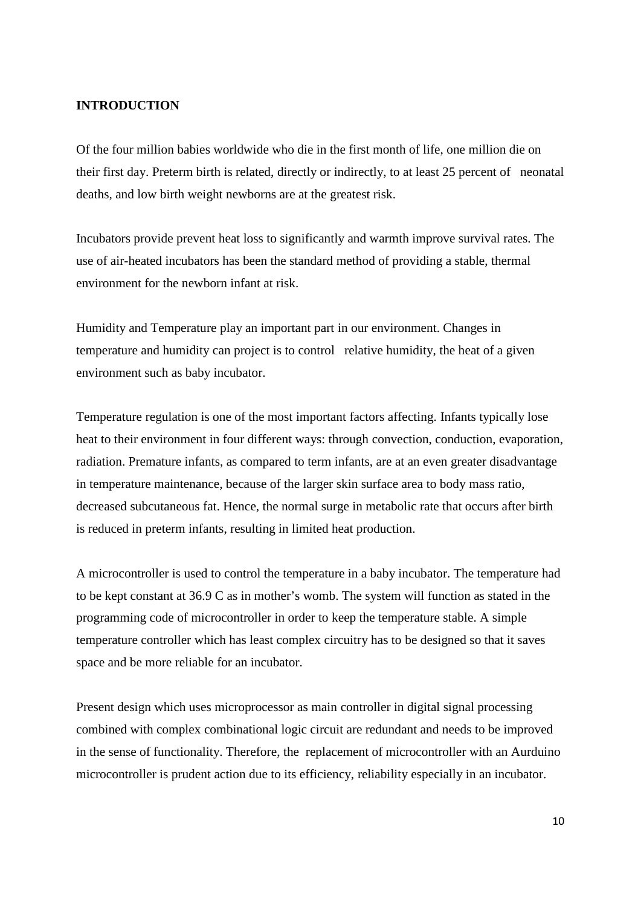**INTRODUCTION**

Of the four million babies worldwide who die in the first month of life, one million die on their first day. Preterm birth is related, directly or indirectly, to at least 25 percent of neonatal deaths, and low birth weight newborns are at the greatest risk.

Incubators provide prevent heat loss to significantly and warmth improve survival rates. The use of air-heated incubators has been the standard method of providing a stable, thermal environment for the newborn infant at risk.

Humidity and Temperature play an important part in our environment. Changes in temperature and humidity can project is to control relative humidity, the heat of a given environment such as baby incubator.

Temperature regulation is one of the most important factors affecting. Infants typically lose heat to their environment in four different ways: through convection, conduction, evaporation, radiation. Premature infants, as compared to term infants, are at an even greater disadvantage in temperature maintenance, because of the larger skin surface area to body mass ratio, decreased subcutaneous fat. Hence, the normal surge in metabolic rate that occurs after birth is reduced in preterm infants, resulting in limited heat production.

A microcontroller is used to control the temperature in a baby incubator. The temperature had to be kept constant at 36.9 C as in mother's womb. The system will function as stated in the programming code of microcontroller in order to keep the temperature stable. A simple temperature controller which has least complex circuitry has to be designed so that it saves space and be more reliable for an incubator.

Present design which uses microprocessor as main controller in digital signal processing combined with complex combinational logic circuit are redundant and needs to be improved in the sense of functionality. Therefore, the replacement of microcontroller with an Aurduino microcontroller is prudent action due to its efficiency, reliability especially in an incubator.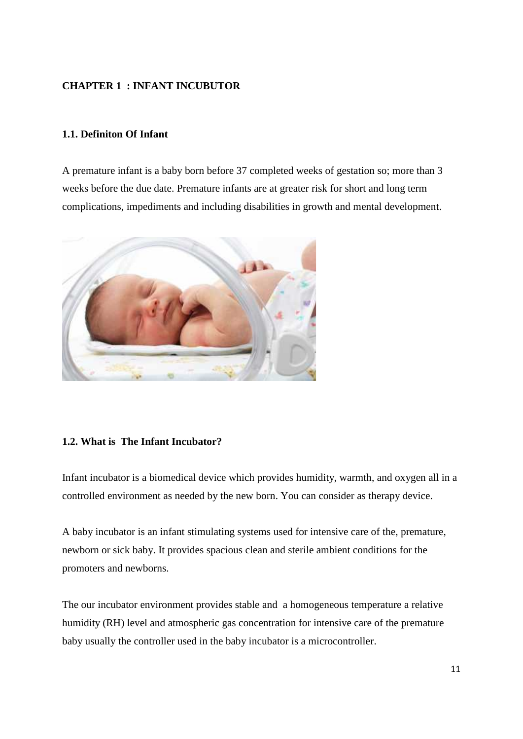## CHAPTER 1 : INFANT INCUBUTOR

### 1.1. Definiton Of Infant

A premature infant is a baby born before 37 completed weeks of gestation so; more than 3 weeks before the due date. Premature infants are at greater risk for short and long term complications, impediments and including disabilities in growth and mental development.

### 1.2. What is The Infant Incubator?

Infant incubator is a biomedical device which provides humidity, warmth, and oxygen all in a controlled environment as needed by the new born. You can consider as therapy device.

A baby incubator is an infant stimulating systems used for intensive care of the, premature, newborn or sick baby. It provides spacious clean and sterile ambient conditions for the promoters and newborns.

The our incubator environment provides stable and a homogeneous temperature a relative humidity (RH) level and atmospheric gas concentration for intensive care of the premature baby usually the controller used in the baby incubator is a microcontroller.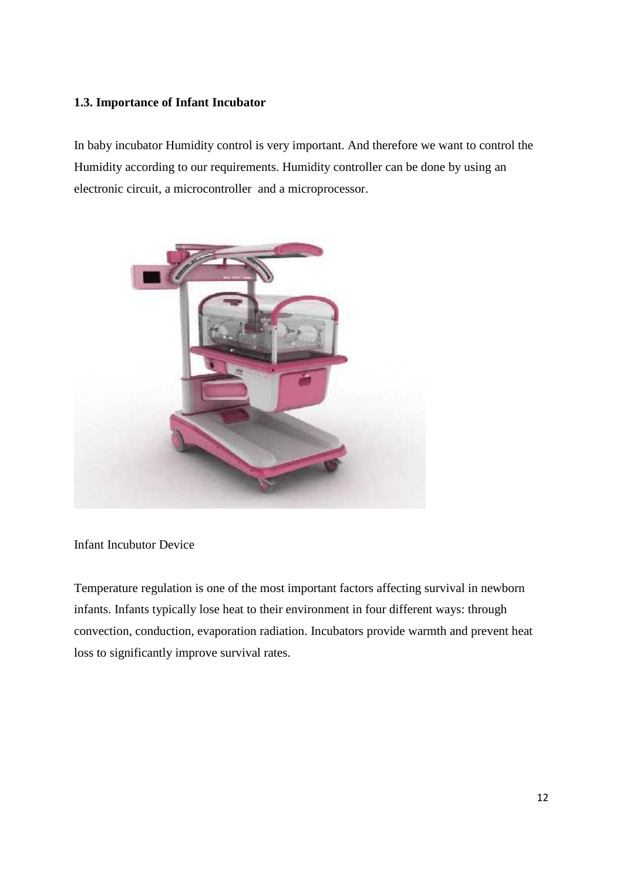### 1.3. Importance of Infant Incubator

In baby incubator Humidity control is very important. And therefore we want to control the Humidity according to our requirements. Humidity controller can be done by using an electronic circuit, a microcontroller and a microprocessor.

Infant Incubutor Device

Temperature regulation is one of the most important factors affecting survival in newborn infants. Infants typically lose heat to their environment in four different ways: through convection, conduction, evaporation radiation. Incubators provide warmth and prevent heat loss to significantly improve survival rates.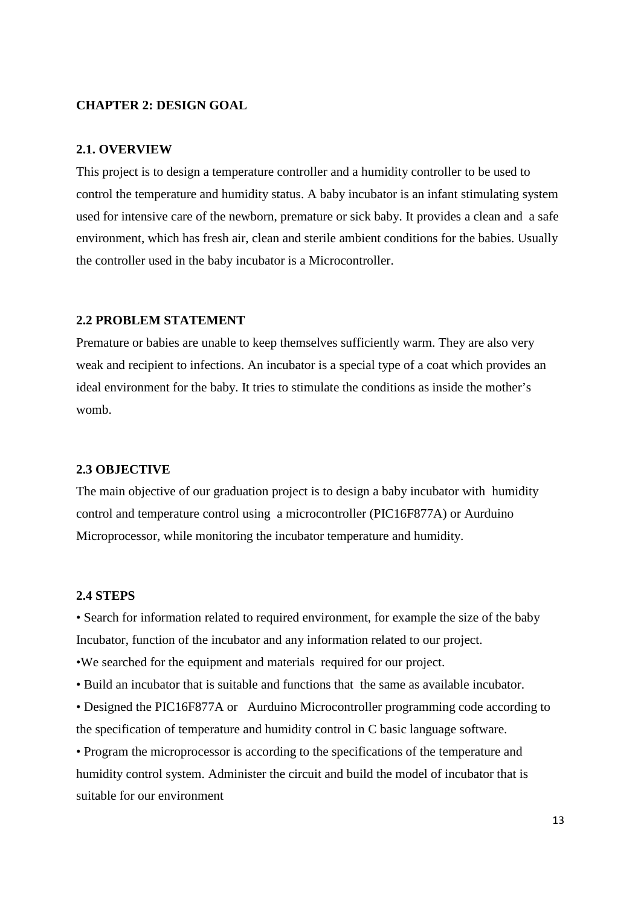# CHAPTER 2: DESIGN GOAL

## 2.1. OVERVIEW

This project is to design a temperature controller and a humidity controller to be used to control the temperature and humidity status. A baby incubator is an infant stimulating system used for intensive care of the newborn, premature or sick baby. It provides a clean and a safe environment, which has fresh air, clean and sterile ambient conditions for the babies. Usually the controller used in the baby incubator is a Microcontroller.

## 2.2 PROBLEM STATEMENT

Premature or babies are unable to keep themselves sufficiently warm. They are also very weak and recipient to infections. An incubator is a special type of a coat which provides an ideal environment for the baby. It tries to stimulate the conditions as inside the mother's womb.

## 2.3 OBJECTIVE

The main objective of our graduation project is to design a baby incubator with humidity control and temperature control using a microcontroller (PIC16F877A) or Aurduino Microprocessor, while monitoring the incubator temperature and humidity.

## 2.4 STEPS

- Search for information related to required environment, for example the size of the baby Incubator, function of the incubator and any information related to our project.
- We searched for the equipment and materials required for our project.
- Build an incubator that is suitable and functions that the same as available incubator.
- Designed the PIC16F877A or Aurduino Microcontroller programming code according to the specification of temperature and humidity control in C basic language software.
- Program the microprocessor is according to the specifications of the temperature and humidity control system. Administer the circuit and build the model of incubator that is suitable for our environment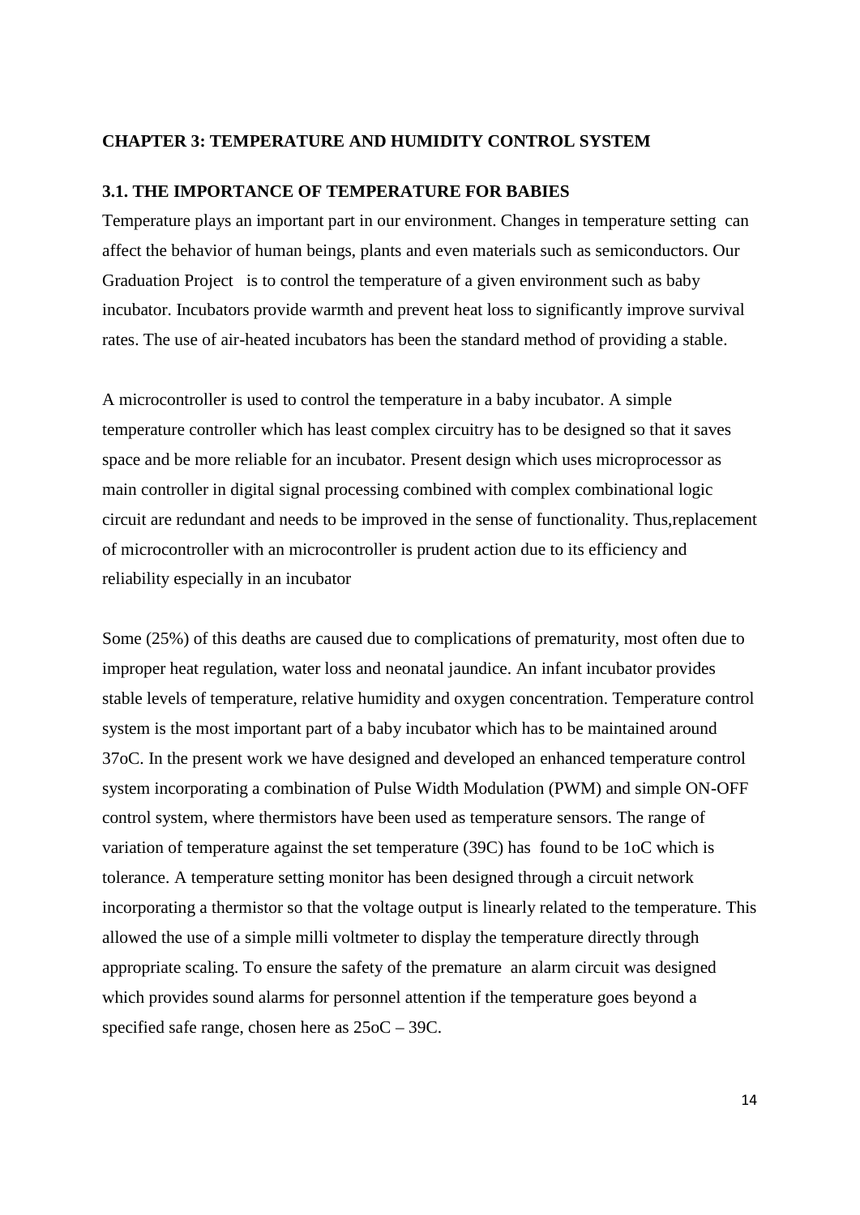## CHAPTER 3: TEMPERATURE AND HUMIDITY CONTROL SYSTEM

### 3.1. THE IMPORTANCE OF TEMPERATURE FOR BABIES

Temperature plays an important part in our environment. Changes in temperature setting can affect the behavior of human beings, plants and even materials such as semiconductors. Our Graduation Project is to control the temperature of a given environment such as baby incubator. Incubators provide warmth and prevent heat loss to significantly improve survival rates. The use of air-heated incubators has been the standard method of providing a stable.

A microcontroller is used to control the temperature in a baby incubator. A simple temperature controller which has least complex circuitry has to be designed so that it saves space and be more reliable for an incubator. Present design which uses microprocessor as main controller in digital signal processing combined with complex combinational logic circuit are redundant and needs to be improved in the sense of functionality. Thus,replacement of microcontroller with an microcontroller is prudent action due to its efficiency and reliability especially in an incubator

Some (25%) of this deaths are caused due to complications of prematurity, most often due to improper heat regulation, water loss and neonatal jaundice. An infant incubator provides stable levels of temperature, relative humidity and oxygen concentration. Temperature control system is the most important part of a baby incubator which has to be maintained around 37oC. In the present work we have designed and developed an enhanced temperature control system incorporating a combination of Pulse Width Modulation (PWM) and simple ON-OFF control system, where thermistors have been used as temperature sensors. The range of variation of temperature against the set temperature (39C) has found to be 1oC which is tolerance. A temperature setting monitor has been designed through a circuit network incorporating a thermistor so that the voltage output is linearly related to the temperature. This allowed the use of a simple milli voltmeter to display the temperature directly through appropriate scaling. To ensure the safety of the premature an alarm circuit was designed which provides sound alarms for personnel attention if the temperature goes beyond a specified safe range, chosen here as 25oC – 39C.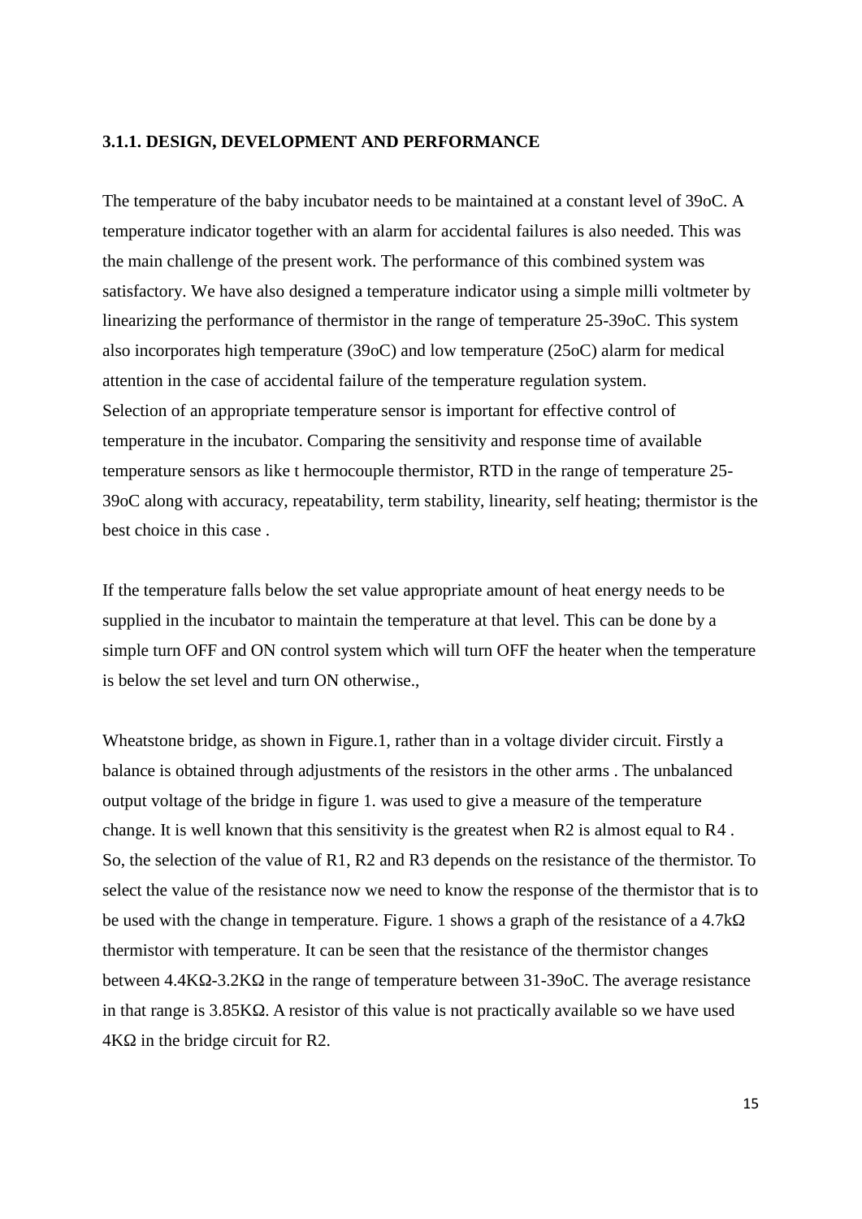### 3.1.1. DESIGN, DEVELOPMENT AND PERFORMANCE

The temperature of the baby incubator needs to be maintained at a constant level of 39oC. A temperature indicator together with an alarm for accidental failures is also needed. This was the main challenge of the present work. The performance of this combined system was satisfactory. We have also designed a temperature indicator using a simple milli voltmeter by linearizing the performance of thermistor in the range of temperature 25-39oC. This system also incorporates high temperature (39oC) and low temperature (25oC) alarm for medical attention in the case of accidental failure of the temperature regulation system.
Selection of an appropriate temperature sensor is important for effective control of temperature in the incubator. Comparing the sensitivity and response time of available temperature sensors as like t hermocouple thermistor, RTD in the range of temperature 25-39oC along with accuracy, repeatability, term stability, linearity, self heating; thermistor is the best choice in this case .

If the temperature falls below the set value appropriate amount of heat energy needs to be supplied in the incubator to maintain the temperature at that level. This can be done by a simple turn OFF and ON control system which will turn OFF the heater when the temperature is below the set level and turn ON otherwise.,

Wheatstone bridge, as shown in Figure.1, rather than in a voltage divider circuit. Firstly a balance is obtained through adjustments of the resistors in the other arms . The unbalanced output voltage of the bridge in figure 1. was used to give a measure of the temperature change. It is well known that this sensitivity is the greatest when R2 is almost equal to R4 . So, the selection of the value of R1, R2 and R3 depends on the resistance of the thermistor. To select the value of the resistance now we need to know the response of the thermistor that is to be used with the change in temperature. Figure. 1 shows a graph of the resistance of a 4.7kΩ thermistor with temperature. It can be seen that the resistance of the thermistor changes between 4.4KΩ-3.2KΩ in the range of temperature between 31-39oC. The average resistance in that range is 3.85KΩ. A resistor of this value is not practically available so we have used 4KΩ in the bridge circuit for R2.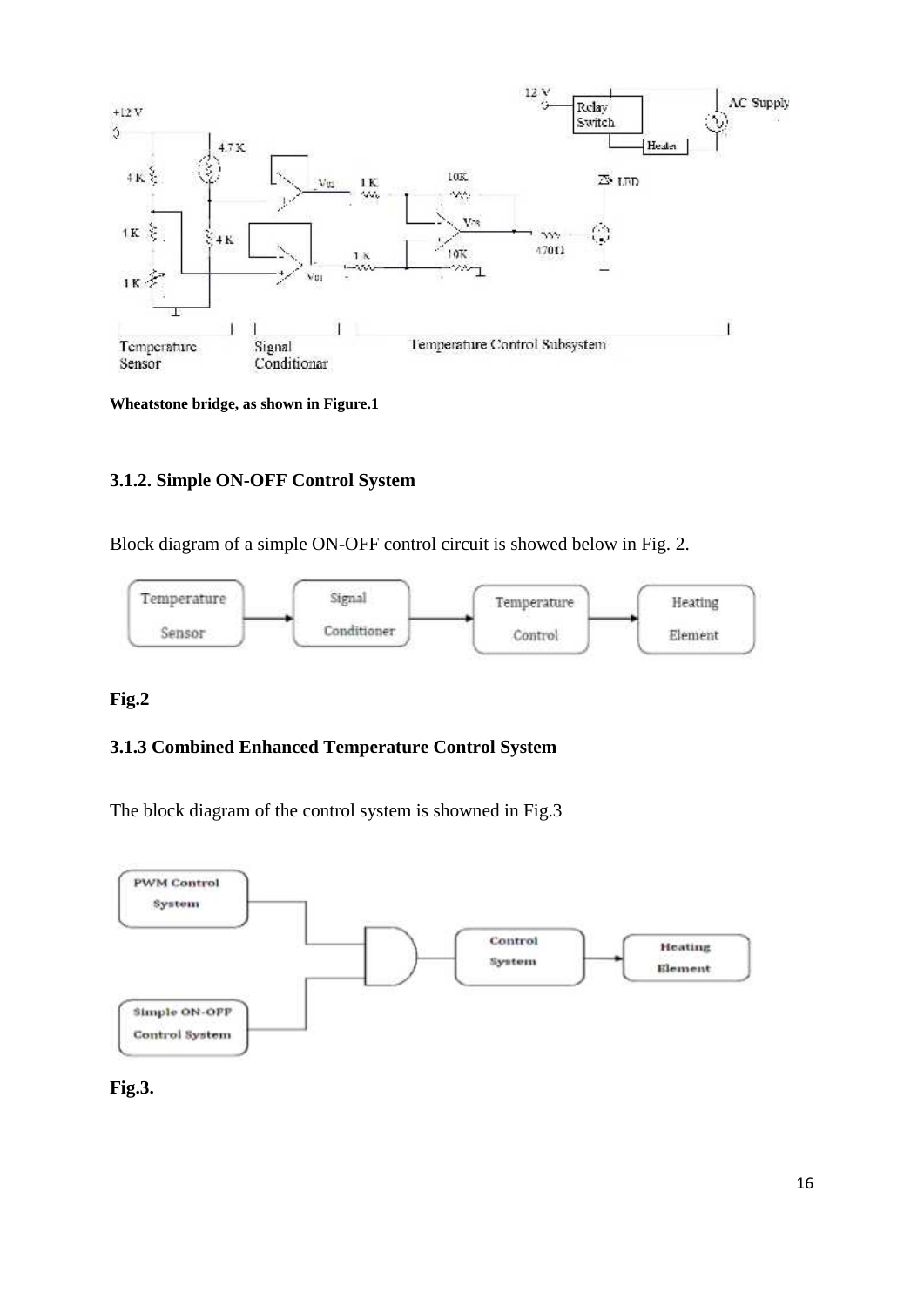Wheatstone bridge, as shown in Figure.1

### 3.1.2. Simple ON-OFF Control System

Block diagram of a simple ON-OFF control circuit is showed below in Fig. 2.

**Fig.2**

### 3.1.3 Combined Enhanced Temperature Control System

The block diagram of the control system is showned in Fig.3

**Fig.3.**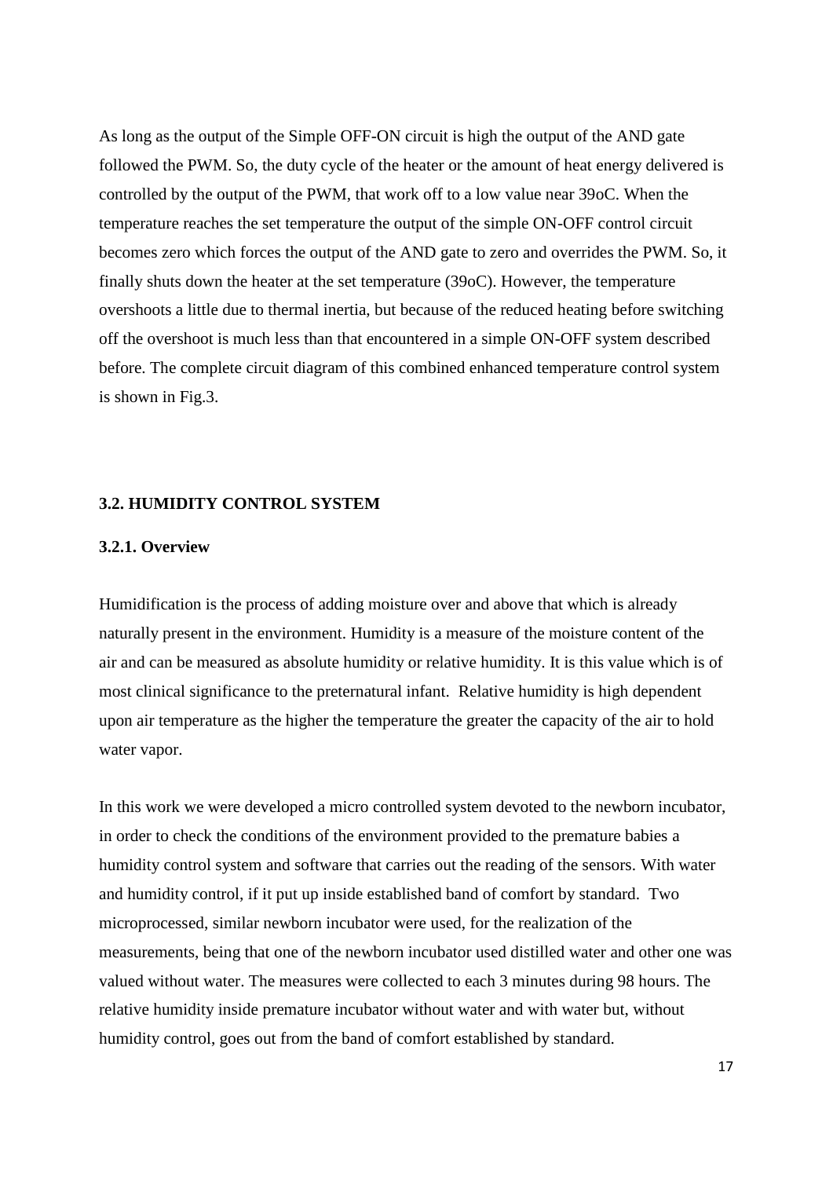As long as the output of the Simple OFF-ON circuit is high the output of the AND gate followed the PWM. So, the duty cycle of the heater or the amount of heat energy delivered is controlled by the output of the PWM, that work off to a low value near 39oC. When the temperature reaches the set temperature the output of the simple ON-OFF control circuit becomes zero which forces the output of the AND gate to zero and overrides the PWM. So, it finally shuts down the heater at the set temperature (39oC). However, the temperature overshoots a little due to thermal inertia, but because of the reduced heating before switching off the overshoot is much less than that encountered in a simple ON-OFF system described before. The complete circuit diagram of this combined enhanced temperature control system is shown in Fig.3.

### 3.2. HUMIDITY CONTROL SYSTEM

#### 3.2.1. Overview

Humidification is the process of adding moisture over and above that which is already naturally present in the environment. Humidity is a measure of the moisture content of the air and can be measured as absolute humidity or relative humidity. It is this value which is of most clinical significance to the preternatural infant. Relative humidity is high dependent upon air temperature as the higher the temperature the greater the capacity of the air to hold water vapor.

In this work we were developed a micro controlled system devoted to the newborn incubator, in order to check the conditions of the environment provided to the premature babies a humidity control system and software that carries out the reading of the sensors. With water and humidity control, if it put up inside established band of comfort by standard. Two microprocessed, similar newborn incubator were used, for the realization of the measurements, being that one of the newborn incubator used distilled water and other one was valued without water. The measures were collected to each 3 minutes during 98 hours. The relative humidity inside premature incubator without water and with water but, without humidity control, goes out from the band of comfort established by standard.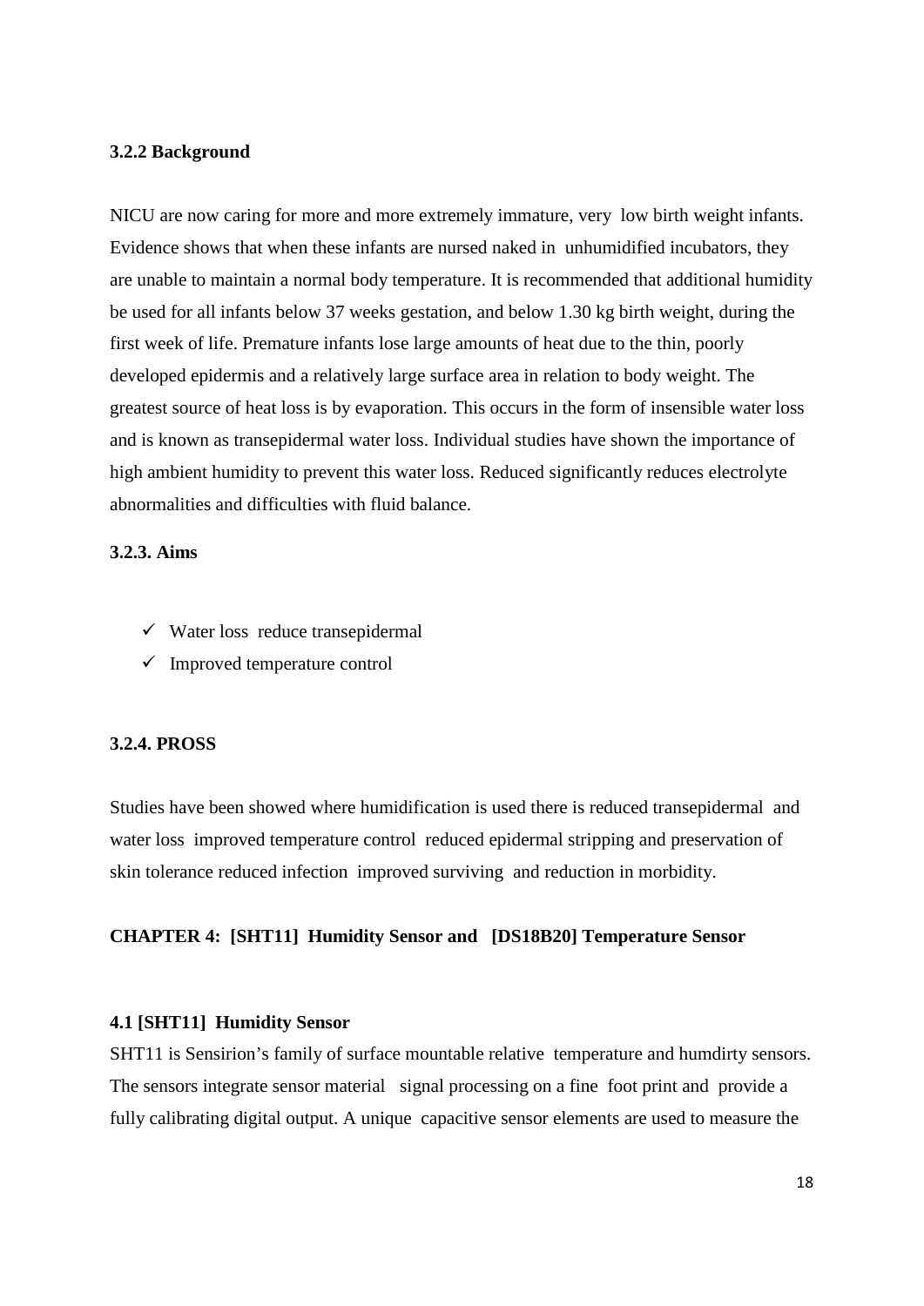### 3.2.2 Background

NICU are now caring for more and more extremely immature, very low birth weight infants. Evidence shows that when these infants are nursed naked in unhumidified incubators, they are unable to maintain a normal body temperature. It is recommended that additional humidity be used for all infants below 37 weeks gestation, and below 1.30 kg birth weight, during the first week of life. Premature infants lose large amounts of heat due to the thin, poorly developed epidermis and a relatively large surface area in relation to body weight. The greatest source of heat loss is by evaporation. This occurs in the form of insensible water loss and is known as transepidermal water loss. Individual studies have shown the importance of high ambient humidity to prevent this water loss. Reduced significantly reduces electrolyte abnormalities and difficulties with fluid balance.

### 3.2.3. Aims

- ✓ Water loss reduce transepidermal
- ✓ Improved temperature control

### 3.2.4. PROSS

Studies have been showed where humidification is used there is reduced transepidermal and water loss improved temperature control reduced epidermal stripping and preservation of skin tolerance reduced infection improved surviving and reduction in morbidity.

## CHAPTER 4: [SHT11] Humidity Sensor and [DS18B20] Temperature Sensor

### 4.1 [SHT11] Humidity Sensor

SHT11 is Sensirion's family of surface mountable relative temperature and humdirty sensors. The sensors integrate sensor material signal processing on a fine foot print and provide a fully calibrating digital output. A unique capacitive sensor elements are used to measure the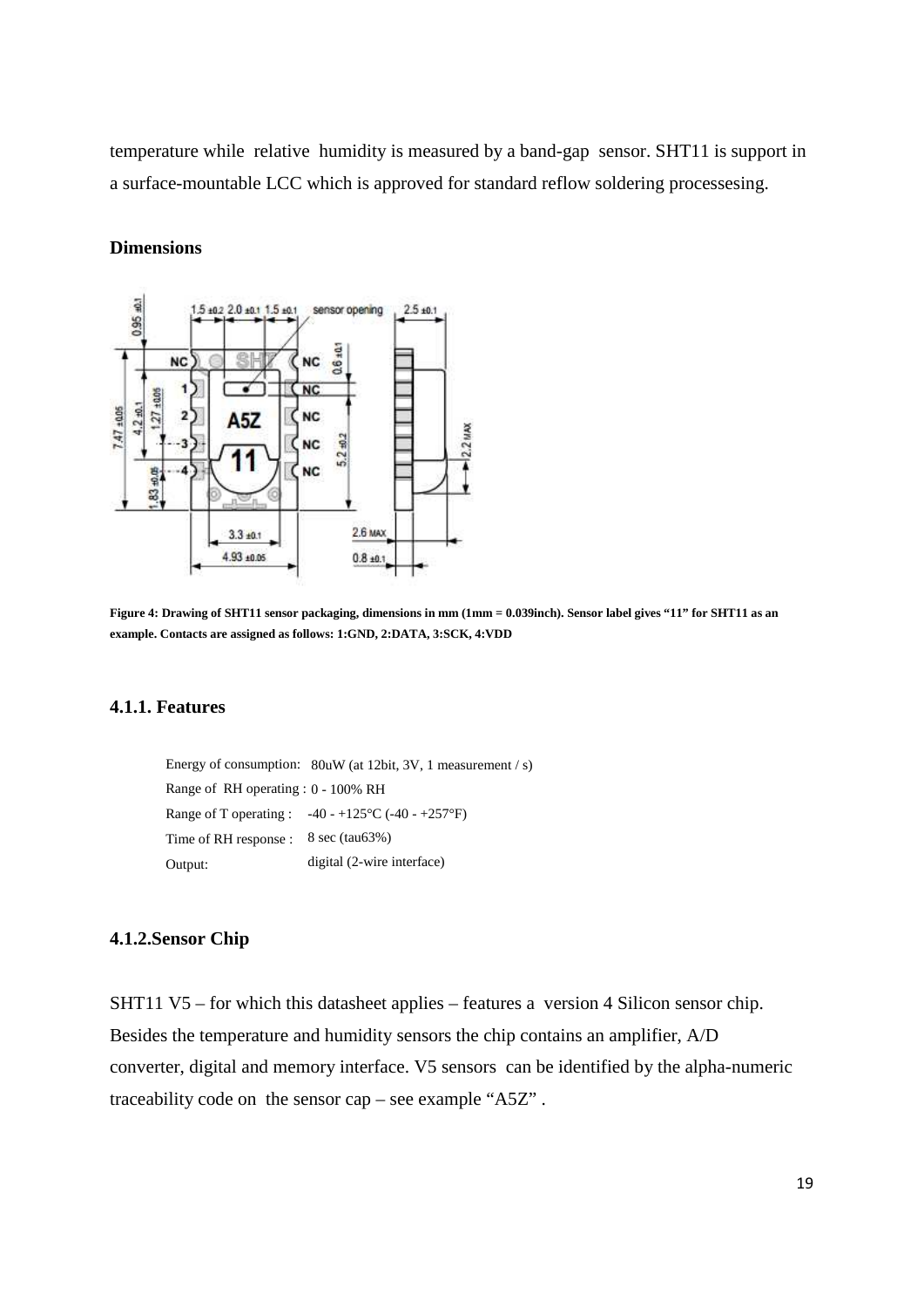temperature while relative humidity is measured by a band-gap sensor. SHT11 is support in a surface-mountable LCC which is approved for standard reflow soldering processesing.

**Dimensions**

Figure 4: Drawing of SHT11 sensor packaging, dimensions in mm (1mm = 0.039inch). Sensor label gives "11" for SHT11 as an example. Contacts are assigned as follows: 1:GND, 2:DATA, 3:SCK, 4:VDD

### 4.1.1. Features

| | |
|---|---|
| Energy of consumption: | 80uW (at 12bit, 3V, 1 measurement / s) |
| Range of RH operating : | 0 - 100% RH |
| Range of T operating : | -40 - +125°C (-40 - +257°F) |
| Time of RH response : | 8 sec (tau63%) |
| Output: | digital (2-wire interface) |

### 4.1.2.Sensor Chip

SHT11 V5 – for which this datasheet applies – features a version 4 Silicon sensor chip. Besides the temperature and humidity sensors the chip contains an amplifier, A/D converter, digital and memory interface. V5 sensors can be identified by the alpha-numeric traceability code on the sensor cap – see example "A5Z" .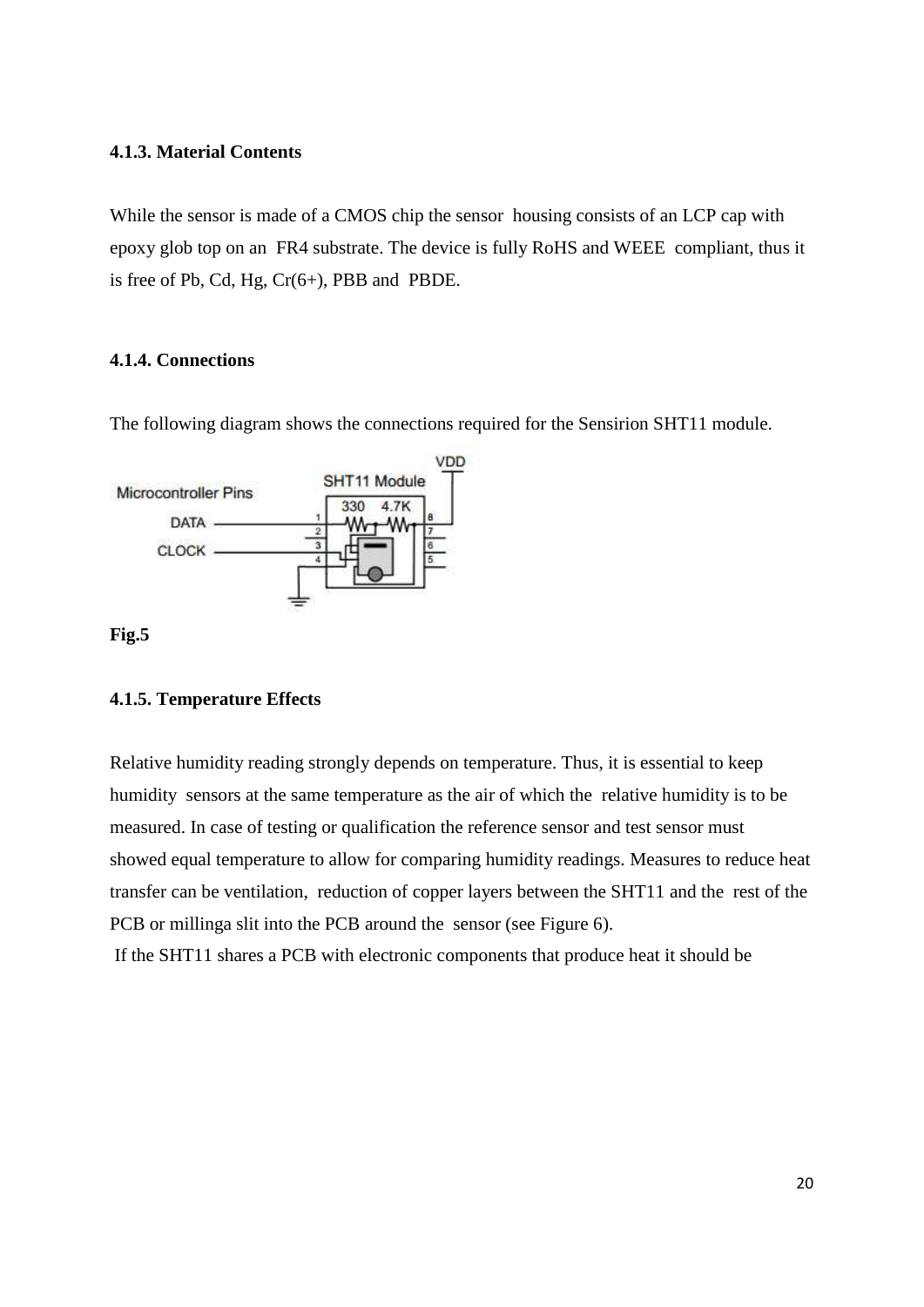### 4.1.3. Material Contents

While the sensor is made of a CMOS chip the sensor housing consists of an LCP cap with epoxy glob top on an FR4 substrate. The device is fully RoHS and WEEE compliant, thus it is free of Pb, Cd, Hg, Cr(6+), PBB and PBDE.

### 4.1.4. Connections

The following diagram shows the connections required for the Sensirion SHT11 module.

**Fig.5**

### 4.1.5. Temperature Effects

Relative humidity reading strongly depends on temperature. Thus, it is essential to keep humidity sensors at the same temperature as the air of which the relative humidity is to be measured. In case of testing or qualification the reference sensor and test sensor must showed equal temperature to allow for comparing humidity readings. Measures to reduce heat transfer can be ventilation, reduction of copper layers between the SHT11 and the rest of the PCB or millinga slit into the PCB around the sensor (see Figure 6).

If the SHT11 shares a PCB with electronic components that produce heat it should be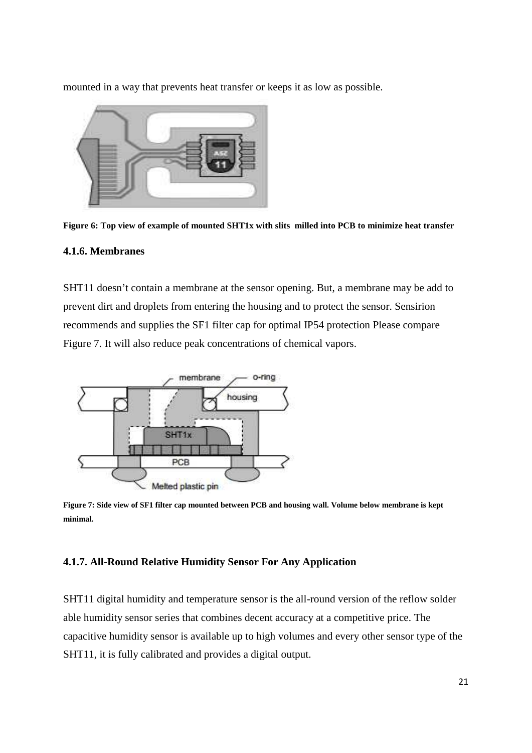mounted in a way that prevents heat transfer or keeps it as low as possible.

**Figure 6: Top view of example of mounted SHT1x with slits milled into PCB to minimize heat transfer**

### 4.1.6. Membranes

SHT11 doesn't contain a membrane at the sensor opening. But, a membrane may be add to prevent dirt and droplets from entering the housing and to protect the sensor. Sensirion recommends and supplies the SF1 filter cap for optimal IP54 protection Please compare Figure 7. It will also reduce peak concentrations of chemical vapors.

**Figure 7: Side view of SF1 filter cap mounted between PCB and housing wall. Volume below membrane is kept minimal.**

### 4.1.7. All-Round Relative Humidity Sensor For Any Application

SHT11 digital humidity and temperature sensor is the all-round version of the reflow solder able humidity sensor series that combines decent accuracy at a competitive price. The capacitive humidity sensor is available up to high volumes and every other sensor type of the SHT11, it is fully calibrated and provides a digital output.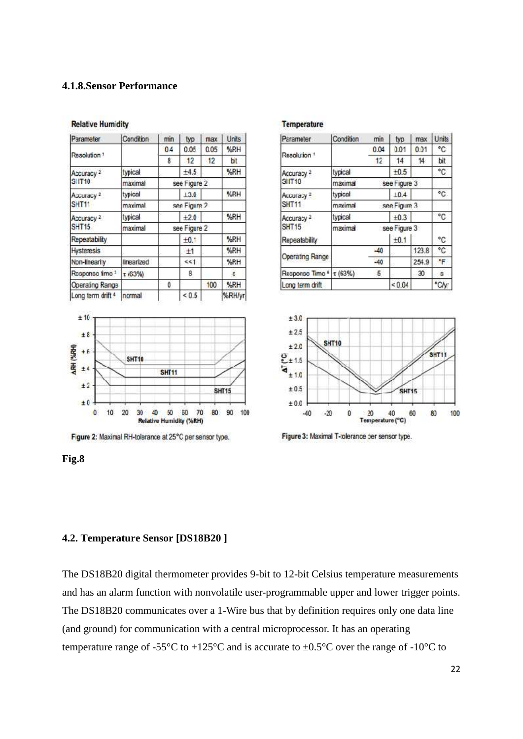#### 4.1.8.Sensor Performance

**Relative Humidity**

| Parameter | Condition | min | typ | max | Units |
|---|---|---|---|---|---|
| Resolution [1] | | 0.4 | 0.05 | 0.05 | %RH |
| | | 8 | 12 | 12 | bit |
| Accuracy [2] SHT10 | typical | | ±4.5 | | %RH |
| | maximal | | see Figure 2 | | |
| Accuracy [2] SHT11 | typical | | ±3.0 | | %RH |
| | maximal | | see Figure 2 | | |
| Accuracy [2] SHT15 | typical | | ±2.0 | | %RH |
| | maximal | | see Figure 2 | | |
| Repeatability | | | ±0.1 | | %RH |
| Hysteresis | | | ±1 | | %RH |
| Non-linearity | linearized | | <<1 | | %RH |
| Response time [3] | τ (63%) | | 8 | | s |
| Operating Range | | 0 | | 100 | %RH |
| Long term drift [4] | normal | | < 0.5 | | %RH/yr |

Figure 2: Maximal RH-tolerance at 25°C per sensor type.

**Temperature**

| Parameter | Condition | min | typ | max | Units |
|---|---|---|---|---|---|
| Resolution [1] | | 0.04 | 0.01 | 0.01 | °C |
| | | 12 | 14 | 14 | bit |
| Accuracy [2] SHT10 | typical | | ±0.5 | | °C |
| | maximal | | see Figure 3 | | |
| Accuracy [2] SHT11 | typical | | ±0.4 | | °C |
| | maximal | | see Figure 3 | | |
| Accuracy [2] SHT15 | typical | | ±0.3 | | °C |
| | maximal | | see Figure 3 | | |
| Repeatability | | | ±0.1 | | °C |
| Operating Range | | -40 | | 123.8 | °C |
| | | -40 | | 254.9 | °F |
| Response Time [4] | τ (63%) | 5 | | 30 | s |
| Long term drift | | | < 0.04 | | °C/yr |

Figure 3: Maximal T-tolerance per sensor type.

**Fig.8**

### 4.2. Temperature Sensor [DS18B20 ]

The DS18B20 digital thermometer provides 9-bit to 12-bit Celsius temperature measurements and has an alarm function with nonvolatile user-programmable upper and lower trigger points. The DS18B20 communicates over a 1-Wire bus that by definition requires only one data line (and ground) for communication with a central microprocessor. It has an operating temperature range of -55°C to +125°C and is accurate to ±0.5°C over the range of -10°C to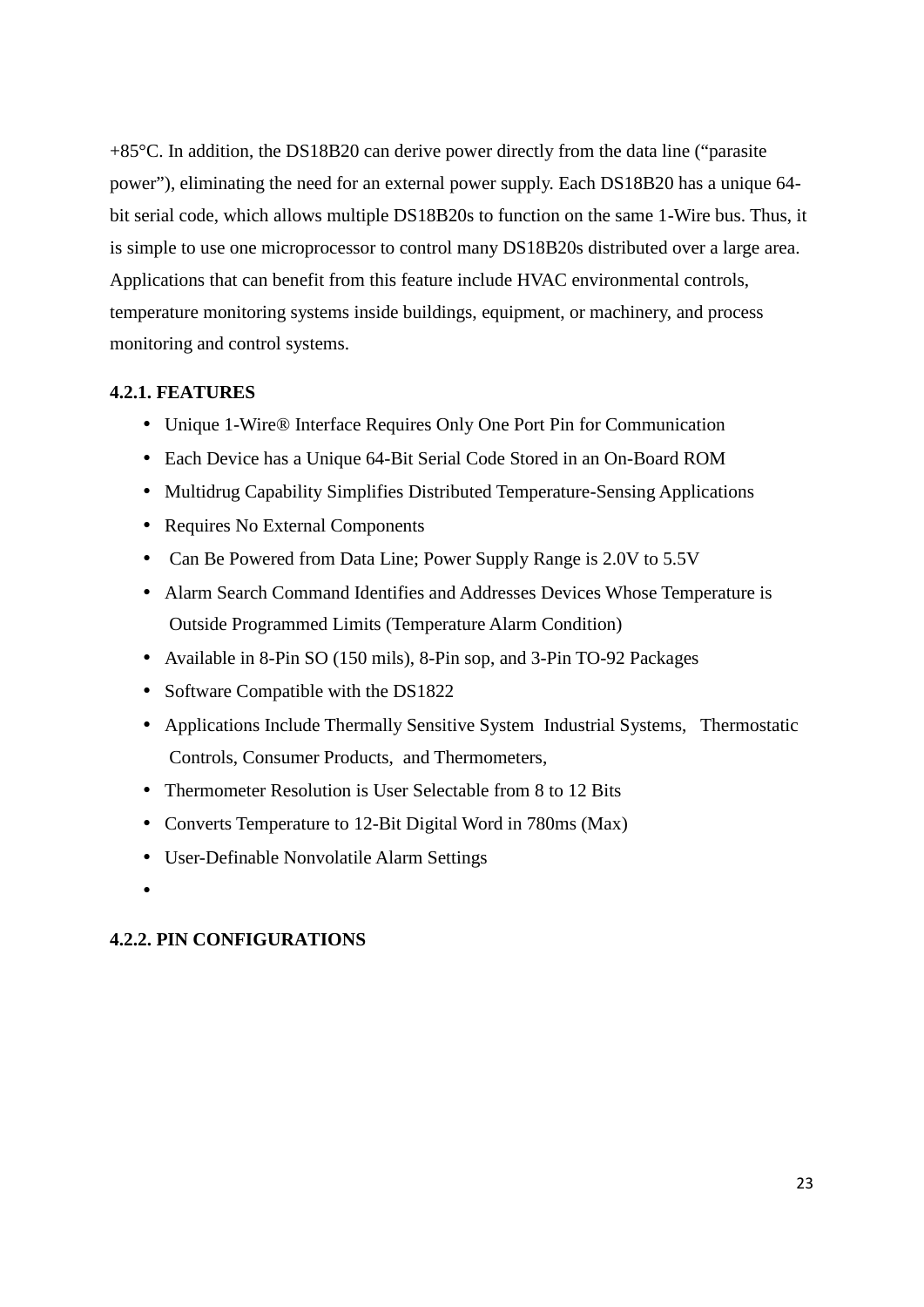+85°C. In addition, the DS18B20 can derive power directly from the data line ("parasite power"), eliminating the need for an external power supply. Each DS18B20 has a unique 64-bit serial code, which allows multiple DS18B20s to function on the same 1-Wire bus. Thus, it is simple to use one microprocessor to control many DS18B20s distributed over a large area. Applications that can benefit from this feature include HVAC environmental controls, temperature monitoring systems inside buildings, equipment, or machinery, and process monitoring and control systems.

### 4.2.1. FEATURES

- Unique 1-Wire® Interface Requires Only One Port Pin for Communication
- Each Device has a Unique 64-Bit Serial Code Stored in an On-Board ROM
- Multidrug Capability Simplifies Distributed Temperature-Sensing Applications
- Requires No External Components
- Can Be Powered from Data Line; Power Supply Range is 2.0V to 5.5V
- Alarm Search Command Identifies and Addresses Devices Whose Temperature is Outside Programmed Limits (Temperature Alarm Condition)
- Available in 8-Pin SO (150 mils), 8-Pin sop, and 3-Pin TO-92 Packages
- Software Compatible with the DS1822
- Applications Include Thermally Sensitive System Industrial Systems, Thermostatic Controls, Consumer Products, and Thermometers,
- Thermometer Resolution is User Selectable from 8 to 12 Bits
- Converts Temperature to 12-Bit Digital Word in 780ms (Max)
- User-Definable Nonvolatile Alarm Settings

### 4.2.2. PIN CONFIGURATIONS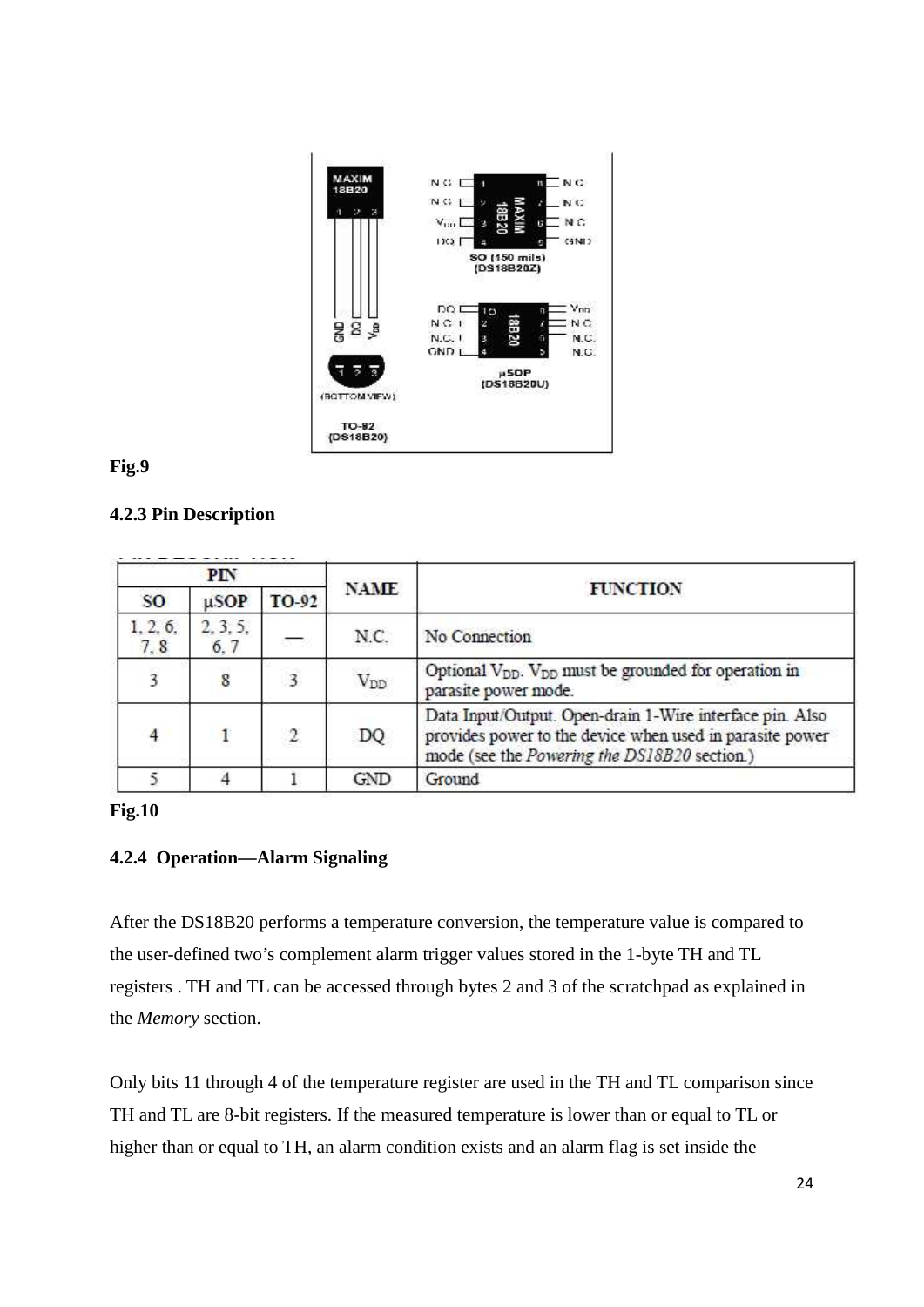Fig.9

### 4.2.3 Pin Description

| PIN | | | NAME | FUNCTION |
|---|---|---|---|---|
| SO | µSOP | TO-92 | | |
| 1, 2, 6, 7, 8 | 2, 3, 5, 6, 7 | — | N.C. | No Connection |
| 3 | 8 | 3 | $V_{DD}$ | Optional $V_{DD}$. $V_{DD}$ must be grounded for operation in parasite power mode. |
| 4 | 1 | 2 | DQ | Data Input/Output. Open-drain 1-Wire interface pin. Also provides power to the device when used in parasite power mode (see the *Powering the DS18B20* section.) |
| 5 | 4 | 1 | GND | Ground |

Fig.10

### 4.2.4 Operation—Alarm Signaling

After the DS18B20 performs a temperature conversion, the temperature value is compared to the user-defined two's complement alarm trigger values stored in the 1-byte TH and TL registers . TH and TL can be accessed through bytes 2 and 3 of the scratchpad as explained in the *Memory* section.

Only bits 11 through 4 of the temperature register are used in the TH and TL comparison since TH and TL are 8-bit registers. If the measured temperature is lower than or equal to TL or higher than or equal to TH, an alarm condition exists and an alarm flag is set inside the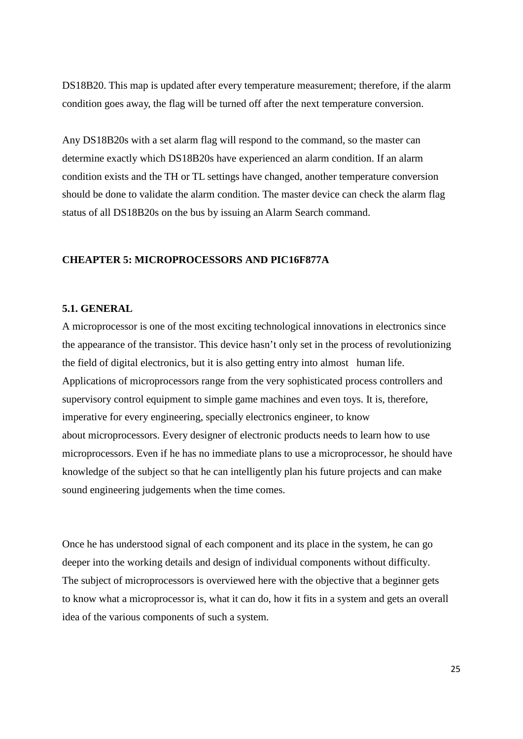DS18B20. This map is updated after every temperature measurement; therefore, if the alarm condition goes away, the flag will be turned off after the next temperature conversion.

Any DS18B20s with a set alarm flag will respond to the command, so the master can determine exactly which DS18B20s have experienced an alarm condition. If an alarm condition exists and the TH or TL settings have changed, another temperature conversion should be done to validate the alarm condition. The master device can check the alarm flag status of all DS18B20s on the bus by issuing an Alarm Search command.

## CHEAPTER 5: MICROPROCESSORS AND PIC16F877A

### 5.1. GENERAL

A microprocessor is one of the most exciting technological innovations in electronics since the appearance of the transistor. This device hasn't only set in the process of revolutionizing the field of digital electronics, but it is also getting entry into almost  human life. Applications of microprocessors range from the very sophisticated process controllers and supervisory control equipment to simple game machines and even toys. It is, therefore, imperative for every engineering, specially electronics engineer, to know about microprocessors. Every designer of electronic products needs to learn how to use microprocessors. Even if he has no immediate plans to use a microprocessor, he should have knowledge of the subject so that he can intelligently plan his future projects and can make sound engineering judgements when the time comes.

Once he has understood signal of each component and its place in the system, he can go deeper into the working details and design of individual components without difficulty. The subject of microprocessors is overviewed here with the objective that a beginner gets to know what a microprocessor is, what it can do, how it fits in a system and gets an overall idea of the various components of such a system.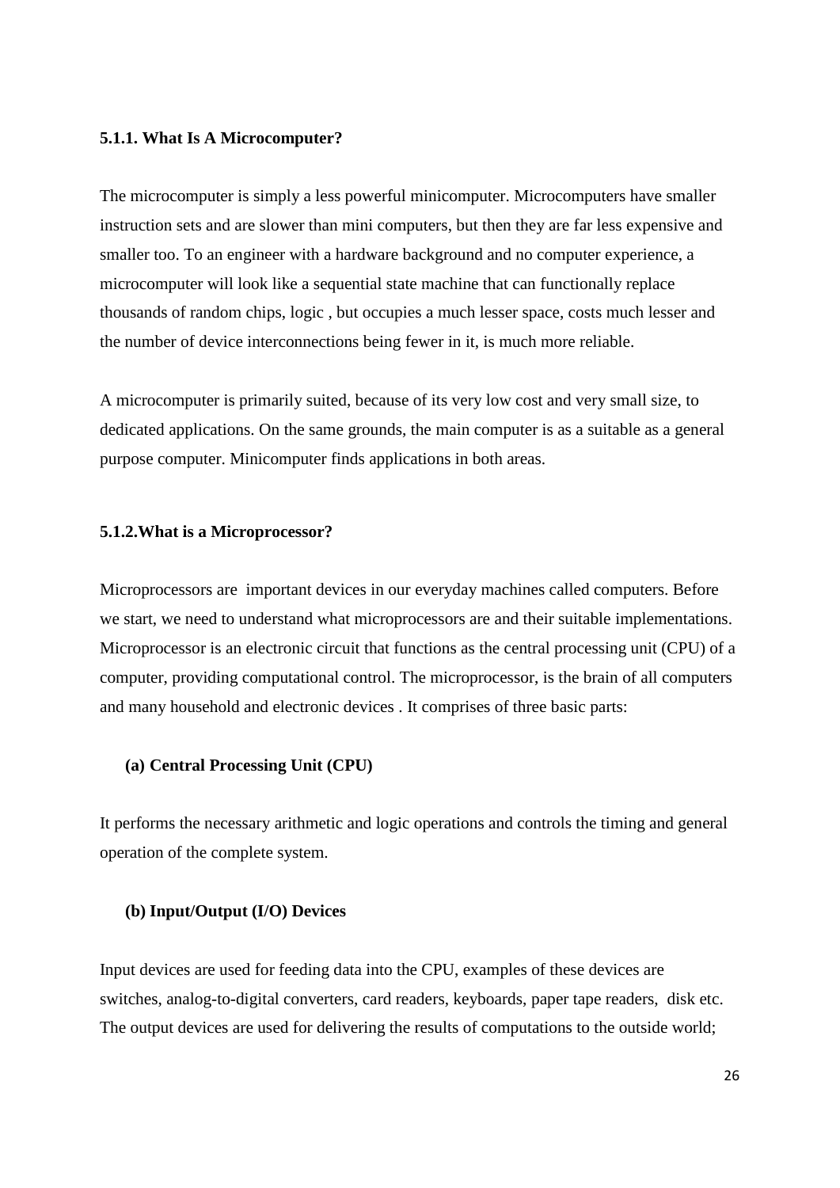### 5.1.1. What Is A Microcomputer?

The microcomputer is simply a less powerful minicomputer. Microcomputers have smaller instruction sets and are slower than mini computers, but then they are far less expensive and smaller too. To an engineer with a hardware background and no computer experience, a microcomputer will look like a sequential state machine that can functionally replace thousands of random chips, logic , but occupies a much lesser space, costs much lesser and the number of device interconnections being fewer in it, is much more reliable.

A microcomputer is primarily suited, because of its very low cost and very small size, to dedicated applications. On the same grounds, the main computer is as a suitable as a general purpose computer. Minicomputer finds applications in both areas.

### 5.1.2.What is a Microprocessor?

Microprocessors are important devices in our everyday machines called computers. Before we start, we need to understand what microprocessors are and their suitable implementations. Microprocessor is an electronic circuit that functions as the central processing unit (CPU) of a computer, providing computational control. The microprocessor, is the brain of all computers and many household and electronic devices . It comprises of three basic parts:

**(a) Central Processing Unit (CPU)**

It performs the necessary arithmetic and logic operations and controls the timing and general operation of the complete system.

**(b) Input/Output (I/O) Devices**

Input devices are used for feeding data into the CPU, examples of these devices are switches, analog-to-digital converters, card readers, keyboards, paper tape readers, disk etc. The output devices are used for delivering the results of computations to the outside world;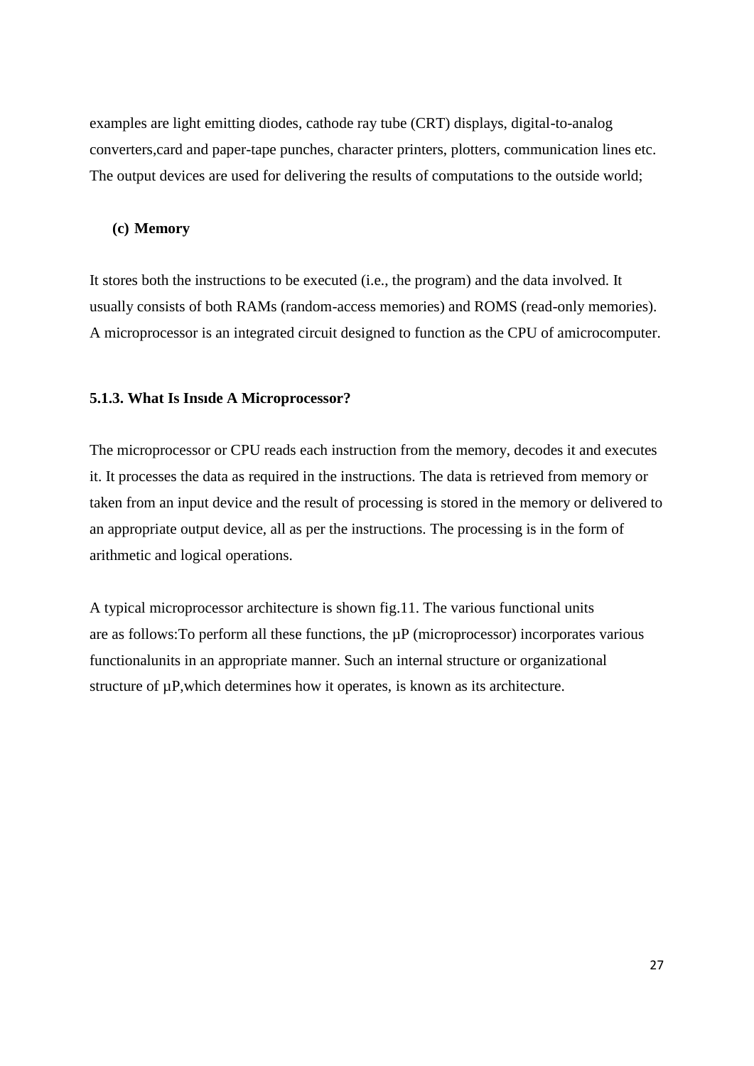examples are light emitting diodes, cathode ray tube (CRT) displays, digital-to-analog converters,card and paper-tape punches, character printers, plotters, communication lines etc. The output devices are used for delivering the results of computations to the outside world;

**(c) Memory**

It stores both the instructions to be executed (i.e., the program) and the data involved. It usually consists of both RAMs (random-access memories) and ROMS (read-only memories). A microprocessor is an integrated circuit designed to function as the CPU of amicrocomputer.

### 5.1.3. What Is Insıde A Microprocessor?

The microprocessor or CPU reads each instruction from the memory, decodes it and executes it. It processes the data as required in the instructions. The data is retrieved from memory or taken from an input device and the result of processing is stored in the memory or delivered to an appropriate output device, all as per the instructions. The processing is in the form of arithmetic and logical operations.

A typical microprocessor architecture is shown fig.11. The various functional units are as follows:To perform all these functions, the μP (microprocessor) incorporates various functionalunits in an appropriate manner. Such an internal structure or organizational structure of μP,which determines how it operates, is known as its architecture.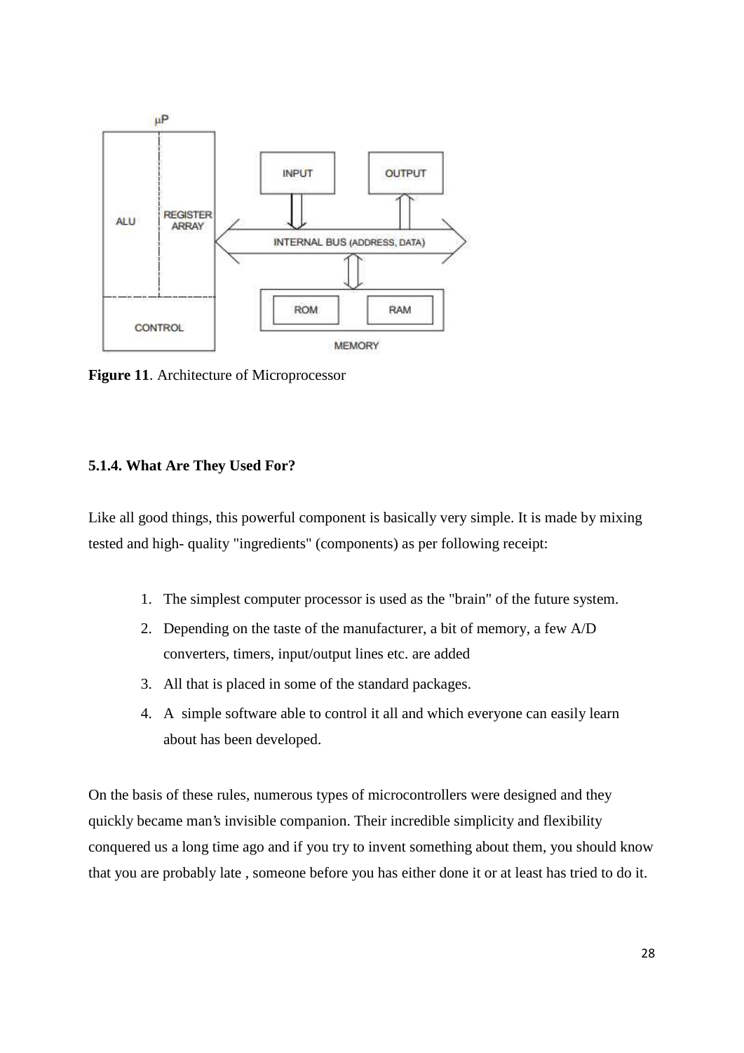**Figure 11**. Architecture of Microprocessor

### 5.1.4. What Are They Used For?

Like all good things, this powerful component is basically very simple. It is made by mixing tested and high- quality "ingredients" (components) as per following receipt:

1. The simplest computer processor is used as the "brain" of the future system.
2. Depending on the taste of the manufacturer, a bit of memory, a few A/D converters, timers, input/output lines etc. are added
3. All that is placed in some of the standard packages.
4. A simple software able to control it all and which everyone can easily learn about has been developed.

On the basis of these rules, numerous types of microcontrollers were designed and they quickly became man's invisible companion. Their incredible simplicity and flexibility conquered us a long time ago and if you try to invent something about them, you should know that you are probably late , someone before you has either done it or at least has tried to do it.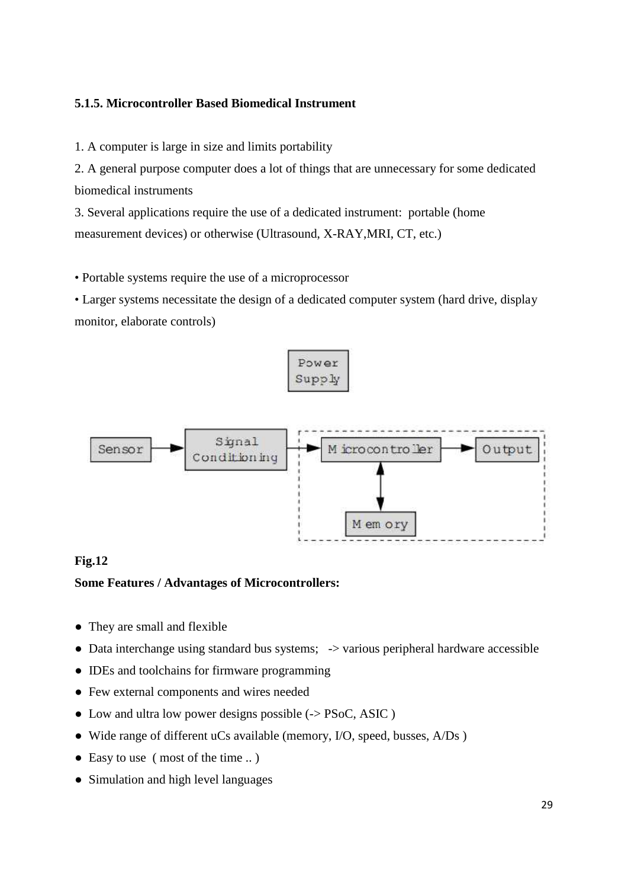**5.1.5. Microcontroller Based Biomedical Instrument**

1. A computer is large in size and limits portability
2. A general purpose computer does a lot of things that are unnecessary for some dedicated biomedical instruments
3. Several applications require the use of a dedicated instrument: portable (home measurement devices) or otherwise (Ultrasound, X-RAY,MRI, CT, etc.)

• Portable systems require the use of a microprocessor

• Larger systems necessitate the design of a dedicated computer system (hard drive, display monitor, elaborate controls)

**Fig.12**

**Some Features / Advantages of Microcontrollers:**

- They are small and flexible
- Data interchange using standard bus systems; -> various peripheral hardware accessible
- IDEs and toolchains for firmware programming
- Few external components and wires needed
- Low and ultra low power designs possible (-> PSoC, ASIC )
- Wide range of different uCs available (memory, I/O, speed, busses, A/Ds )
- Easy to use ( most of the time .. )
- Simulation and high level languages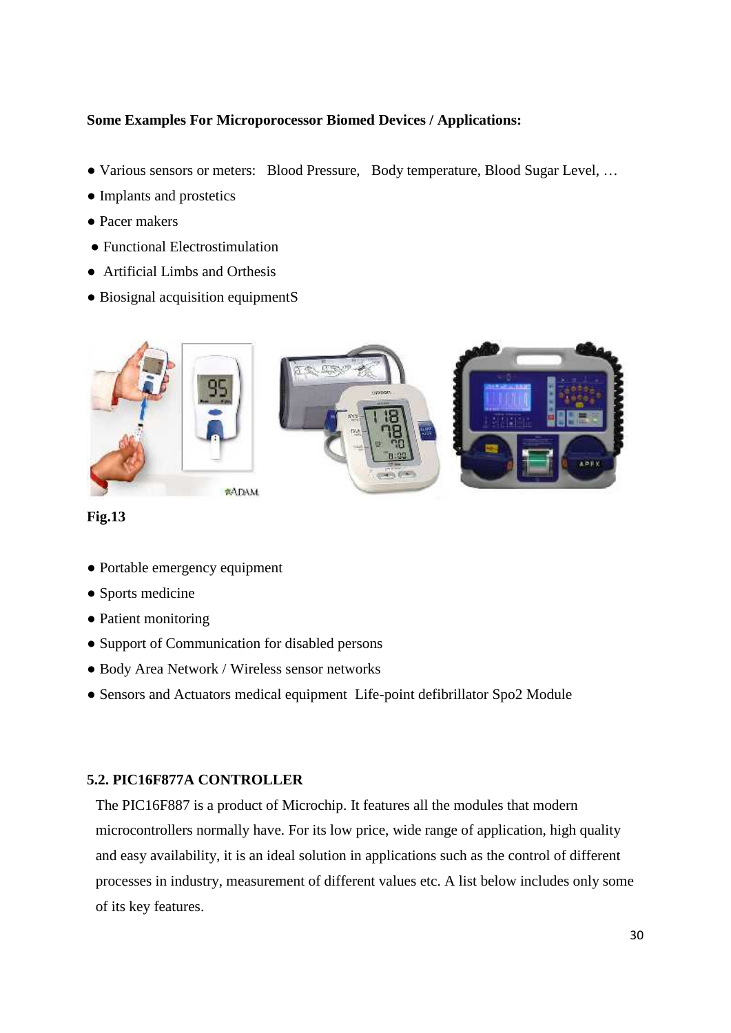**Some Examples For Microporocessor Biomed Devices / Applications:**

- Various sensors or meters: Blood Pressure, Body temperature, Blood Sugar Level, …
- Implants and prostetics
- Pacer makers
- Functional Electrostimulation
- Artificial Limbs and Orthesis
- Biosignal acquisition equipmentS

**Fig.13**

- Portable emergency equipment
- Sports medicine
- Patient monitoring
- Support of Communication for disabled persons
- Body Area Network / Wireless sensor networks
- Sensors and Actuators medical equipment Life-point defibrillator Spo2 Module

**5.2. PIC16F877A CONTROLLER**

The PIC16F887 is a product of Microchip. It features all the modules that modern microcontrollers normally have. For its low price, wide range of application, high quality and easy availability, it is an ideal solution in applications such as the control of different processes in industry, measurement of different values etc. A list below includes only some of its key features.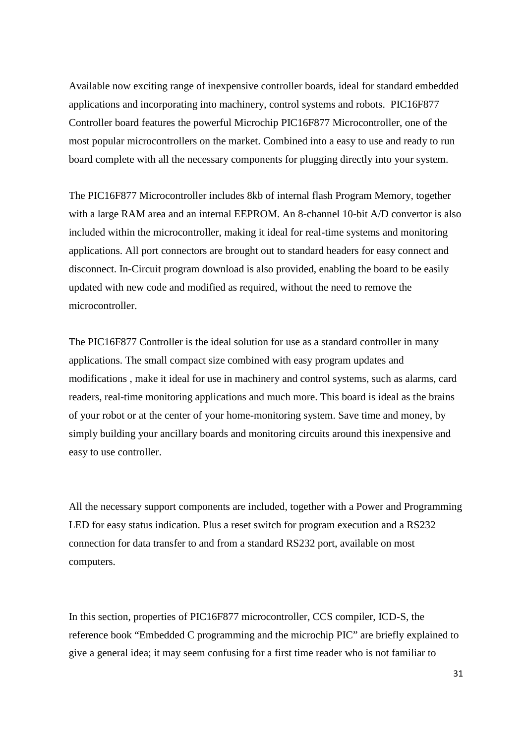Available now exciting range of inexpensive controller boards, ideal for standard embedded applications and incorporating into machinery, control systems and robots. PIC16F877 Controller board features the powerful Microchip PIC16F877 Microcontroller, one of the most popular microcontrollers on the market. Combined into a easy to use and ready to run board complete with all the necessary components for plugging directly into your system.

The PIC16F877 Microcontroller includes 8kb of internal flash Program Memory, together with a large RAM area and an internal EEPROM. An 8-channel 10-bit A/D convertor is also included within the microcontroller, making it ideal for real-time systems and monitoring applications. All port connectors are brought out to standard headers for easy connect and disconnect. In-Circuit program download is also provided, enabling the board to be easily updated with new code and modified as required, without the need to remove the microcontroller.

The PIC16F877 Controller is the ideal solution for use as a standard controller in many applications. The small compact size combined with easy program updates and modifications , make it ideal for use in machinery and control systems, such as alarms, card readers, real-time monitoring applications and much more. This board is ideal as the brains of your robot or at the center of your home-monitoring system. Save time and money, by simply building your ancillary boards and monitoring circuits around this inexpensive and easy to use controller.

All the necessary support components are included, together with a Power and Programming LED for easy status indication. Plus a reset switch for program execution and a RS232 connection for data transfer to and from a standard RS232 port, available on most computers.

In this section, properties of PIC16F877 microcontroller, CCS compiler, ICD-S, the reference book "Embedded C programming and the microchip PIC" are briefly explained to give a general idea; it may seem confusing for a first time reader who is not familiar to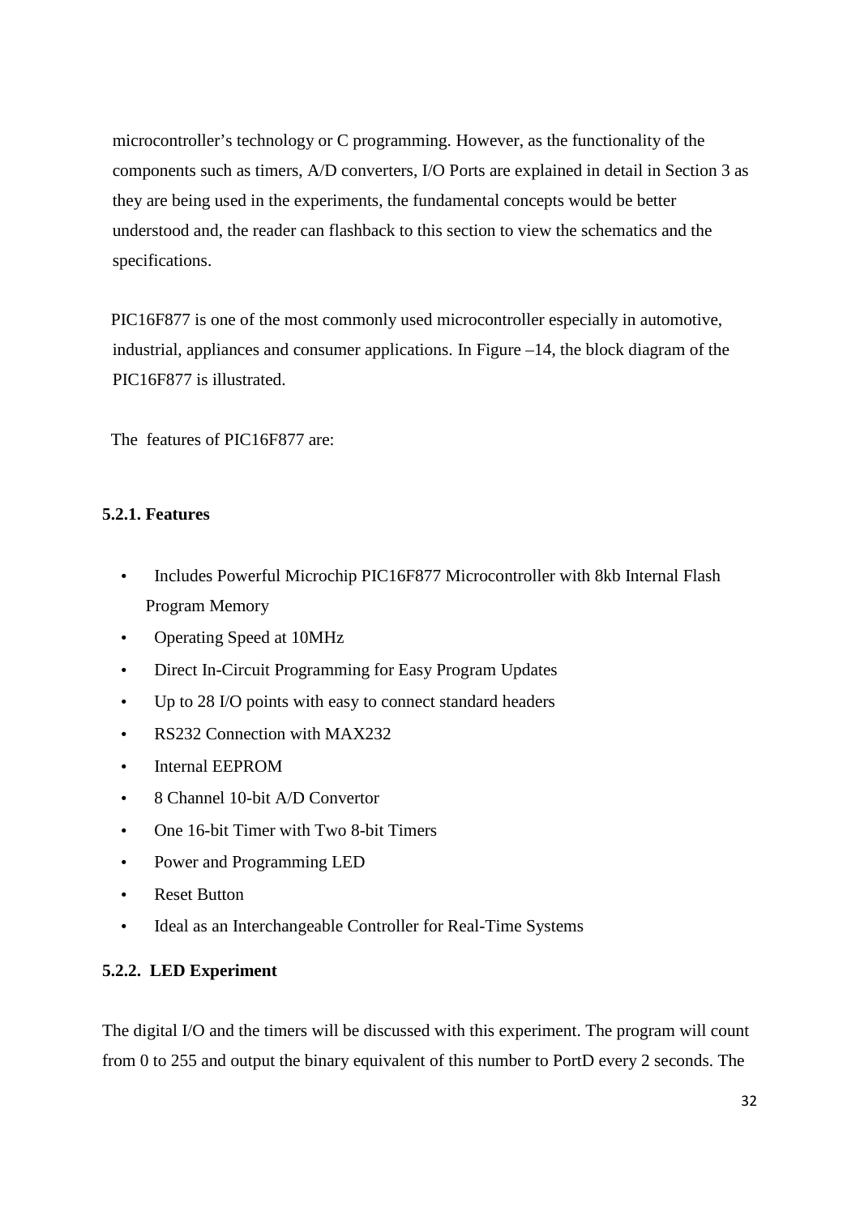microcontroller's technology or C programming. However, as the functionality of the components such as timers, A/D converters, I/O Ports are explained in detail in Section 3 as they are being used in the experiments, the fundamental concepts would be better understood and, the reader can flashback to this section to view the schematics and the specifications.

PIC16F877 is one of the most commonly used microcontroller especially in automotive, industrial, appliances and consumer applications. In Figure –14, the block diagram of the PIC16F877 is illustrated.

The features of PIC16F877 are:

### 5.2.1. Features

- Includes Powerful Microchip PIC16F877 Microcontroller with 8kb Internal Flash Program Memory
- Operating Speed at 10MHz
- Direct In-Circuit Programming for Easy Program Updates
- Up to 28 I/O points with easy to connect standard headers
- RS232 Connection with MAX232
- Internal EEPROM
- 8 Channel 10-bit A/D Convertor
- One 16-bit Timer with Two 8-bit Timers
- Power and Programming LED
- Reset Button
- Ideal as an Interchangeable Controller for Real-Time Systems

### 5.2.2. LED Experiment

The digital I/O and the timers will be discussed with this experiment. The program will count from 0 to 255 and output the binary equivalent of this number to PortD every 2 seconds. The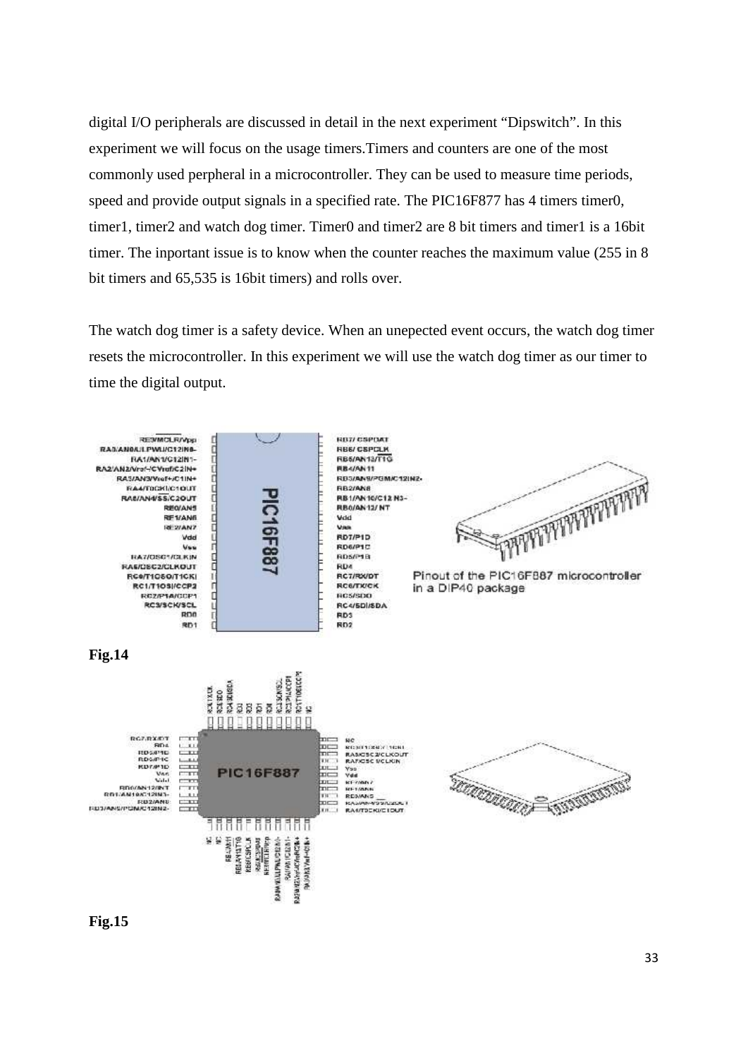digital I/O peripherals are discussed in detail in the next experiment “Dipswitch”. In this experiment we will focus on the usage timers.Timers and counters are one of the most commonly used perpheral in a microcontroller. They can be used to measure time periods, speed and provide output signals in a specified rate. The PIC16F877 has 4 timers timer0, timer1, timer2 and watch dog timer. Timer0 and timer2 are 8 bit timers and timer1 is a 16bit timer. The inportant issue is to know when the counter reaches the maximum value (255 in 8 bit timers and 65,535 is 16bit timers) and rolls over.

The watch dog timer is a safety device. When an unepected event occurs, the watch dog timer resets the microcontroller. In this experiment we will use the watch dog timer as our timer to time the digital output.

Pinout of the PIC16F887 microcontroller in a DIP40 package

**Fig.14**

**Fig.15**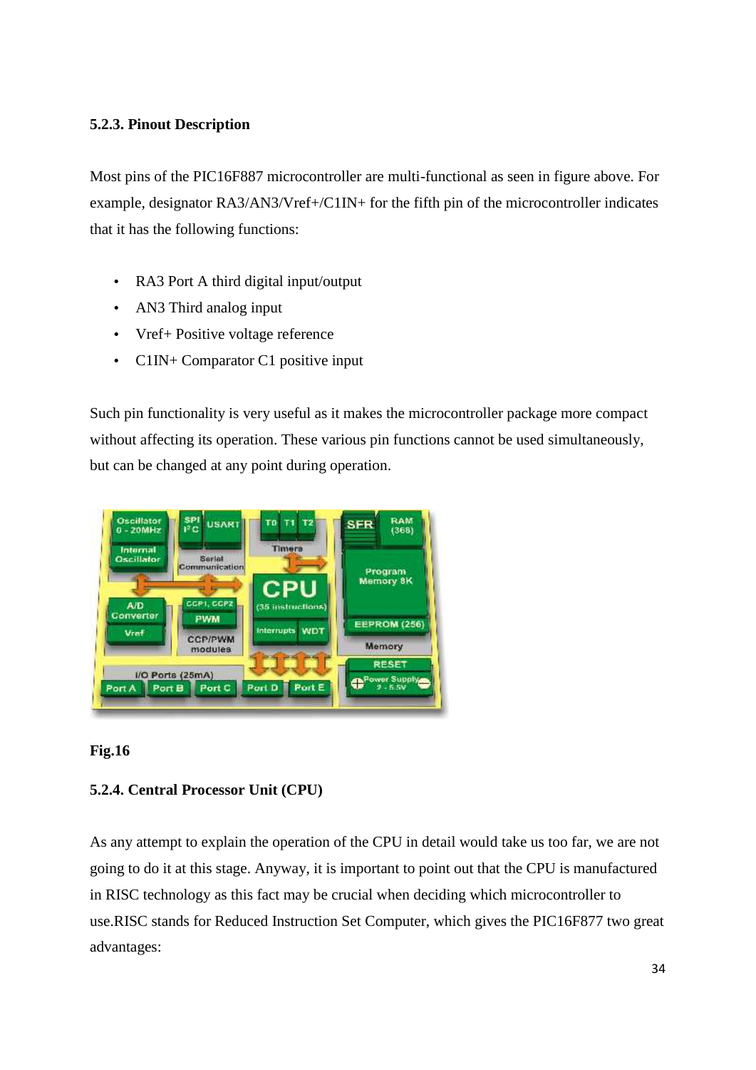### 5.2.3. Pinout Description

Most pins of the PIC16F887 microcontroller are multi-functional as seen in figure above. For example, designator RA3/AN3/Vref+/C1IN+ for the fifth pin of the microcontroller indicates that it has the following functions:

- RA3 Port A third digital input/output
- AN3 Third analog input
- Vref+ Positive voltage reference
- C1IN+ Comparator C1 positive input

Such pin functionality is very useful as it makes the microcontroller package more compact without affecting its operation. These various pin functions cannot be used simultaneously, but can be changed at any point during operation.

**Fig.16**

### 5.2.4. Central Processor Unit (CPU)

As any attempt to explain the operation of the CPU in detail would take us too far, we are not going to do it at this stage. Anyway, it is important to point out that the CPU is manufactured in RISC technology as this fact may be crucial when deciding which microcontroller to use.RISC stands for Reduced Instruction Set Computer, which gives the PIC16F877 two great advantages: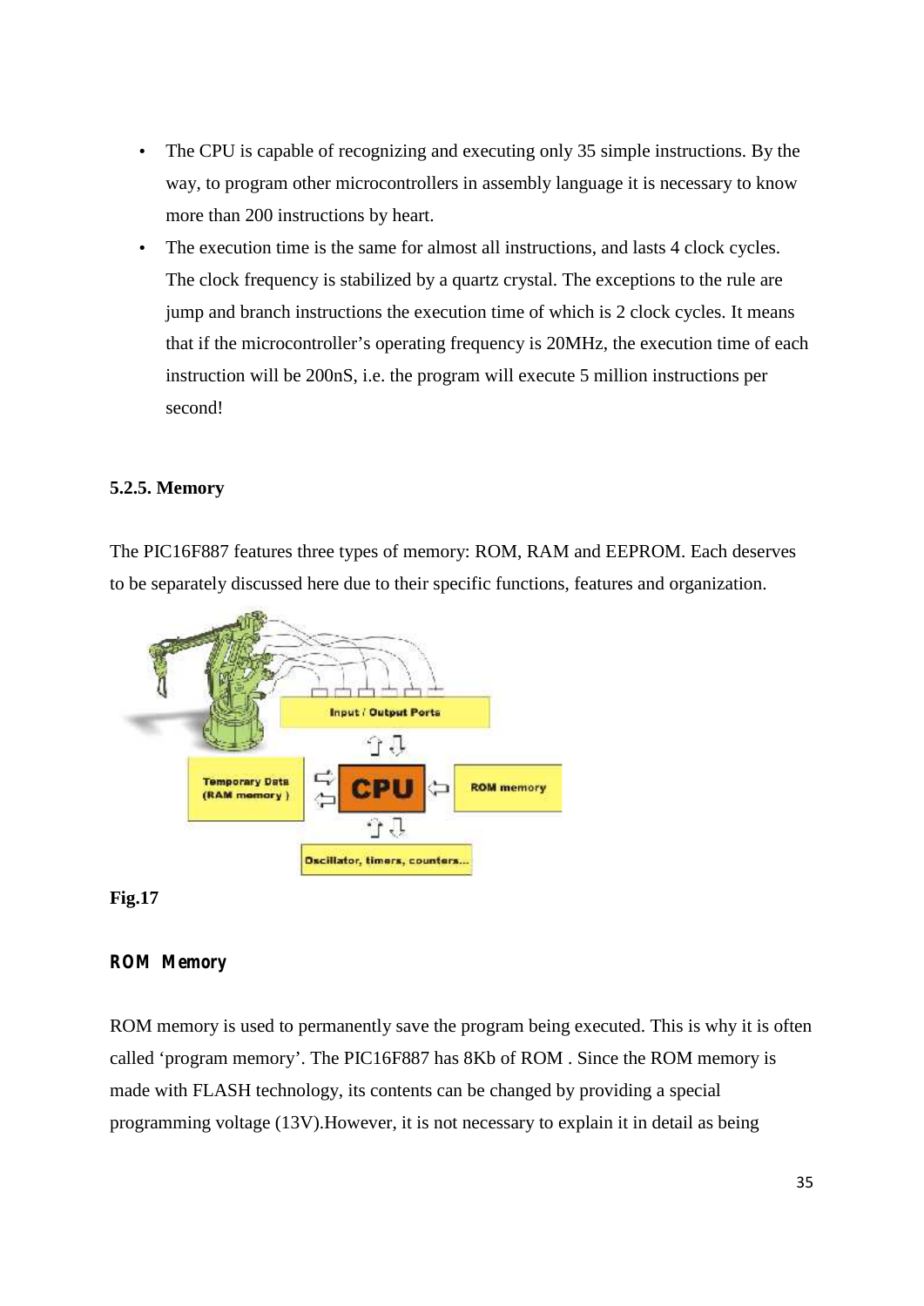- The CPU is capable of recognizing and executing only 35 simple instructions. By the way, to program other microcontrollers in assembly language it is necessary to know more than 200 instructions by heart.
- The execution time is the same for almost all instructions, and lasts 4 clock cycles. The clock frequency is stabilized by a quartz crystal. The exceptions to the rule are jump and branch instructions the execution time of which is 2 clock cycles. It means that if the microcontroller's operating frequency is 20MHz, the execution time of each instruction will be 200nS, i.e. the program will execute 5 million instructions per second!

### 5.2.5. Memory

The PIC16F887 features three types of memory: ROM, RAM and EEPROM. Each deserves to be separately discussed here due to their specific functions, features and organization.

**Fig.17**

#### ROM Memory

ROM memory is used to permanently save the program being executed. This is why it is often called 'program memory'. The PIC16F887 has 8Kb of ROM . Since the ROM memory is made with FLASH technology, its contents can be changed by providing a special programming voltage (13V).However, it is not necessary to explain it in detail as being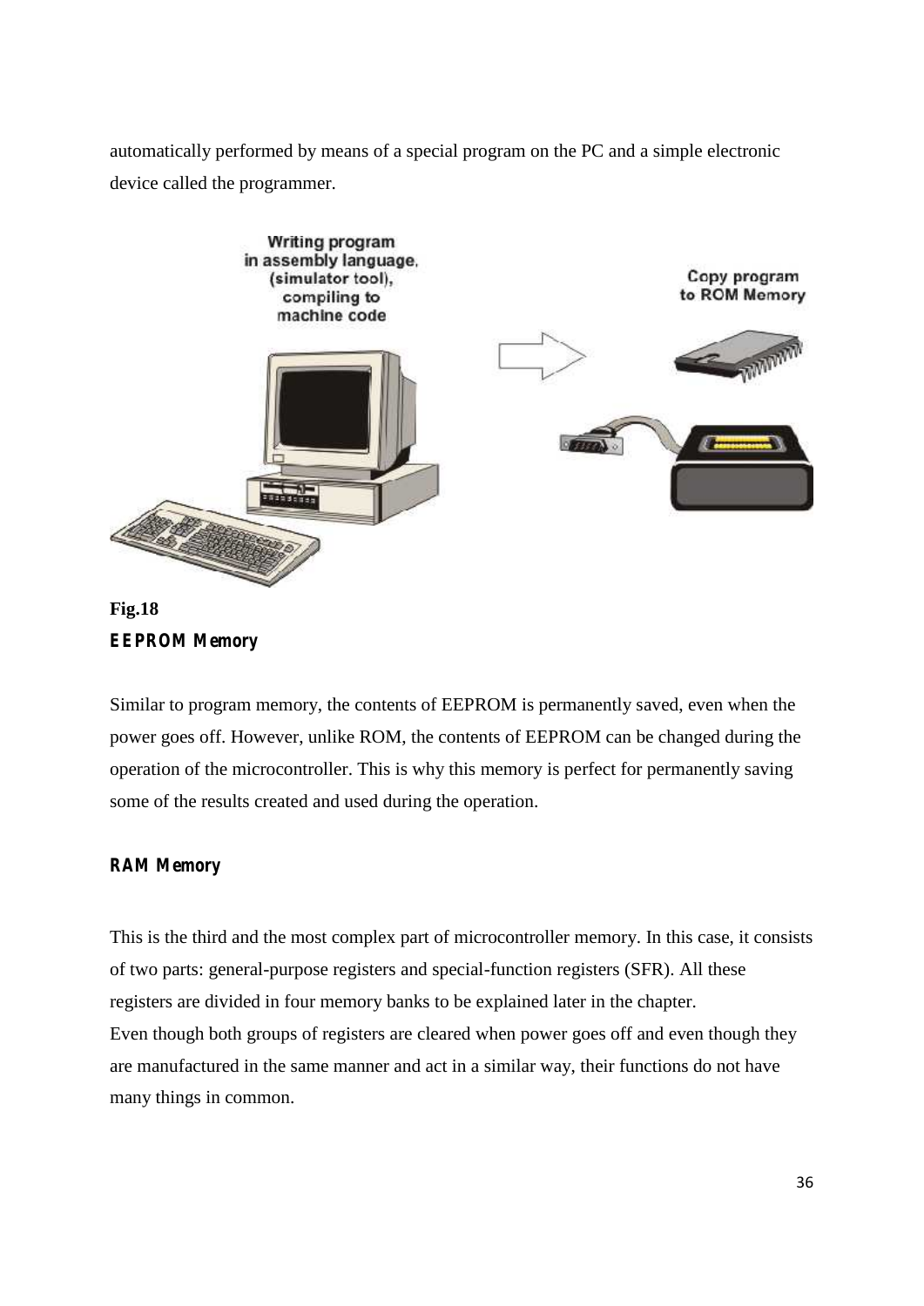automatically performed by means of a special program on the PC and a simple electronic device called the programmer.

Fig.18

**EEPROM Memory**

Similar to program memory, the contents of EEPROM is permanently saved, even when the power goes off. However, unlike ROM, the contents of EEPROM can be changed during the operation of the microcontroller. This is why this memory is perfect for permanently saving some of the results created and used during the operation.

**RAM Memory**

This is the third and the most complex part of microcontroller memory. In this case, it consists of two parts: general-purpose registers and special-function registers (SFR). All these registers are divided in four memory banks to be explained later in the chapter.
Even though both groups of registers are cleared when power goes off and even though they are manufactured in the same manner and act in a similar way, their functions do not have many things in common.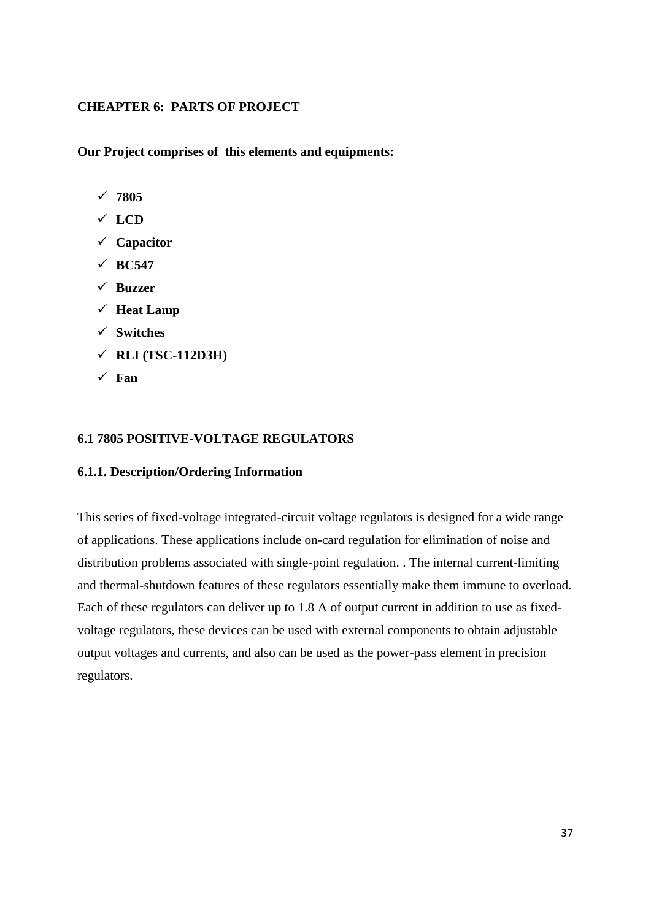## CHEAPTER 6: PARTS OF PROJECT

**Our Project comprises of this elements and equipments:**

- ✓ **7805**
- ✓ **LCD**
- ✓ **Capacitor**
- ✓ **BC547**
- ✓ **Buzzer**
- ✓ **Heat Lamp**
- ✓ **Switches**
- ✓ **RLI (TSC-112D3H)**
- ✓ **Fan**

### 6.1 7805 POSITIVE-VOLTAGE REGULATORS

#### 6.1.1. Description/Ordering Information

This series of fixed-voltage integrated-circuit voltage regulators is designed for a wide range of applications. These applications include on-card regulation for elimination of noise and distribution problems associated with single-point regulation. . The internal current-limiting and thermal-shutdown features of these regulators essentially make them immune to overload. Each of these regulators can deliver up to 1.8 A of output current in addition to use as fixed-voltage regulators, these devices can be used with external components to obtain adjustable output voltages and currents, and also can be used as the power-pass element in precision regulators.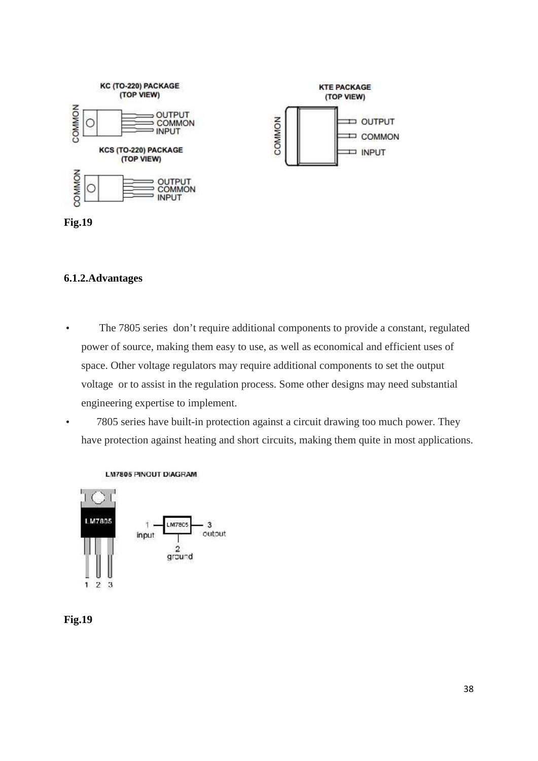Fig.19

### 6.1.2.Advantages

- The 7805 series don't require additional components to provide a constant, regulated power of source, making them easy to use, as well as economical and efficient uses of space. Other voltage regulators may require additional components to set the output voltage or to assist in the regulation process. Some other designs may need substantial engineering expertise to implement.
- 7805 series have built-in protection against a circuit drawing too much power. They have protection against heating and short circuits, making them quite in most applications.

Fig.19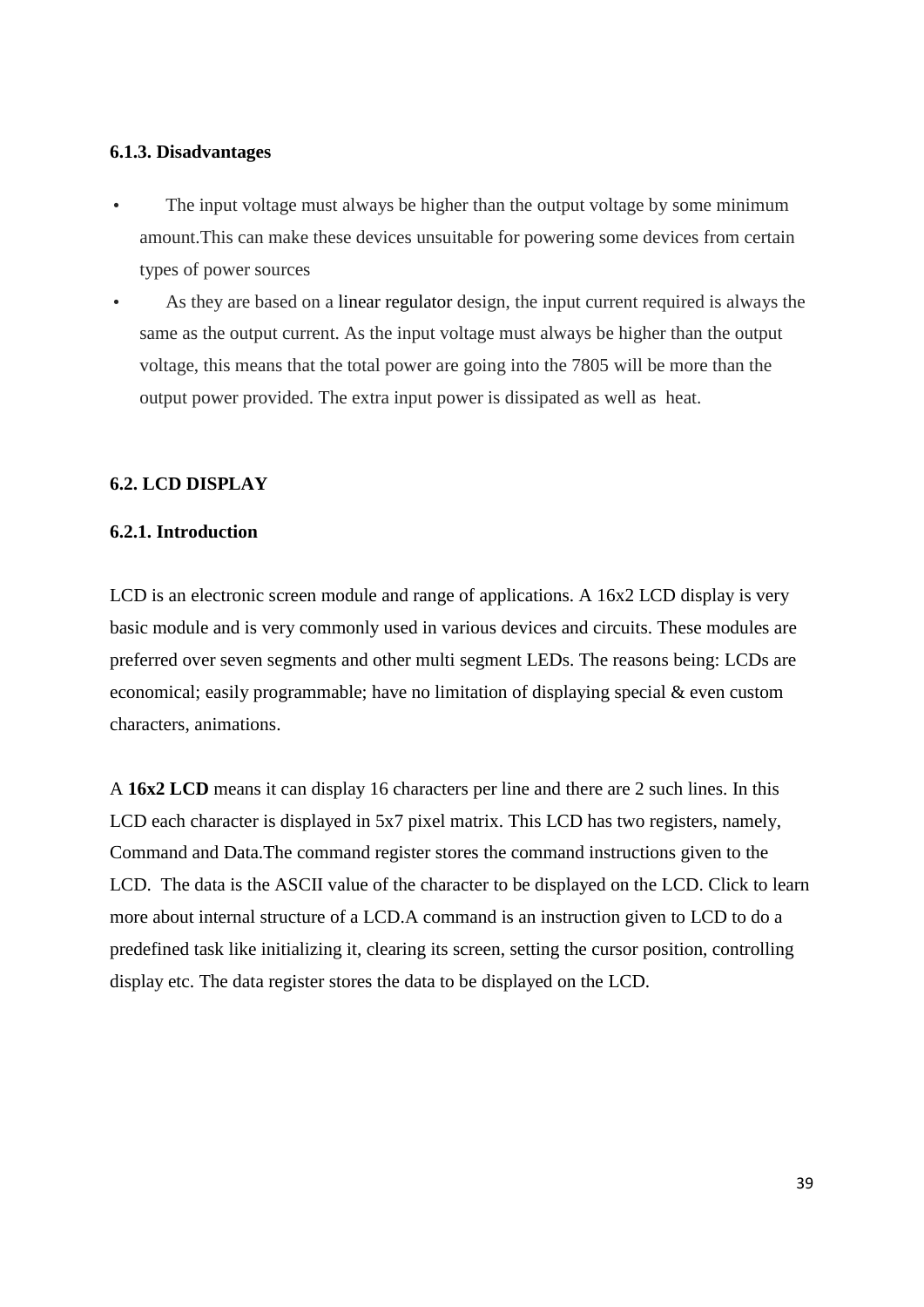### 6.1.3. Disadvantages

- The input voltage must always be higher than the output voltage by some minimum amount.This can make these devices unsuitable for powering some devices from certain types of power sources
- As they are based on a linear regulator design, the input current required is always the same as the output current. As the input voltage must always be higher than the output voltage, this means that the total power are going into the 7805 will be more than the output power provided. The extra input power is dissipated as well as heat.

## 6.2. LCD DISPLAY

### 6.2.1. Introduction

LCD is an electronic screen module and range of applications. A 16x2 LCD display is very basic module and is very commonly used in various devices and circuits. These modules are preferred over seven segments and other multi segment LEDs. The reasons being: LCDs are economical; easily programmable; have no limitation of displaying special & even custom characters, animations.

A **16x2 LCD** means it can display 16 characters per line and there are 2 such lines. In this LCD each character is displayed in 5x7 pixel matrix. This LCD has two registers, namely, Command and Data.The command register stores the command instructions given to the LCD. The data is the ASCII value of the character to be displayed on the LCD. Click to learn more about internal structure of a LCD.A command is an instruction given to LCD to do a predefined task like initializing it, clearing its screen, setting the cursor position, controlling display etc. The data register stores the data to be displayed on the LCD.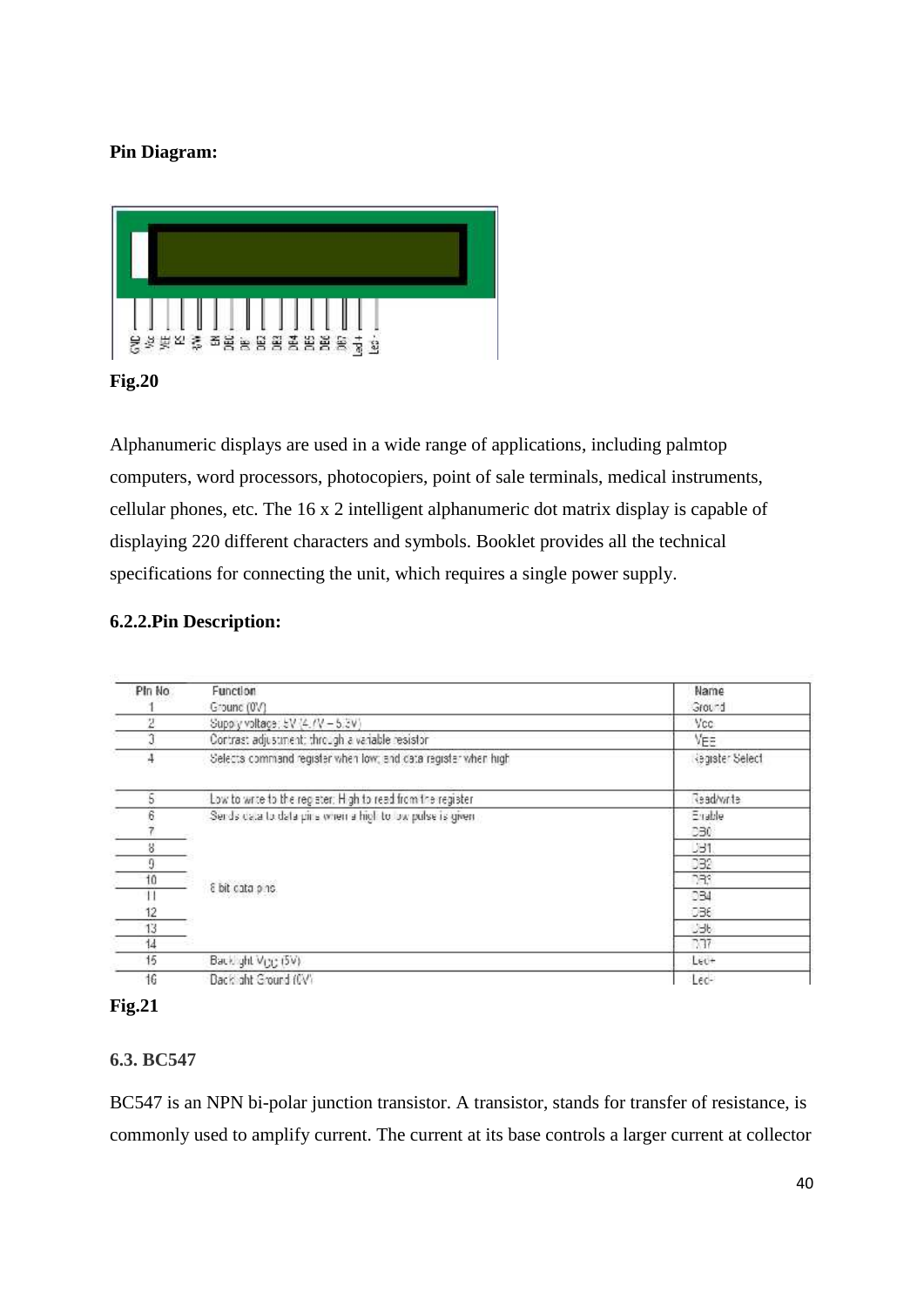**Pin Diagram:**

**Fig.20**

Alphanumeric displays are used in a wide range of applications, including palmtop computers, word processors, photocopiers, point of sale terminals, medical instruments, cellular phones, etc. The 16 x 2 intelligent alphanumeric dot matrix display is capable of displaying 220 different characters and symbols. Booklet provides all the technical specifications for connecting the unit, which requires a single power supply.

**6.2.2.Pin Description:**

| Pin No | Function | Name |
|---|---|---|
| 1 | Ground (0V) | Ground |
| 2 | Supply voltage; 5V (4.7V – 5.3V) | Vcc |
| 3 | Contrast adjustment; through a variable resistor | VEE |
| 4 | Selects command register when low; and data register when high | Register Select |
| 5 | Low to write to the register; High to read from the register | Read/write |
| 6 | Sends data to data pins when a high to low pulse is given | Enable |
| 7 | 8 bit data pins | DB0 |
| 8 | | DB1 |
| 9 | | DB2 |
| 10 | | DB3 |
| 11 | | DB4 |
| 12 | | DB5 |
| 13 | | DB6 |
| 14 | | DB7 |
| 15 | Backlight $V_{CC}$ (5V) | Led+ |
| 16 | Backlight Ground (0V) | Led- |

**Fig.21**

**6.3. BC547**

BC547 is an NPN bi-polar junction transistor. A transistor, stands for transfer of resistance, is commonly used to amplify current. The current at its base controls a larger current at collector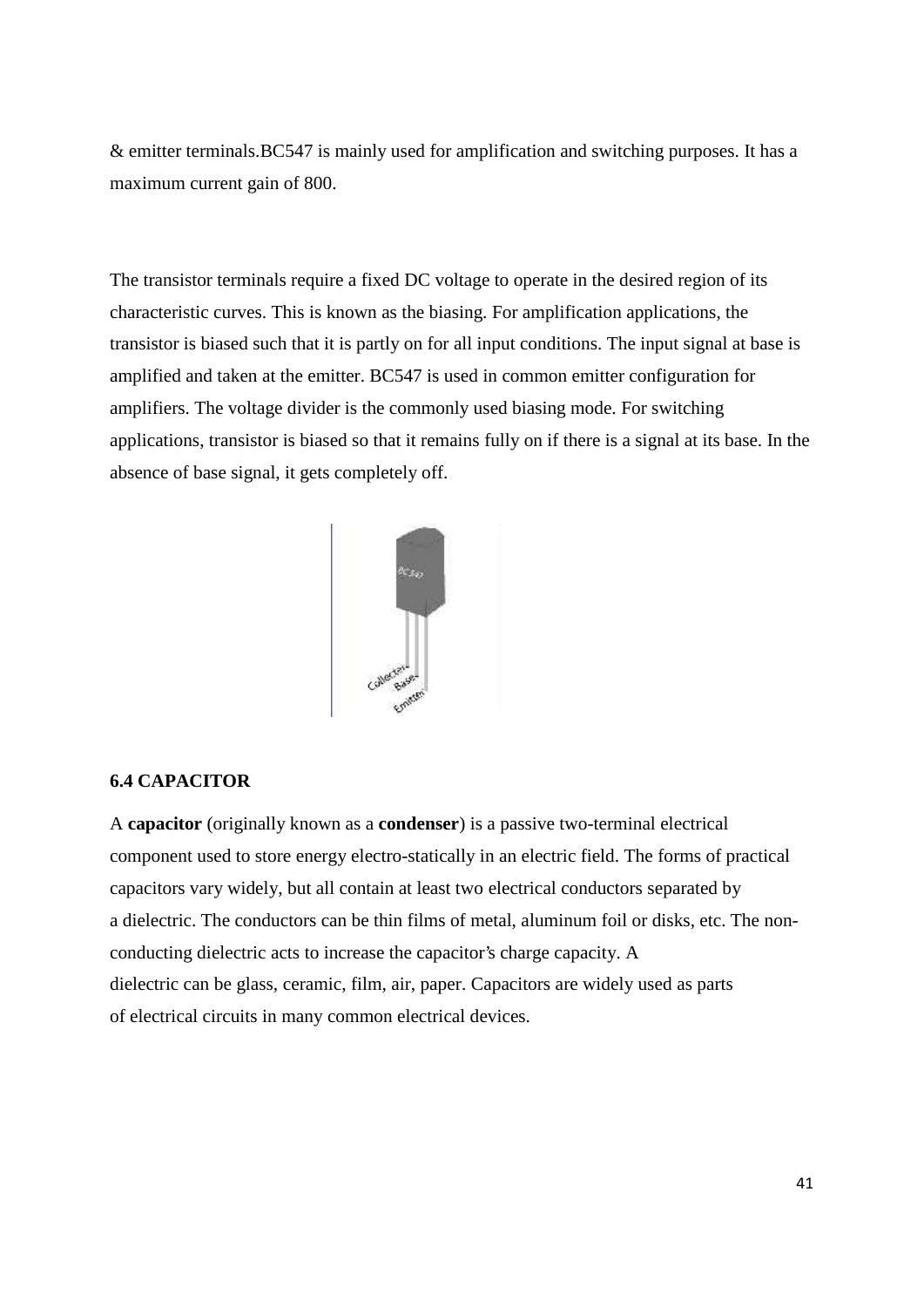& emitter terminals.BC547 is mainly used for amplification and switching purposes. It has a maximum current gain of 800.

The transistor terminals require a fixed DC voltage to operate in the desired region of its characteristic curves. This is known as the biasing. For amplification applications, the transistor is biased such that it is partly on for all input conditions. The input signal at base is amplified and taken at the emitter. BC547 is used in common emitter configuration for amplifiers. The voltage divider is the commonly used biasing mode. For switching applications, transistor is biased so that it remains fully on if there is a signal at its base. In the absence of base signal, it gets completely off.

### 6.4 CAPACITOR

A **capacitor** (originally known as a **condenser**) is a passive two-terminal electrical component used to store energy electro-statically in an electric field. The forms of practical capacitors vary widely, but all contain at least two electrical conductors separated by a dielectric. The conductors can be thin films of metal, aluminum foil or disks, etc. The non-conducting dielectric acts to increase the capacitor's charge capacity. A dielectric can be glass, ceramic, film, air, paper. Capacitors are widely used as parts of electrical circuits in many common electrical devices.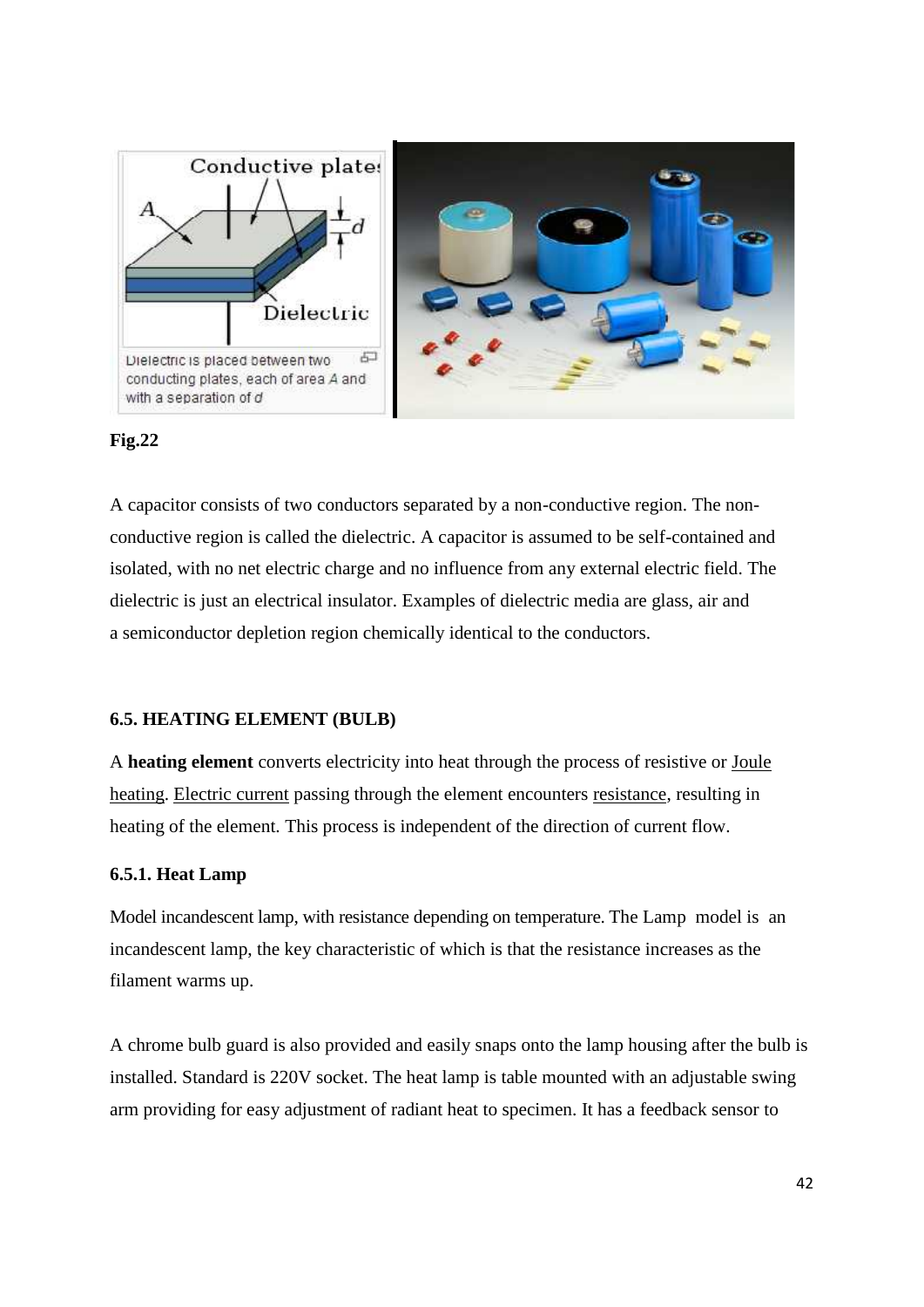Fig.22

A capacitor consists of two conductors separated by a non-conductive region. The non-conductive region is called the dielectric. A capacitor is assumed to be self-contained and isolated, with no net electric charge and no influence from any external electric field. The dielectric is just an electrical insulator. Examples of dielectric media are glass, air and a semiconductor depletion region chemically identical to the conductors.

### 6.5. HEATING ELEMENT (BULB)

A **heating element** converts electricity into heat through the process of resistive or Joule heating. Electric current passing through the element encounters resistance, resulting in heating of the element. This process is independent of the direction of current flow.

#### 6.5.1. Heat Lamp

Model incandescent lamp, with resistance depending on temperature. The Lamp model is an incandescent lamp, the key characteristic of which is that the resistance increases as the filament warms up.

A chrome bulb guard is also provided and easily snaps onto the lamp housing after the bulb is installed. Standard is 220V socket. The heat lamp is table mounted with an adjustable swing arm providing for easy adjustment of radiant heat to specimen. It has a feedback sensor to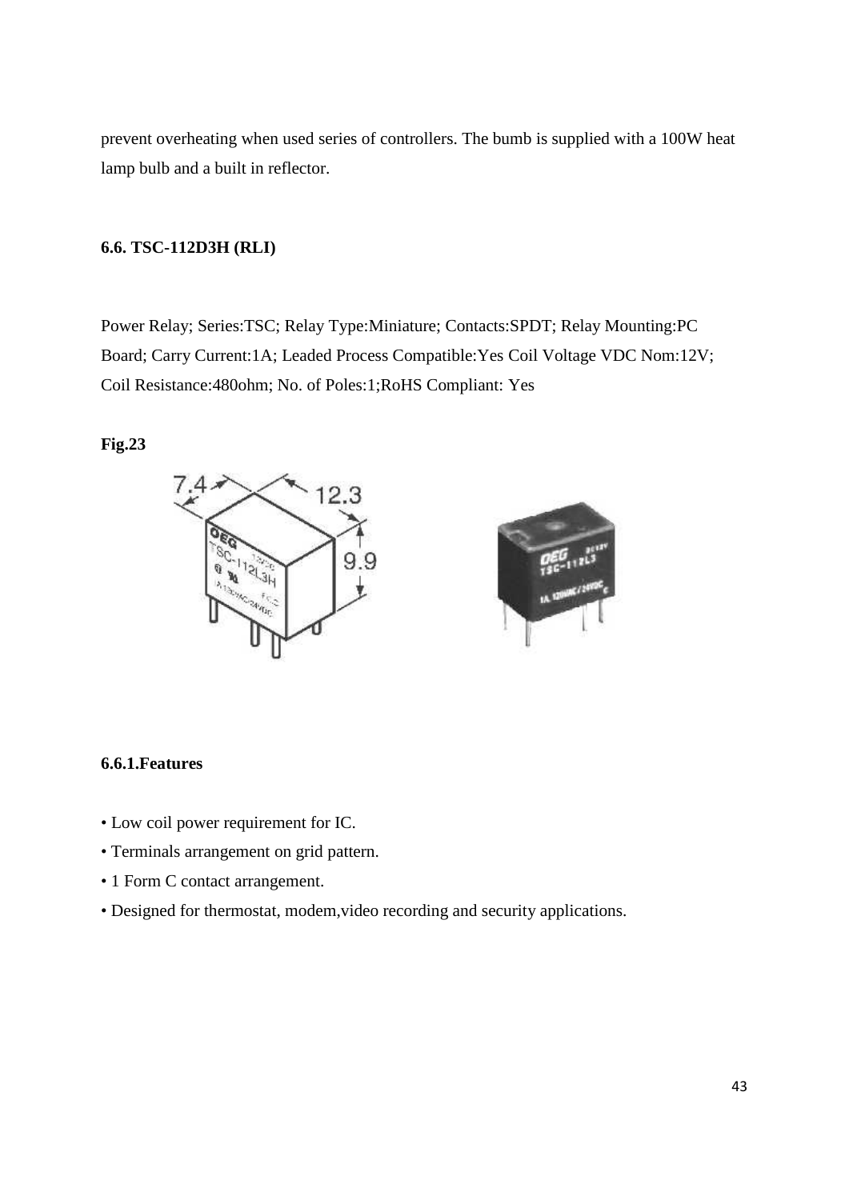prevent overheating when used series of controllers. The bumb is supplied with a 100W heat lamp bulb and a built in reflector.

### 6.6. TSC-112D3H (RLI)

Power Relay; Series:TSC; Relay Type:Miniature; Contacts:SPDT; Relay Mounting:PC Board; Carry Current:1A; Leaded Process Compatible:Yes Coil Voltage VDC Nom:12V; Coil Resistance:480ohm; No. of Poles:1;RoHS Compliant: Yes

**Fig.23**

#### 6.6.1.Features

- Low coil power requirement for IC.
- Terminals arrangement on grid pattern.
- 1 Form C contact arrangement.
- Designed for thermostat, modem,video recording and security applications.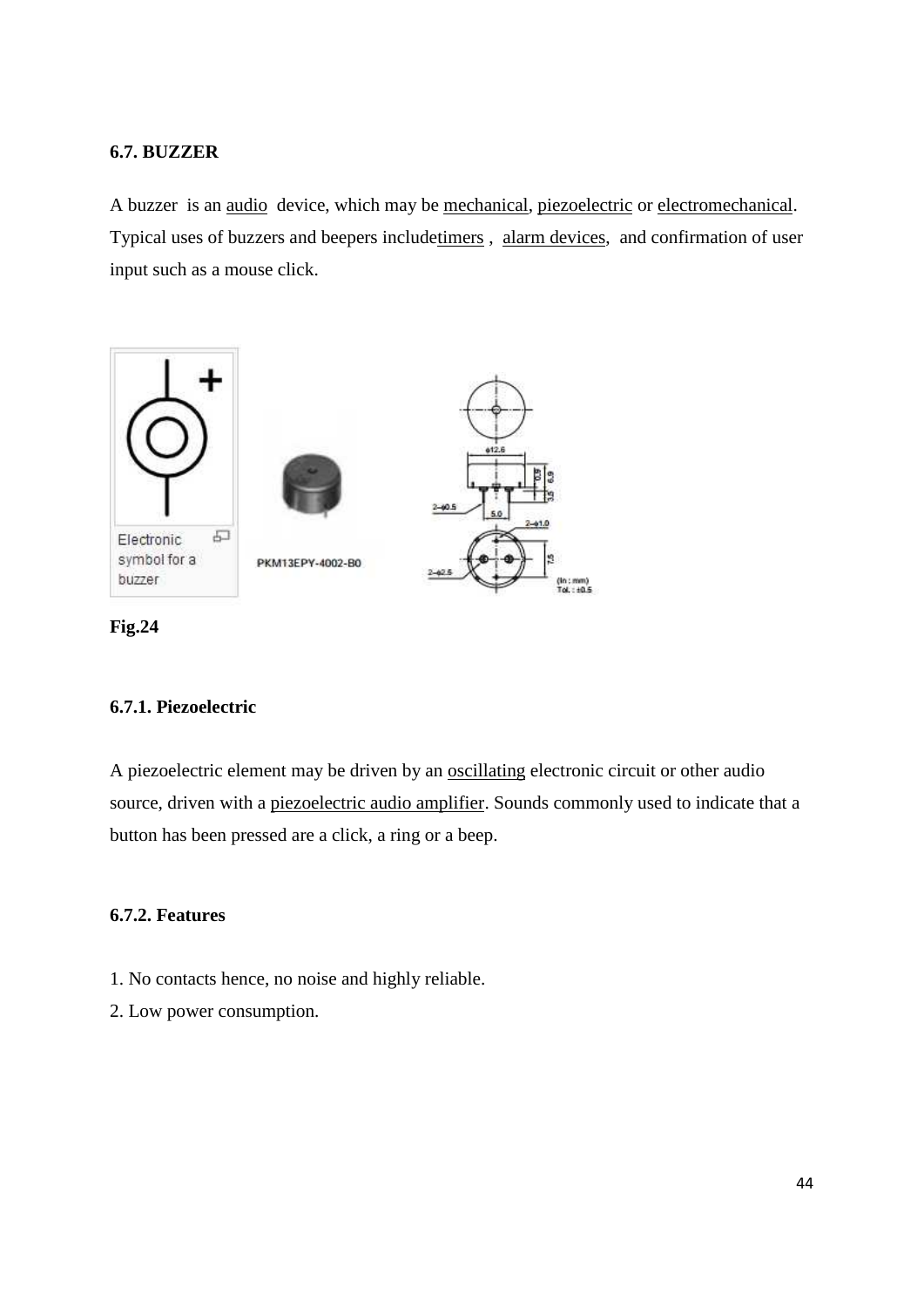**6.7. BUZZER**

A buzzer is an audio device, which may be mechanical, piezoelectric or electromechanical. Typical uses of buzzers and beepers includetimers , alarm devices, and confirmation of user input such as a mouse click.

Electronic symbol for a buzzer

PKM13EPY-4002-B0

**Fig.24**

**6.7.1. Piezoelectric**

A piezoelectric element may be driven by an oscillating electronic circuit or other audio source, driven with a piezoelectric audio amplifier. Sounds commonly used to indicate that a button has been pressed are a click, a ring or a beep.

**6.7.2. Features**

1. No contacts hence, no noise and highly reliable.
2. Low power consumption.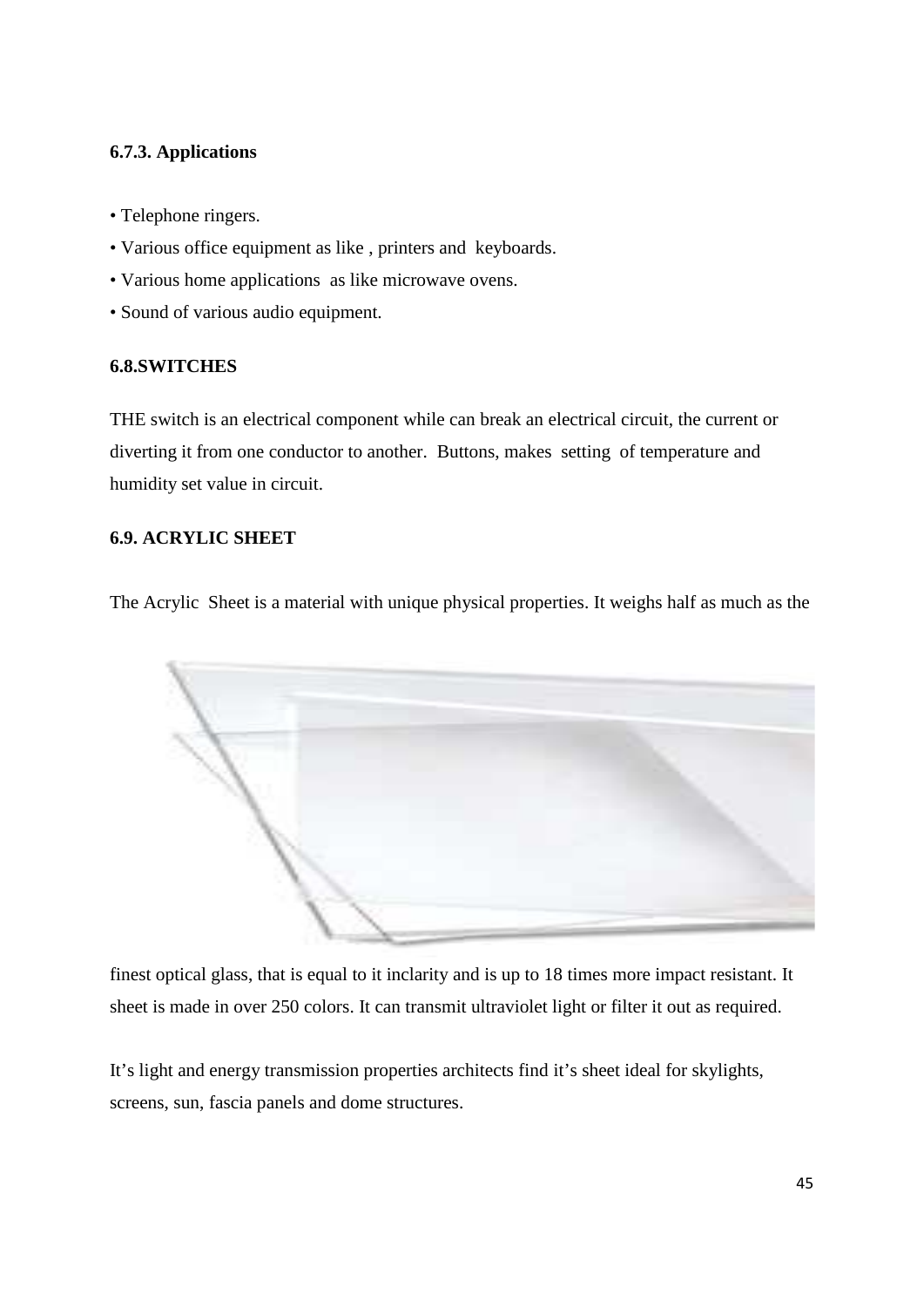### 6.7.3. Applications

- Telephone ringers.
- Various office equipment as like , printers and keyboards.
- Various home applications as like microwave ovens.
- Sound of various audio equipment.

### 6.8.SWITCHES

THE switch is an electrical component while can break an electrical circuit, the current or diverting it from one conductor to another. Buttons, makes setting of temperature and humidity set value in circuit.

### 6.9. ACRYLIC SHEET

The Acrylic Sheet is a material with unique physical properties. It weighs half as much as the finest optical glass, that is equal to it inclarity and is up to 18 times more impact resistant. It sheet is made in over 250 colors. It can transmit ultraviolet light or filter it out as required.

It's light and energy transmission properties architects find it's sheet ideal for skylights, screens, sun, fascia panels and dome structures.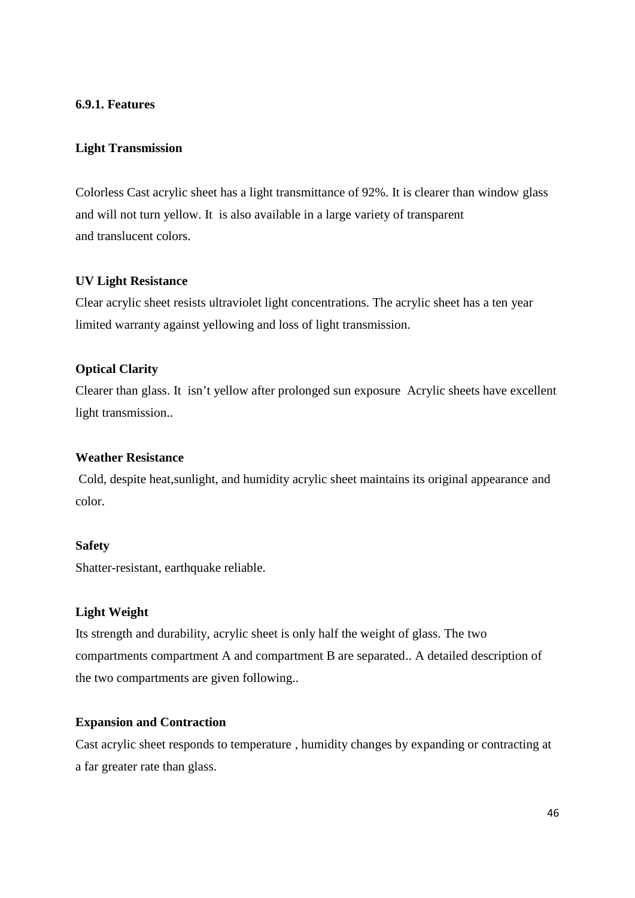### 6.9.1. Features

**Light Transmission**

Colorless Cast acrylic sheet has a light transmittance of 92%. It is clearer than window glass and will not turn yellow. It is also available in a large variety of transparent and translucent colors.

**UV Light Resistance**

Clear acrylic sheet resists ultraviolet light concentrations. The acrylic sheet has a ten year limited warranty against yellowing and loss of light transmission.

**Optical Clarity**

Clearer than glass. It isn't yellow after prolonged sun exposure Acrylic sheets have excellent light transmission..

**Weather Resistance**

Cold, despite heat,sunlight, and humidity acrylic sheet maintains its original appearance and color.

**Safety**

Shatter-resistant, earthquake reliable.

**Light Weight**

Its strength and durability, acrylic sheet is only half the weight of glass. The two compartments compartment A and compartment B are separated.. A detailed description of the two compartments are given following..

**Expansion and Contraction**

Cast acrylic sheet responds to temperature , humidity changes by expanding or contracting at a far greater rate than glass.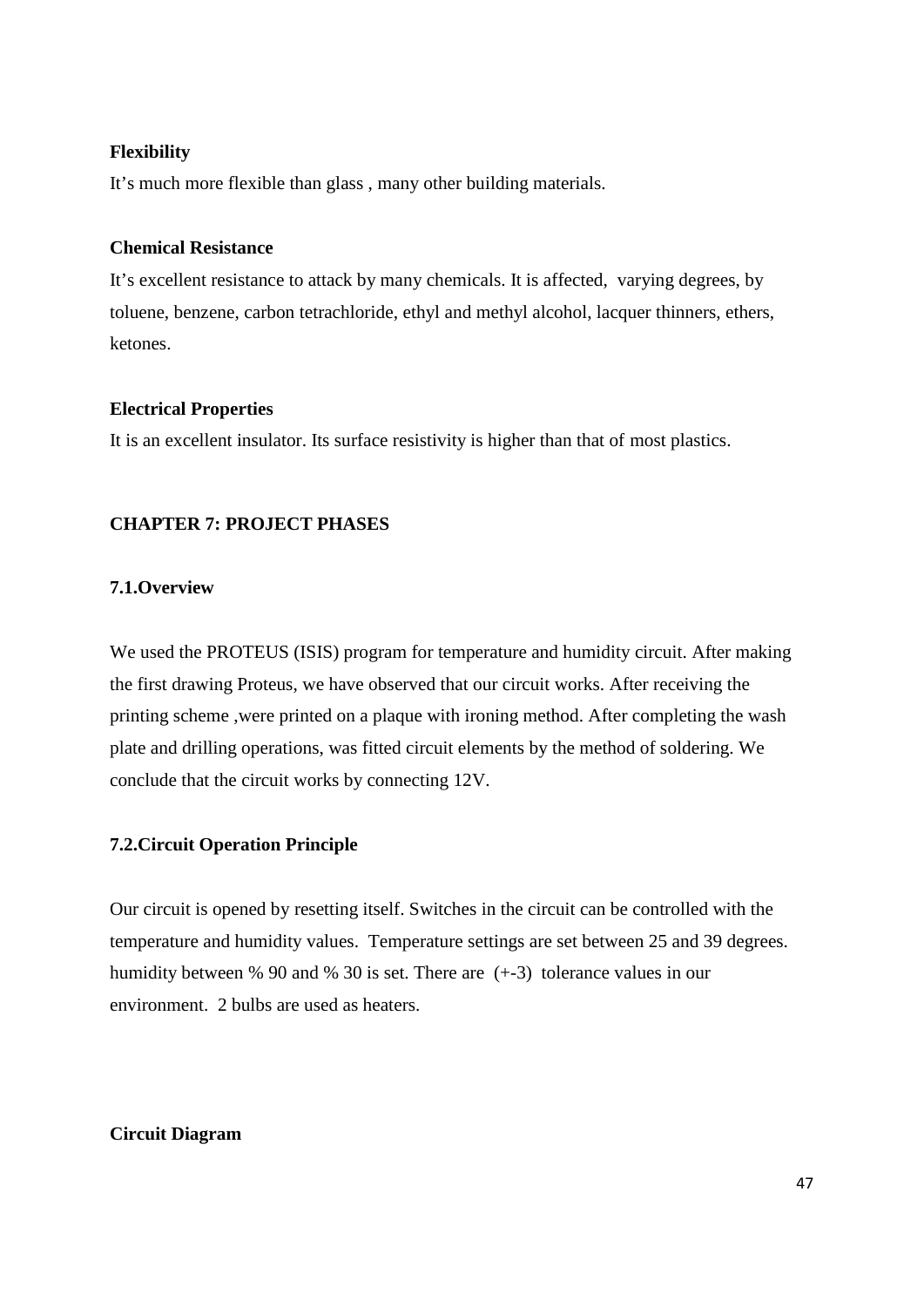**Flexibility**

It’s much more flexible than glass , many other building materials.

**Chemical Resistance**

It’s excellent resistance to attack by many chemicals. It is affected,  varying degrees, by toluene, benzene, carbon tetrachloride, ethyl and methyl alcohol, lacquer thinners, ethers, ketones.

**Electrical Properties**

It is an excellent insulator. Its surface resistivity is higher than that of most plastics.

## CHAPTER 7: PROJECT PHASES

### 7.1.Overview

We used the PROTEUS (ISIS) program for temperature and humidity circuit. After making the first drawing Proteus, we have observed that our circuit works. After receiving the printing scheme ,were printed on a plaque with ironing method. After completing the wash plate and drilling operations, was fitted circuit elements by the method of soldering. We conclude that the circuit works by connecting 12V.

### 7.2.Circuit Operation Principle

Our circuit is opened by resetting itself. Switches in the circuit can be controlled with the temperature and humidity values.  Temperature settings are set between 25 and 39 degrees. humidity between % 90 and % 30 is set. There are  (+-3)  tolerance values in our environment.  2 bulbs are used as heaters.

**Circuit Diagram**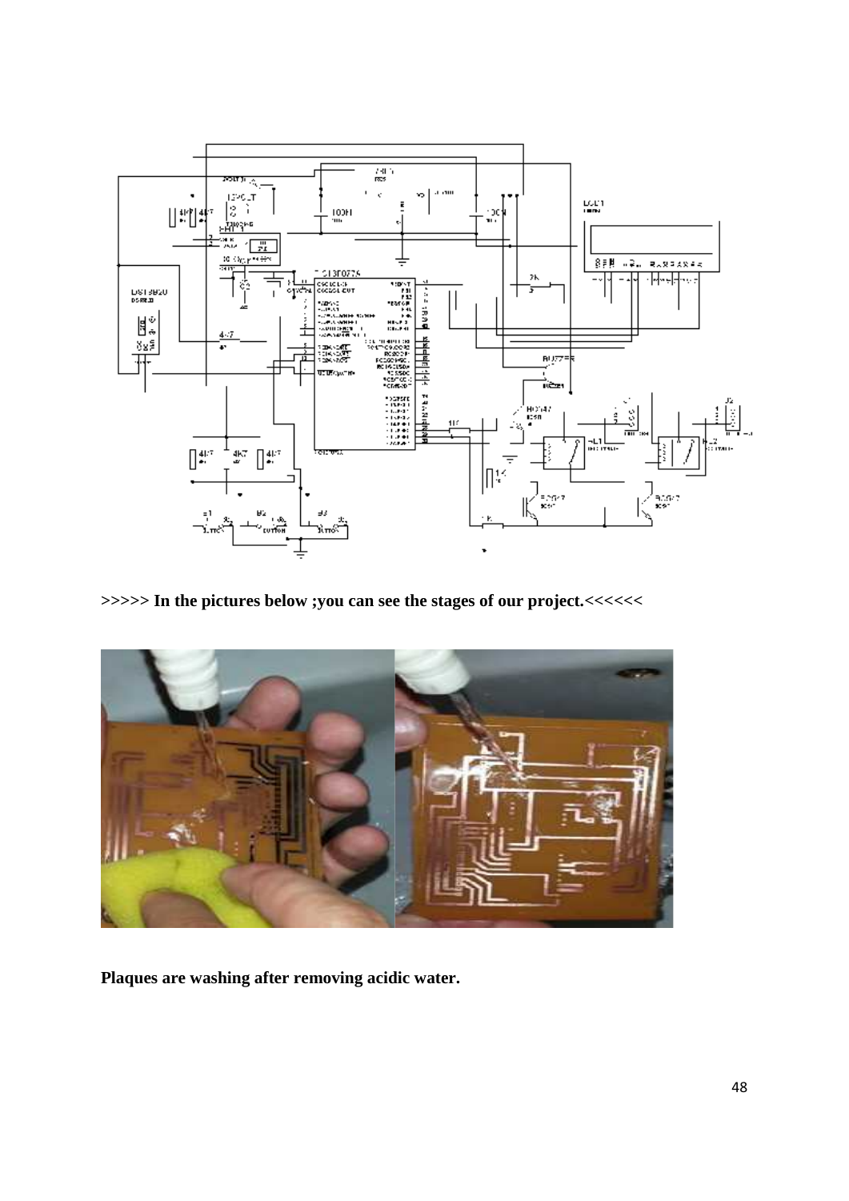**>>>>> In the pictures below ;you can see the stages of our project.<<<<<<**

**Plaques are washing after removing acidic water.**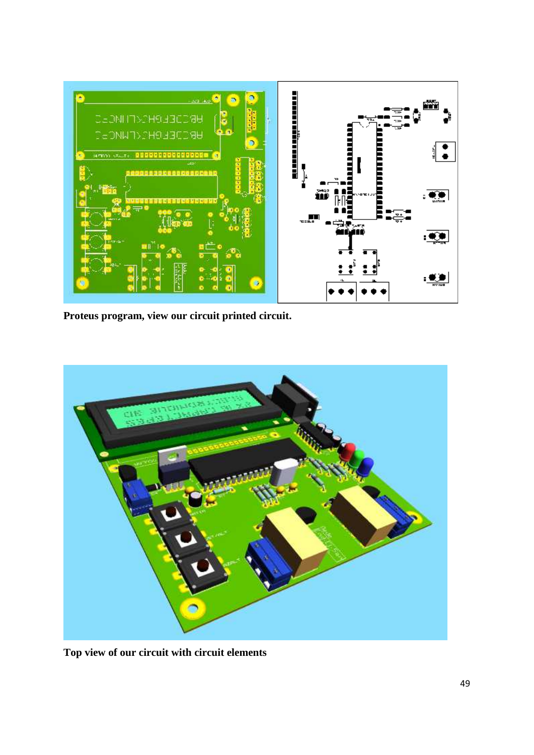**Proteus program, view our circuit printed circuit.**

**Top view of our circuit with circuit elements**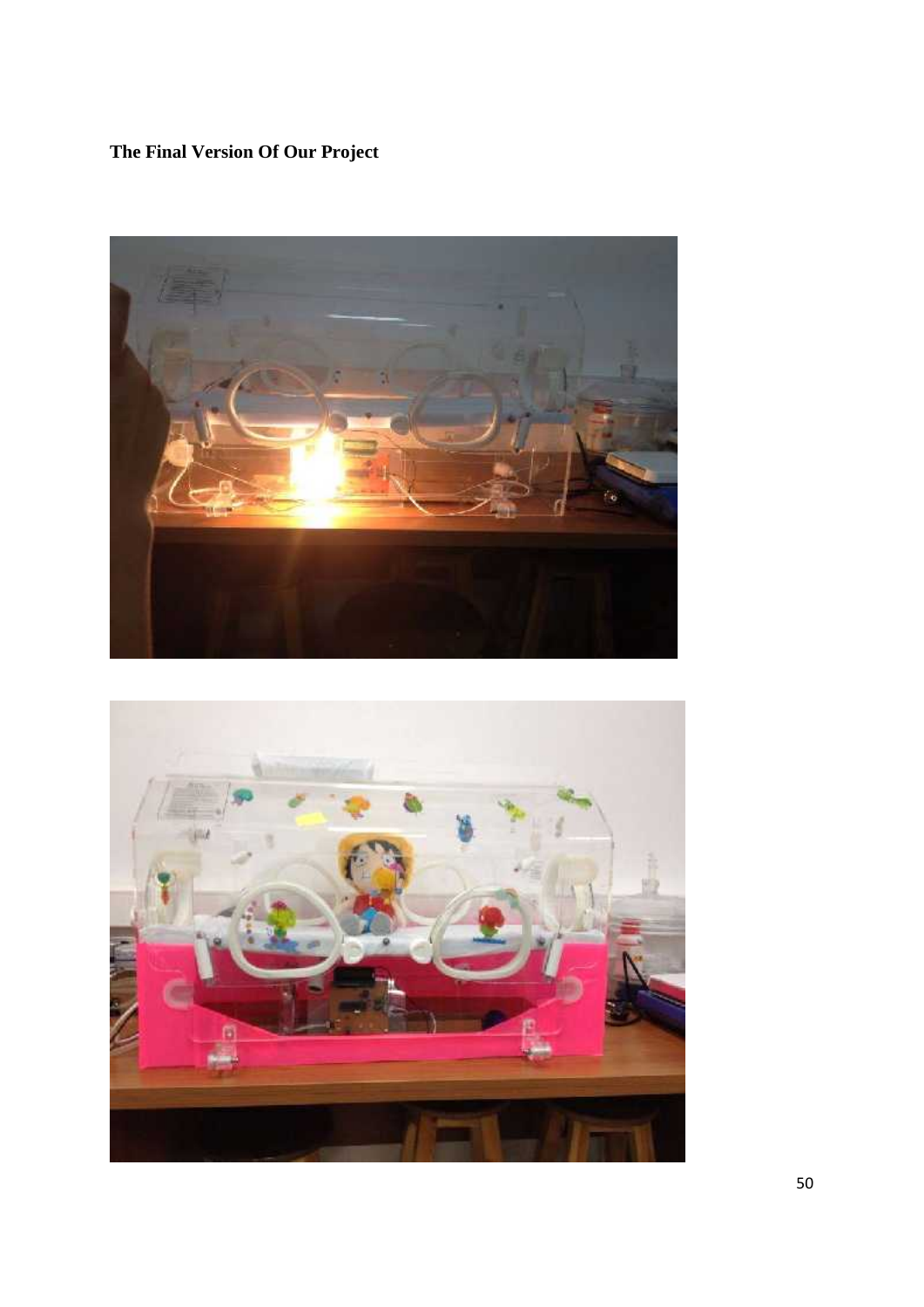**The Final Version Of Our Project**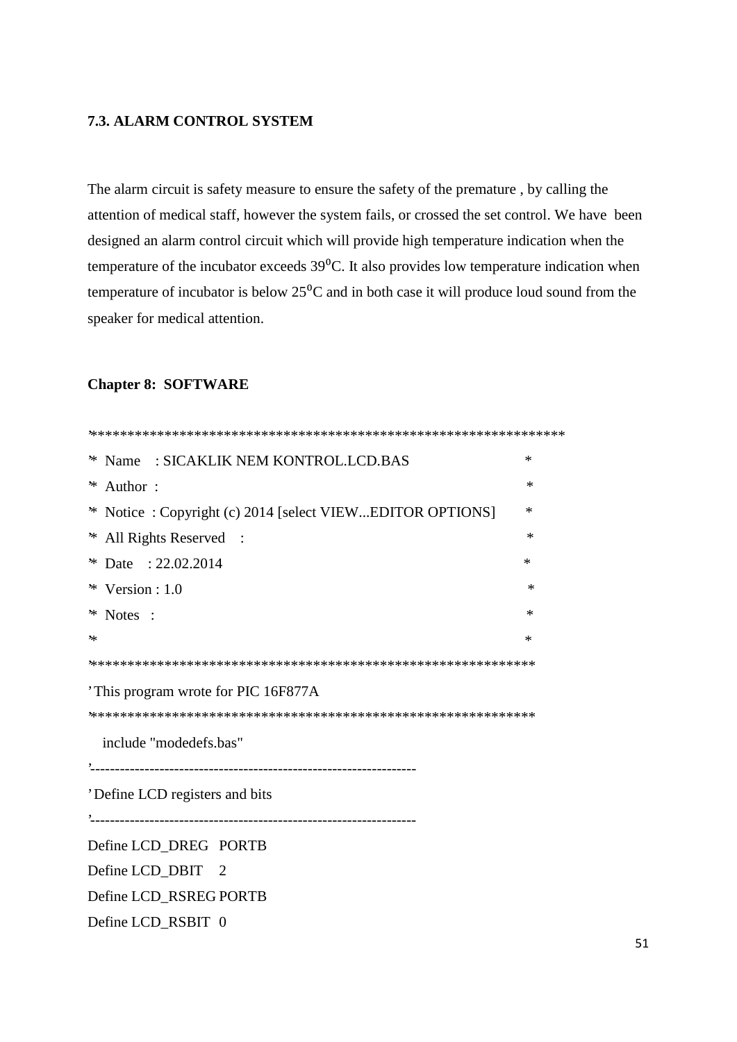### 7.3. ALARM CONTROL SYSTEM

The alarm circuit is safety measure to ensure the safety of the premature , by calling the attention of medical staff, however the system fails, or crossed the set control. We have been designed an alarm control circuit which will provide high temperature indication when the temperature of the incubator exceeds $39^0$C. It also provides low temperature indication when temperature of incubator is below $25^0$C and in both case it will produce loud sound from the speaker for medical attention.

## Chapter 8: SOFTWARE

```
'****************************************************************
'*  Name    : SICAKLIK NEM KONTROL.LCD.BAS                      *
'*  Author  :                                                   *
'*  Notice  : Copyright (c) 2014 [select VIEW...EDITOR OPTIONS] *
'*  All Rights Reserved   :                                     *
'*  Date    : 22.02.2014                                        *
'*  Version : 1.0                                               *
'*  Notes   :                                                   *
'*                                                              *
'****************************************************************
'This program wrote for PIC 16F877A
'****************************************************************
   include "modedefs.bas"
'----------------------------------------------------------------
'Define LCD registers and bits
'----------------------------------------------------------------
Define LCD_DREG   PORTB
Define LCD_DBIT   2
Define LCD_RSREG PORTB
Define LCD_RSBIT  0
```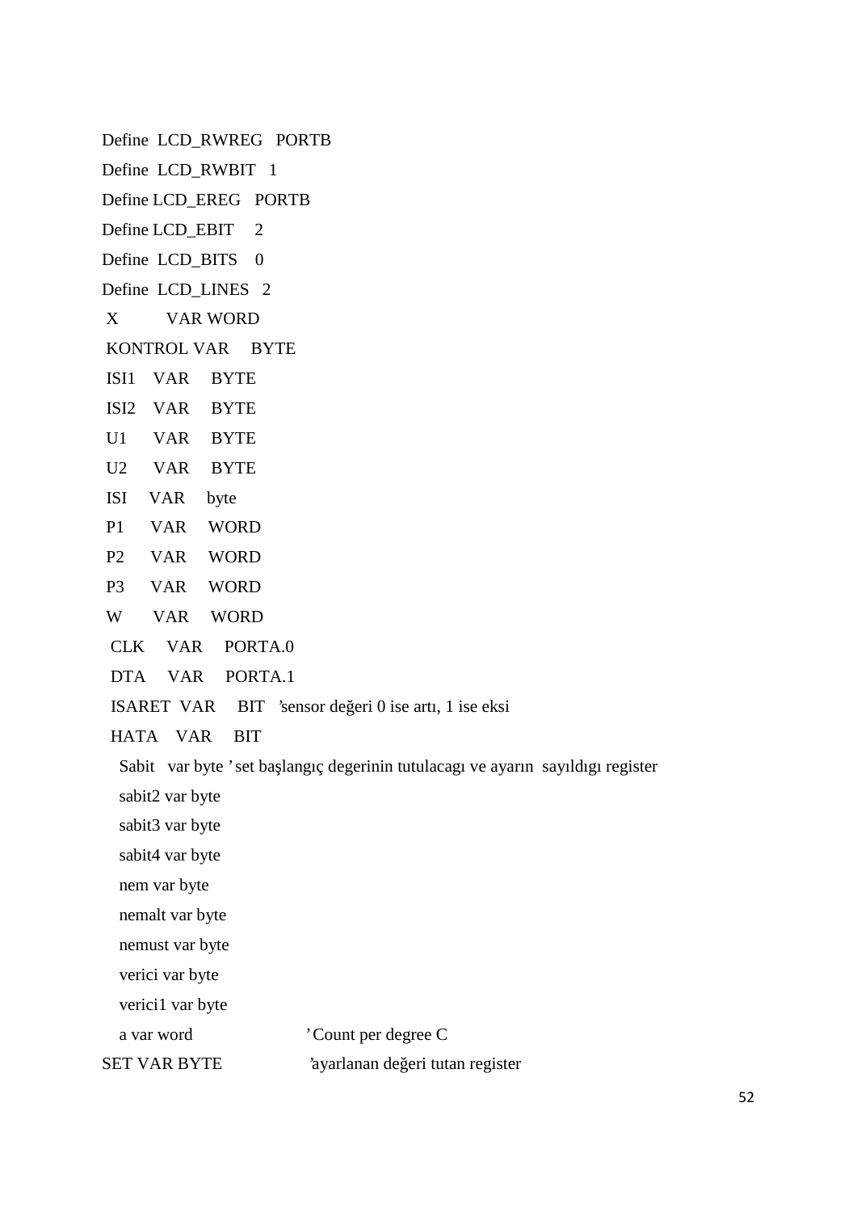```
Define  LCD_RWREG   PORTB
Define  LCD_RWBIT   1
Define LCD_EREG   PORTB
Define LCD_EBIT     2
Define  LCD_BITS    0
Define  LCD_LINES   2
 X          VAR WORD
 KONTROL VAR     BYTE
 ISI1    VAR     BYTE
 ISI2    VAR     BYTE
 U1      VAR     BYTE
 U2      VAR     BYTE
 ISI     VAR     byte
 P1      VAR     WORD
 P2      VAR     WORD
 P3      VAR     WORD
 W       VAR     WORD
  CLK     VAR     PORTA.0
  DTA     VAR     PORTA.1
  ISARET  VAR     BIT   'sensor değeri 0 ise artı, 1 ise eksi
  HATA    VAR     BIT
   Sabit   var byte 'set başlangıç degerinin tutulacagı ve ayarın  sayıldıgı register
   sabit2 var byte
   sabit3 var byte
   sabit4 var byte
   nem var byte
   nemalt var byte
   nemust var byte
   verici var byte
   verici1 var byte
   a var word                    'Count per degree C
SET VAR BYTE                 'ayarlanan değeri tutan register
```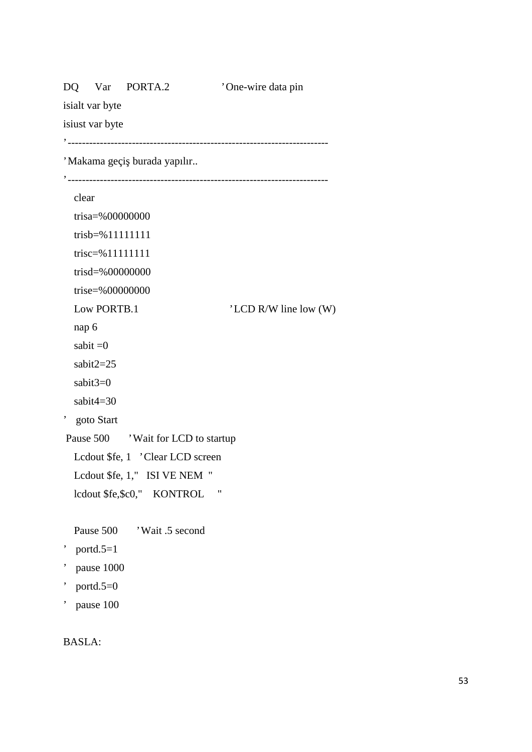```
DQ      Var      PORTA.2                 ’One-wire data pin
isialt var byte
isiust var byte
’------------------------------------------------------------------------
’Makama geçiş burada yapılır..
’------------------------------------------------------------------------
    clear
    trisa=%00000000
    trisb=%11111111
    trisc=%11111111
    trisd=%00000000
    trise=%00000000
    Low PORTB.1                          ’LCD R/W line low (W)
    nap 6
    sabit =0
    sabit2=25
    sabit3=0
    sabit4=30
’   goto Start
 Pause 500       ’Wait for LCD to startup
    Lcdout $fe, 1   ’Clear LCD screen
    Lcdout $fe, 1,"   ISI VE NEM  "
    lcdout $fe,$c0,"    KONTROL     "

    Pause 500       ’Wait .5 second
’   portd.5=1
’   pause 1000
’   portd.5=0
’   pause 100

BASLA:
```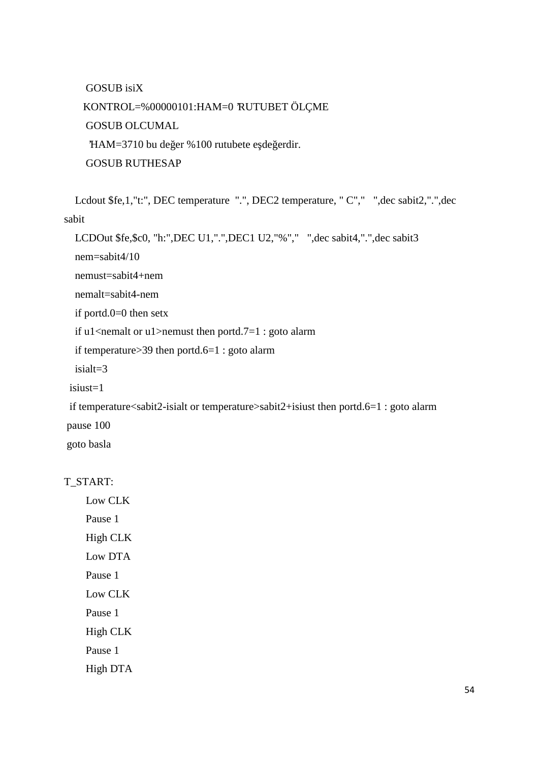```
        GOSUB isiX
       KONTROL=%00000101:HAM=0 'RUTUBET ÖLÇME
        GOSUB OLCUMAL
         'HAM=3710 bu değer %100 rutubete eşdeğerdir.
        GOSUB RUTHESAP

    Lcdout $fe,1,"t:", DEC temperature  ".", DEC2 temperature, " C","   ",dec sabit2,".",dec
sabit
    LCDOut $fe,$c0, "h:",DEC U1,".",DEC1 U2,"%","   ",dec sabit4,".",dec sabit3
    nem=sabit4/10
    nemust=sabit4+nem
    nemalt=sabit4-nem
    if portd.0=0 then setx
    if u1<nemalt or u1>nemust then portd.7=1 : goto alarm
    if temperature>39 then portd.6=1 : goto alarm
    isialt=3
  isiust=1
  if temperature<sabit2-isialt or temperature>sabit2+isiust then portd.6=1 : goto alarm
 pause 100
 goto basla

T_START:
        Low CLK
        Pause 1
        High CLK
        Low DTA
        Pause 1
        Low CLK
        Pause 1
        High CLK
        Pause 1
        High DTA
```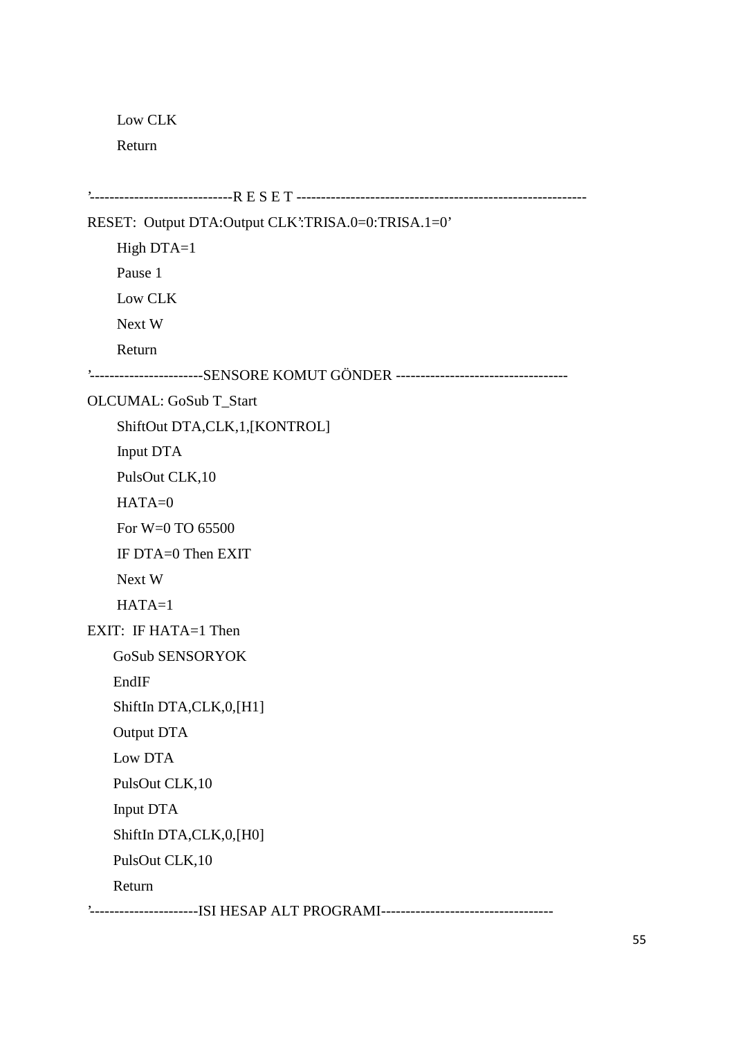```
      Low CLK
      Return

'-----------------------------R E S E T ----------------------------------------------------------
RESET:  Output DTA:Output CLK':TRISA.0=0:TRISA.1=0'
      High DTA=1
      Pause 1
      Low CLK
      Next W
      Return
'----------------------SENSORE KOMUT GÖNDER ----------------------------------
OLCUMAL: GoSub T_Start
      ShiftOut DTA,CLK,1,[KONTROL]
      Input DTA
      PulsOut CLK,10
      HATA=0
      For W=0 TO 65500
      IF DTA=0 Then EXIT
      Next W
      HATA=1
EXIT:  IF HATA=1 Then
     GoSub SENSORYOK
     EndIF
     ShiftIn DTA,CLK,0,[H1]
     Output DTA
     Low DTA
     PulsOut CLK,10
     Input DTA
     ShiftIn DTA,CLK,0,[H0]
     PulsOut CLK,10
     Return
'---------------------ISI HESAP ALT PROGRAMI----------------------------------
```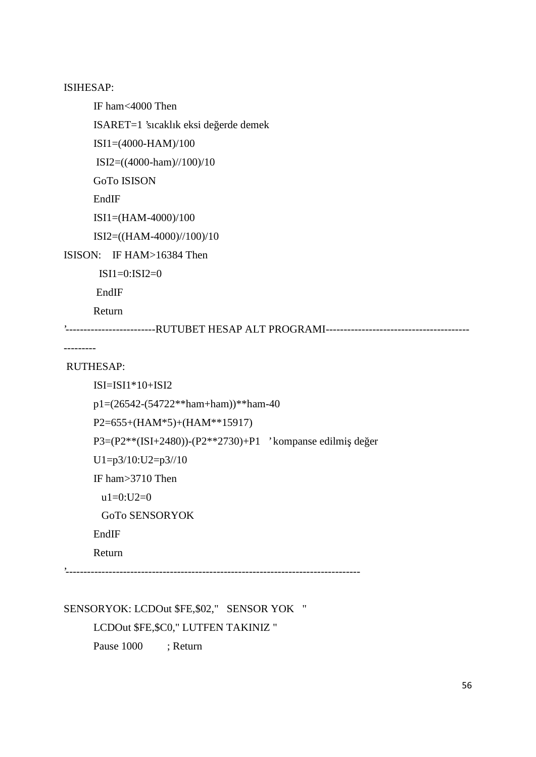```
ISIHESAP:
        IF ham<4000 Then
        ISARET=1 'sıcaklık eksi değerde demek
        ISI1=(4000-HAM)/100
         ISI2=((4000-ham)//100)/10
        GoTo ISISON
        EndIF
        ISI1=(HAM-4000)/100
        ISI2=((HAM-4000)//100)/10
ISISON:    IF HAM>16384 Then
          ISI1=0:ISI2=0
         EndIF
        Return
'------------------------RUTUBET HESAP ALT PROGRAMI----------------------------------------
---------
 RUTHESAP:
        ISI=ISI1*10+ISI2
        p1=(26542-(54722**ham+ham))**ham-40
        P2=655+(HAM*5)+(HAM**15917)
        P3=(P2**(ISI+2480))-(P2**2730)+P1   ' kompanse edilmiş değer
        U1=p3/10:U2=p3//10
        IF ham>3710 Then
          u1=0:U2=0
          GoTo SENSORYOK
        EndIF
        Return
'--------------------------------------------------------------------------------

SENSORYOK: LCDOut $FE,$02,"   SENSOR YOK   "
        LCDOut $FE,$C0," LUTFEN TAKINIZ "
        Pause 1000        ; Return
```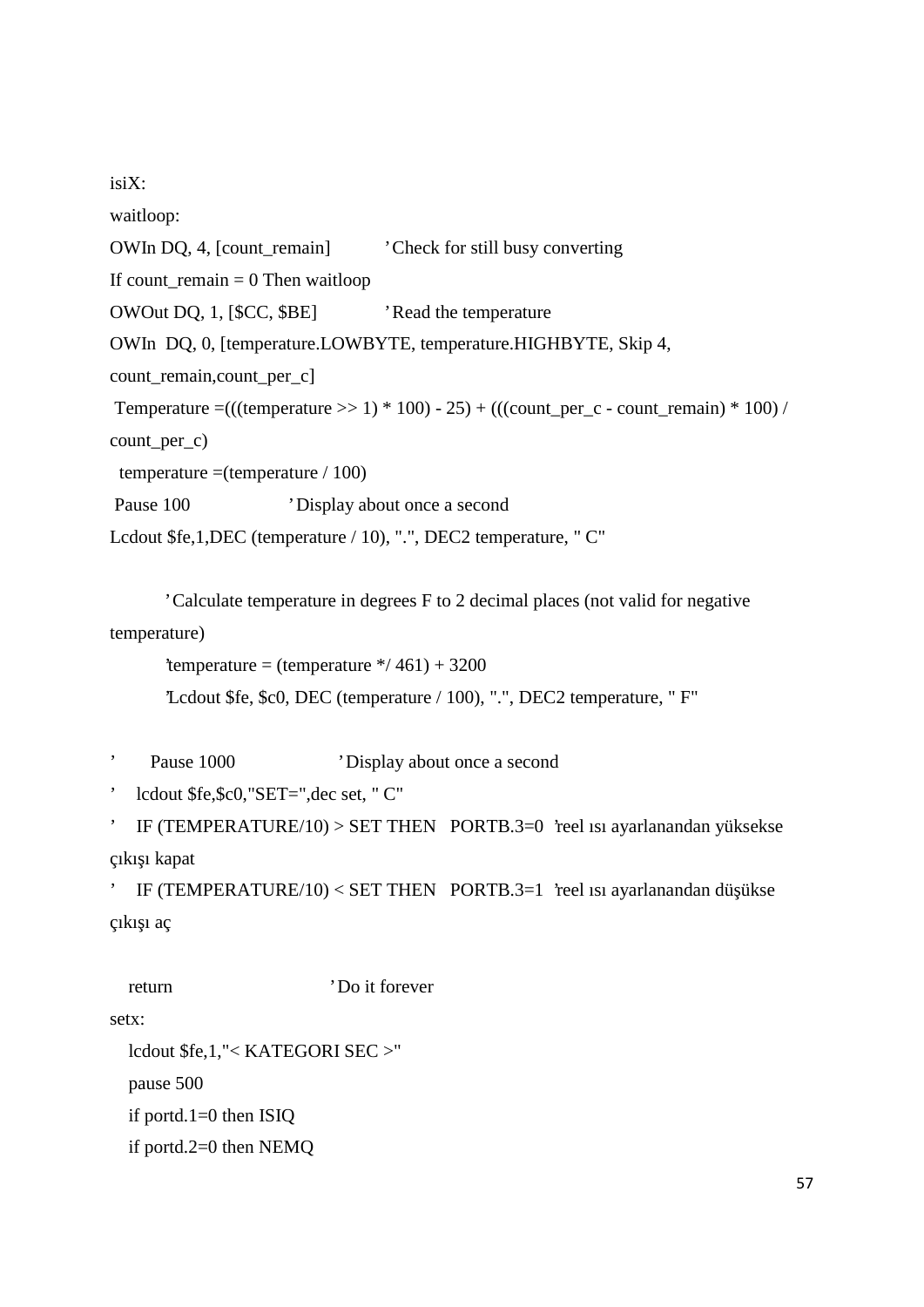```
isiX:
waitloop:
OWIn DQ, 4, [count_remain]          ’Check for still busy converting
If count_remain = 0 Then waitloop
OWOut DQ, 1, [$CC, $BE]             ’Read the temperature
OWIn  DQ, 0, [temperature.LOWBYTE, temperature.HIGHBYTE, Skip 4,
count_remain,count_per_c]
 Temperature =(((temperature >> 1) * 100) - 25) + (((count_per_c - count_remain) * 100) /
count_per_c)
  temperature =(temperature / 100)
 Pause 100                  ’Display about once a second
Lcdout $fe,1,DEC (temperature / 10), ".", DEC2 temperature, " C"

        ’Calculate temperature in degrees F to 2 decimal places (not valid for negative
temperature)
        ’temperature = (temperature */ 461) + 3200
        ’Lcdout $fe, $c0, DEC (temperature / 100), ".", DEC2 temperature, " F"

’       Pause 1000                  ’Display about once a second
’    lcdout $fe,$c0,"SET=",dec set, " C"
’    IF (TEMPERATURE/10) > SET THEN   PORTB.3=0  ’reel ısı ayarlanandan yüksekse
çıkışı kapat
’    IF (TEMPERATURE/10) < SET THEN   PORTB.3=1  ’reel ısı ayarlanandan düşükse
çıkışı aç

   return                          ’Do it forever
setx:
   lcdout $fe,1,"< KATEGORI SEC >"
   pause 500
   if portd.1=0 then ISIQ
   if portd.2=0 then NEMQ
```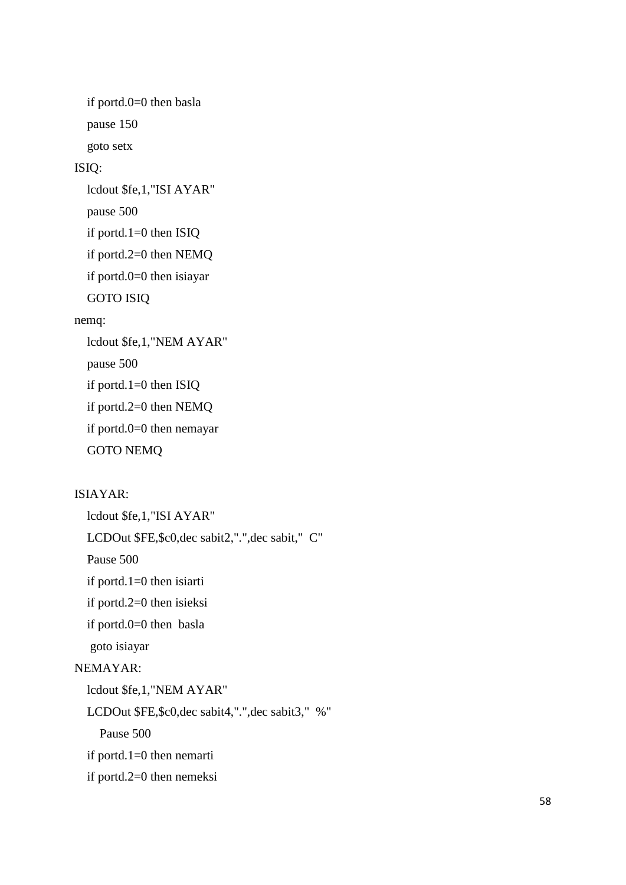```
    if portd.0=0 then basla
    pause 150
    goto setx
ISIQ:
    lcdout $fe,1,"ISI AYAR"
    pause 500
    if portd.1=0 then ISIQ
    if portd.2=0 then NEMQ
    if portd.0=0 then isiayar
    GOTO ISIQ
nemq:
    lcdout $fe,1,"NEM AYAR"
    pause 500
    if portd.1=0 then ISIQ
    if portd.2=0 then NEMQ
    if portd.0=0 then nemayar
    GOTO NEMQ

ISIAYAR:
    lcdout $fe,1,"ISI AYAR"
    LCDOut $FE,$c0,dec sabit2,".",dec sabit,"  C"
    Pause 500
    if portd.1=0 then isiarti
    if portd.2=0 then isieksi
    if portd.0=0 then  basla
     goto isiayar
NEMAYAR:
    lcdout $fe,1,"NEM AYAR"
    LCDOut $FE,$c0,dec sabit4,".",dec sabit3,"  %"
        Pause 500
    if portd.1=0 then nemarti
    if portd.2=0 then nemeksi
```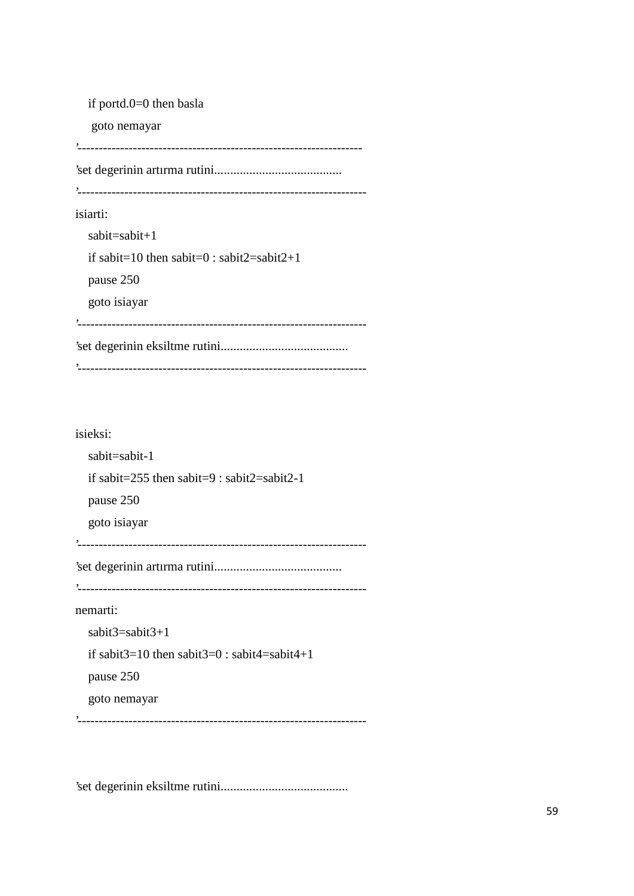```
   if portd.0=0 then basla
    goto nemayar
'------------------------------------------------------------------
'set degerinin artırma rutini........................................
'------------------------------------------------------------------
isiarti:
   sabit=sabit+1
   if sabit=10 then sabit=0 : sabit2=sabit2+1
   pause 250
   goto isiayar
'------------------------------------------------------------------
'set degerinin eksiltme rutini........................................
'------------------------------------------------------------------


isieksi:
   sabit=sabit-1
   if sabit=255 then sabit=9 : sabit2=sabit2-1
   pause 250
   goto isiayar
'------------------------------------------------------------------
'set degerinin artırma rutini........................................
'------------------------------------------------------------------
nemarti:
   sabit3=sabit3+1
   if sabit3=10 then sabit3=0 : sabit4=sabit4+1
   pause 250
   goto nemayar
'------------------------------------------------------------------


'set degerinin eksiltme rutini........................................
```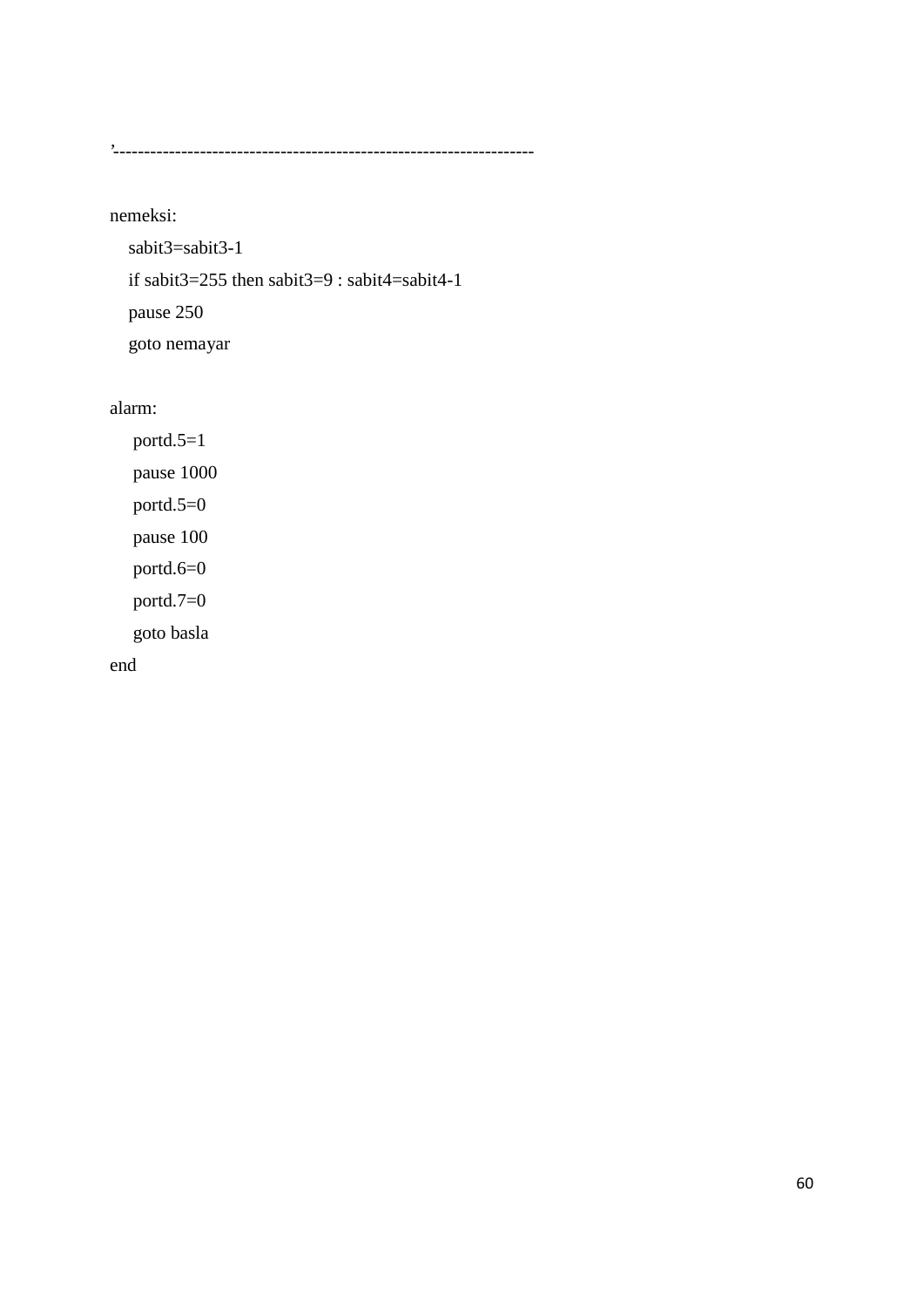```
'-------------------------------------------------------------------

nemeksi:
   sabit3=sabit3-1
   if sabit3=255 then sabit3=9 : sabit4=sabit4-1
   pause 250
   goto nemayar

alarm:
    portd.5=1
    pause 1000
    portd.5=0
    pause 100
    portd.6=0
    portd.7=0
    goto basla
end
```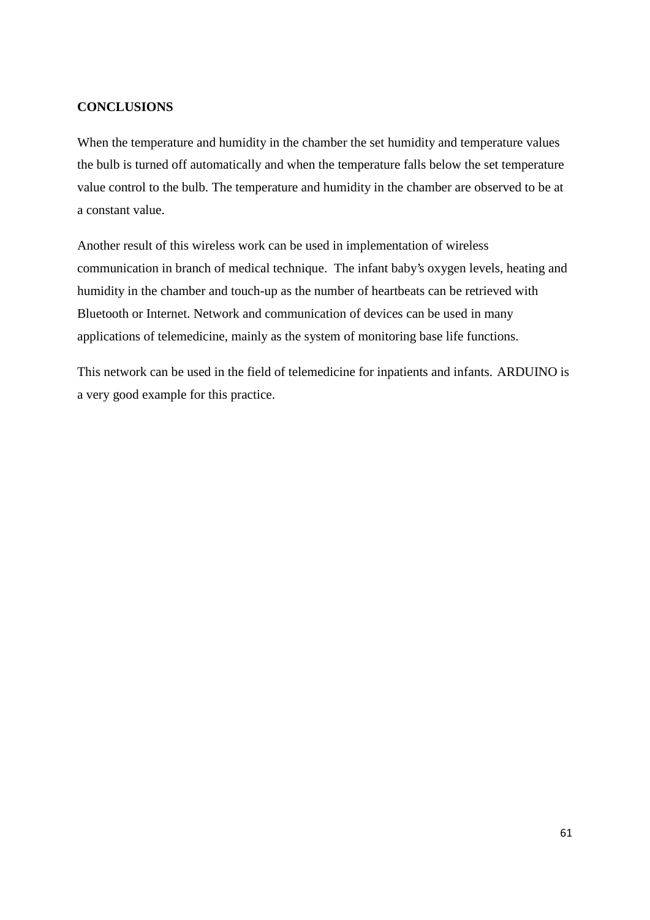## CONCLUSIONS

When the temperature and humidity in the chamber the set humidity and temperature values the bulb is turned off automatically and when the temperature falls below the set temperature value control to the bulb. The temperature and humidity in the chamber are observed to be at a constant value.

Another result of this wireless work can be used in implementation of wireless communication in branch of medical technique. The infant baby's oxygen levels, heating and humidity in the chamber and touch-up as the number of heartbeats can be retrieved with Bluetooth or Internet. Network and communication of devices can be used in many applications of telemedicine, mainly as the system of monitoring base life functions.

This network can be used in the field of telemedicine for inpatients and infants. ARDUINO is a very good example for this practice.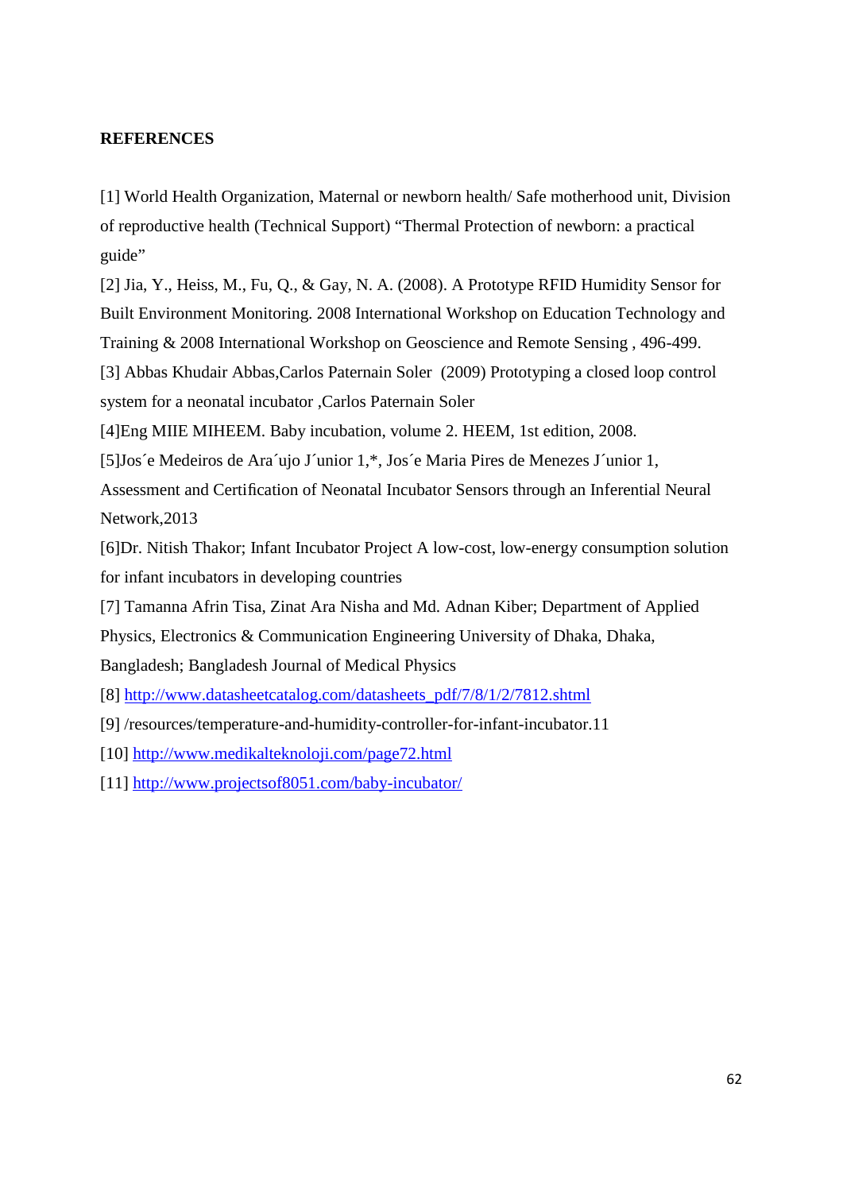**REFERENCES**

[1] World Health Organization, Maternal or newborn health/ Safe motherhood unit, Division of reproductive health (Technical Support) "Thermal Protection of newborn: a practical guide"

[2] Jia, Y., Heiss, M., Fu, Q., & Gay, N. A. (2008). A Prototype RFID Humidity Sensor for Built Environment Monitoring. 2008 International Workshop on Education Technology and Training & 2008 International Workshop on Geoscience and Remote Sensing , 496-499.

[3] Abbas Khudair Abbas,Carlos Paternain Soler (2009) Prototyping a closed loop control system for a neonatal incubator ,Carlos Paternain Soler

[4]Eng MIIE MIHEEM. Baby incubation, volume 2. HEEM, 1st edition, 2008.

[5]Jos´e Medeiros de Ara´ujo J´unior 1,*, Jos´e Maria Pires de Menezes J´unior 1, Assessment and Certification of Neonatal Incubator Sensors through an Inferential Neural Network,2013

[6]Dr. Nitish Thakor; Infant Incubator Project A low-cost, low-energy consumption solution for infant incubators in developing countries

[7] Tamanna Afrin Tisa, Zinat Ara Nisha and Md. Adnan Kiber; Department of Applied Physics, Electronics & Communication Engineering University of Dhaka, Dhaka, Bangladesh; Bangladesh Journal of Medical Physics

[8] http://www.datasheetcatalog.com/datasheets_pdf/7/8/1/2/7812.shtml

[9] /resources/temperature-and-humidity-controller-for-infant-incubator.11

[10] http://www.medikalteknoloji.com/page72.html

[11] http://www.projectsof8051.com/baby-incubator/